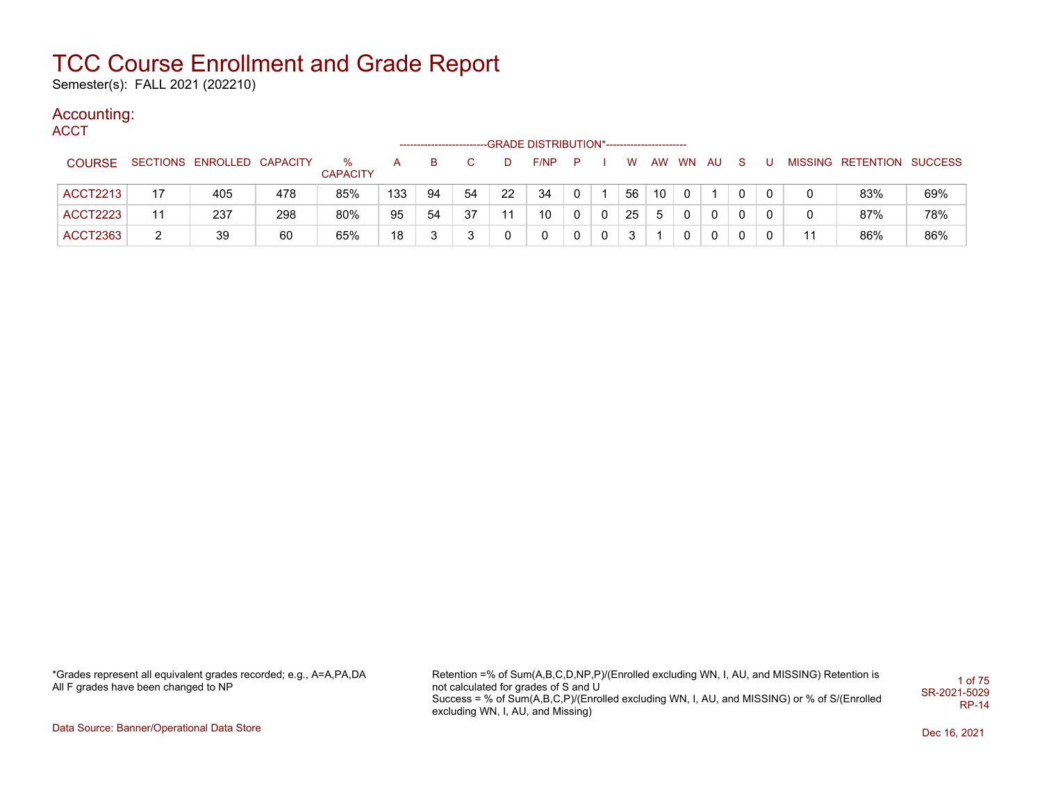# TCC Course Enrollment and Grade Report

Semester(s): FALL 2021 (202210)

## Accounting:

### ACCT

| COURSE | SECTIONS | ENROLLED | CAPACITY | % CAPACITY | A | B | C | D | F/NP | P | I | W | AW | WN | AU | S | U | MISSING | RETENTION | SUCCESS |
|---|---|---|---|---|---|---|---|---|---|---|---|---|---|---|---|---|---|---|---|---|
| | | | | | GRADE DISTRIBUTION* | | | | | | | | | | | | | | | |
| ACCT2213 | 17 | 405 | 478 | 85% | 133 | 94 | 54 | 22 | 34 | 0 | 1 | 56 | 10 | 0 | 1 | 0 | 0 | 0 | 83% | 69% |
| ACCT2223 | 11 | 237 | 298 | 80% | 95 | 54 | 37 | 11 | 10 | 0 | 0 | 25 | 5 | 0 | 0 | 0 | 0 | 0 | 87% | 78% |
| ACCT2363 | 2 | 39 | 60 | 65% | 18 | 3 | 3 | 0 | 0 | 0 | 0 | 3 | 1 | 0 | 0 | 0 | 0 | 11 | 86% | 86% |

*Grades represent all equivalent grades recorded; e.g., A=A,PA,DA
All F grades have been changed to NP

Retention =% of Sum(A,B,C,D,NP,P)/(Enrolled excluding WN, I, AU, and MISSING) Retention is not calculated for grades of S and U
Success = % of Sum(A,B,C,P)/(Enrolled excluding WN, I, AU, and MISSING) or % of S/(Enrolled excluding WN, I, AU, and Missing)

SR-2021-5029
RP-14

Data Source: Banner/Operational Data Store

Dec 16, 2021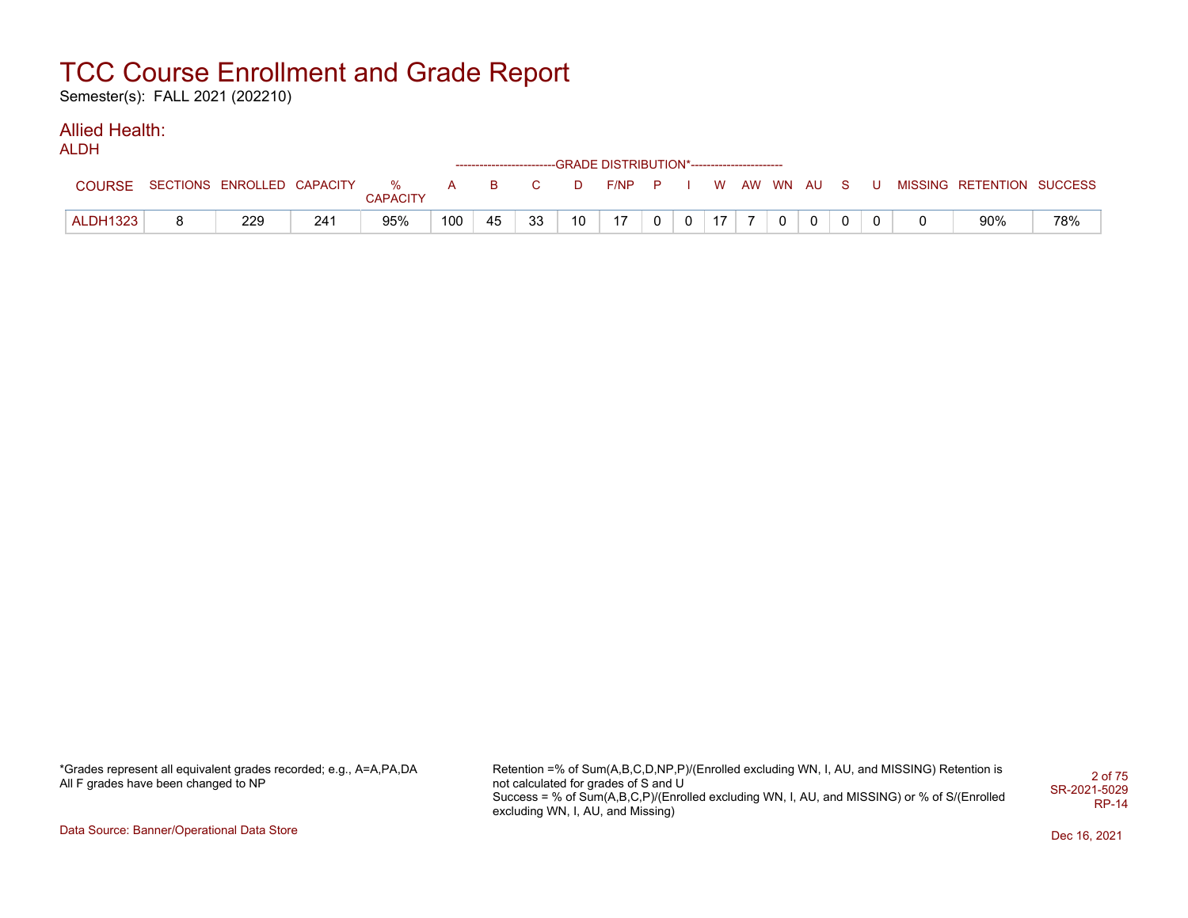# TCC Course Enrollment and Grade Report

Semester(s): FALL 2021 (202210)

## Allied Health:

### ALDH

| COURSE | SECTIONS | ENROLLED | CAPACITY | % CAPACITY | A | B | C | D | F/NP | P | I | W | AW | WN | AU | S | U | MISSING | RETENTION | SUCCESS |
|---|---|---|---|---|---|---|---|---|---|---|---|---|---|---|---|---|---|---|---|---|
| | | | | | GRADE DISTRIBUTION* | | | | | | | | | | | | | | | |
| ALDH1323 | 8 | 229 | 241 | 95% | 100 | 45 | 33 | 10 | 17 | 0 | 0 | 17 | 7 | 0 | 0 | 0 | 0 | 0 | 90% | 78% |

*Grades represent all equivalent grades recorded; e.g., A=A,PA,DA
All F grades have been changed to NP

Retention =% of Sum(A,B,C,D,NP,P)/(Enrolled excluding WN, I, AU, and MISSING) Retention is not calculated for grades of S and U
Success = % of Sum(A,B,C,P)/(Enrolled excluding WN, I, AU, and MISSING) or % of S/(Enrolled excluding WN, I, AU, and Missing)

SR-2021-5029
RP-14

Data Source: Banner/Operational Data Store

Dec 16, 2021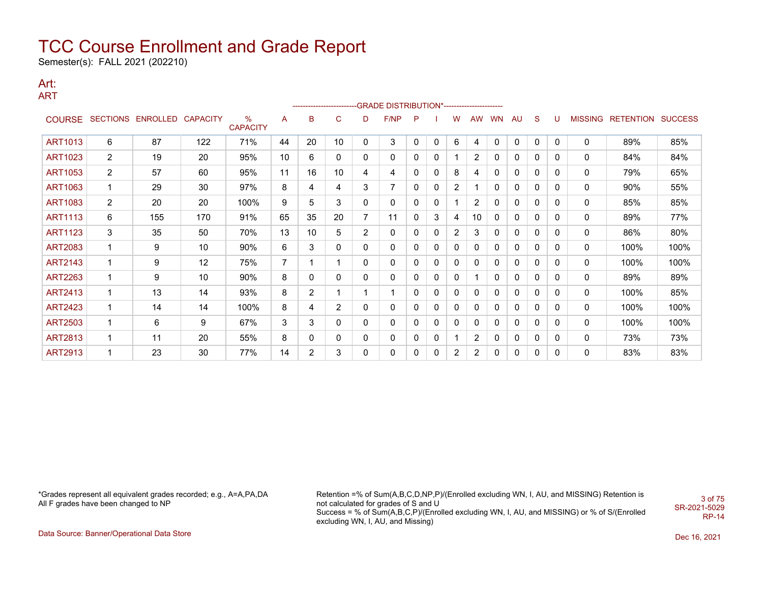# TCC Course Enrollment and Grade Report

Semester(s): FALL 2021 (202210)

## Art:

### ART

| COURSE | SECTIONS | ENROLLED | CAPACITY | % CAPACITY | A | B | C | D | F/NP | P | I | W | AW | WN | AU | S | U | MISSING | RETENTION | SUCCESS |
|---|---|---|---|---|---|---|---|---|---|---|---|---|---|---|---|---|---|---|---|---|
| | | | | | GRADE DISTRIBUTION* | | | | | | | | | | | | | | | |
| ART1013 | 6 | 87 | 122 | 71% | 44 | 20 | 10 | 0 | 3 | 0 | 0 | 6 | 4 | 0 | 0 | 0 | 0 | 0 | 89% | 85% |
| ART1023 | 2 | 19 | 20 | 95% | 10 | 6 | 0 | 0 | 0 | 0 | 0 | 1 | 2 | 0 | 0 | 0 | 0 | 0 | 84% | 84% |
| ART1053 | 2 | 57 | 60 | 95% | 11 | 16 | 10 | 4 | 4 | 0 | 0 | 8 | 4 | 0 | 0 | 0 | 0 | 0 | 79% | 65% |
| ART1063 | 1 | 29 | 30 | 97% | 8 | 4 | 4 | 3 | 7 | 0 | 0 | 2 | 1 | 0 | 0 | 0 | 0 | 0 | 90% | 55% |
| ART1083 | 2 | 20 | 20 | 100% | 9 | 5 | 3 | 0 | 0 | 0 | 0 | 1 | 2 | 0 | 0 | 0 | 0 | 0 | 85% | 85% |
| ART1113 | 6 | 155 | 170 | 91% | 65 | 35 | 20 | 7 | 11 | 0 | 3 | 4 | 10 | 0 | 0 | 0 | 0 | 0 | 89% | 77% |
| ART1123 | 3 | 35 | 50 | 70% | 13 | 10 | 5 | 2 | 0 | 0 | 0 | 2 | 3 | 0 | 0 | 0 | 0 | 0 | 86% | 80% |
| ART2083 | 1 | 9 | 10 | 90% | 6 | 3 | 0 | 0 | 0 | 0 | 0 | 0 | 0 | 0 | 0 | 0 | 0 | 0 | 100% | 100% |
| ART2143 | 1 | 9 | 12 | 75% | 7 | 1 | 1 | 0 | 0 | 0 | 0 | 0 | 0 | 0 | 0 | 0 | 0 | 0 | 100% | 100% |
| ART2263 | 1 | 9 | 10 | 90% | 8 | 0 | 0 | 0 | 0 | 0 | 0 | 0 | 1 | 0 | 0 | 0 | 0 | 0 | 89% | 89% |
| ART2413 | 1 | 13 | 14 | 93% | 8 | 2 | 1 | 1 | 1 | 0 | 0 | 0 | 0 | 0 | 0 | 0 | 0 | 0 | 100% | 85% |
| ART2423 | 1 | 14 | 14 | 100% | 8 | 4 | 2 | 0 | 0 | 0 | 0 | 0 | 0 | 0 | 0 | 0 | 0 | 0 | 100% | 100% |
| ART2503 | 1 | 6 | 9 | 67% | 3 | 3 | 0 | 0 | 0 | 0 | 0 | 0 | 0 | 0 | 0 | 0 | 0 | 0 | 100% | 100% |
| ART2813 | 1 | 11 | 20 | 55% | 8 | 0 | 0 | 0 | 0 | 0 | 0 | 1 | 2 | 0 | 0 | 0 | 0 | 0 | 73% | 73% |
| ART2913 | 1 | 23 | 30 | 77% | 14 | 2 | 3 | 0 | 0 | 0 | 0 | 2 | 2 | 0 | 0 | 0 | 0 | 0 | 83% | 83% |

*Grades represent all equivalent grades recorded; e.g., A=A,PA,DA
All F grades have been changed to NP

Retention =% of Sum(A,B,C,D,NP,P)/(Enrolled excluding WN, I, AU, and MISSING) Retention is not calculated for grades of S and U
Success = % of Sum(A,B,C,P)/(Enrolled excluding WN, I, AU, and MISSING) or % of S/(Enrolled excluding WN, I, AU, and Missing)

SR-2021-5029
RP-14

Data Source: Banner/Operational Data Store

Dec 16, 2021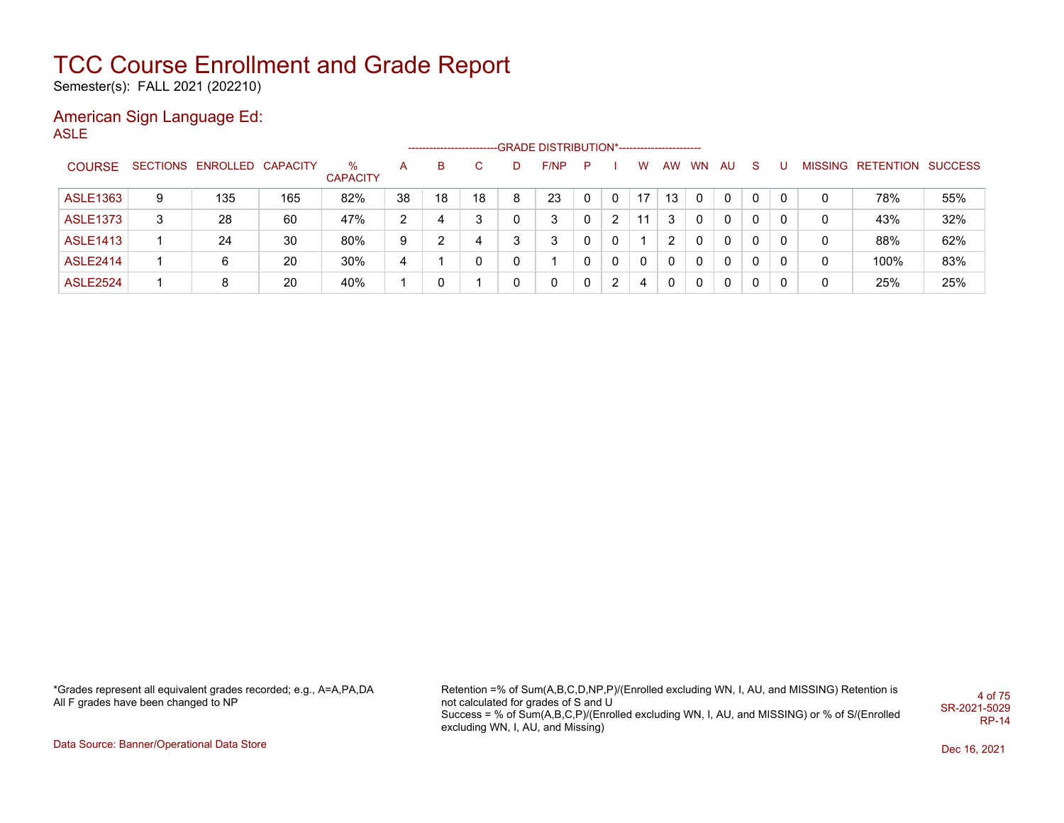# TCC Course Enrollment and Grade Report

Semester(s): FALL 2021 (202210)

## American Sign Language Ed:

### ASLE

| COURSE | SECTIONS | ENROLLED | CAPACITY | % CAPACITY | A | B | C | D | F/NP | P | I | W | AW | WN | AU | S | U | MISSING | RETENTION | SUCCESS |
|---|---|---|---|---|---|---|---|---|---|---|---|---|---|---|---|---|---|---|---|---|
| | | | | | GRADE DISTRIBUTION* | | | | | | | | | | | | | | | |
| ASLE1363 | 9 | 135 | 165 | 82% | 38 | 18 | 18 | 8 | 23 | 0 | 0 | 17 | 13 | 0 | 0 | 0 | 0 | 0 | 78% | 55% |
| ASLE1373 | 3 | 28 | 60 | 47% | 2 | 4 | 3 | 0 | 3 | 0 | 2 | 11 | 3 | 0 | 0 | 0 | 0 | 0 | 43% | 32% |
| ASLE1413 | 1 | 24 | 30 | 80% | 9 | 2 | 4 | 3 | 3 | 0 | 0 | 1 | 2 | 0 | 0 | 0 | 0 | 0 | 88% | 62% |
| ASLE2414 | 1 | 6 | 20 | 30% | 4 | 1 | 0 | 0 | 1 | 0 | 0 | 0 | 0 | 0 | 0 | 0 | 0 | 0 | 100% | 83% |
| ASLE2524 | 1 | 8 | 20 | 40% | 1 | 0 | 1 | 0 | 0 | 0 | 2 | 4 | 0 | 0 | 0 | 0 | 0 | 0 | 25% | 25% |

*Grades represent all equivalent grades recorded; e.g., A=A,PA,DA
All F grades have been changed to NP

Retention =% of Sum(A,B,C,D,NP,P)/(Enrolled excluding WN, I, AU, and MISSING) Retention is not calculated for grades of S and U
Success = % of Sum(A,B,C,P)/(Enrolled excluding WN, I, AU, and MISSING) or % of S/(Enrolled excluding WN, I, AU, and Missing)

SR-2021-5029
RP-14

Data Source: Banner/Operational Data Store

Dec 16, 2021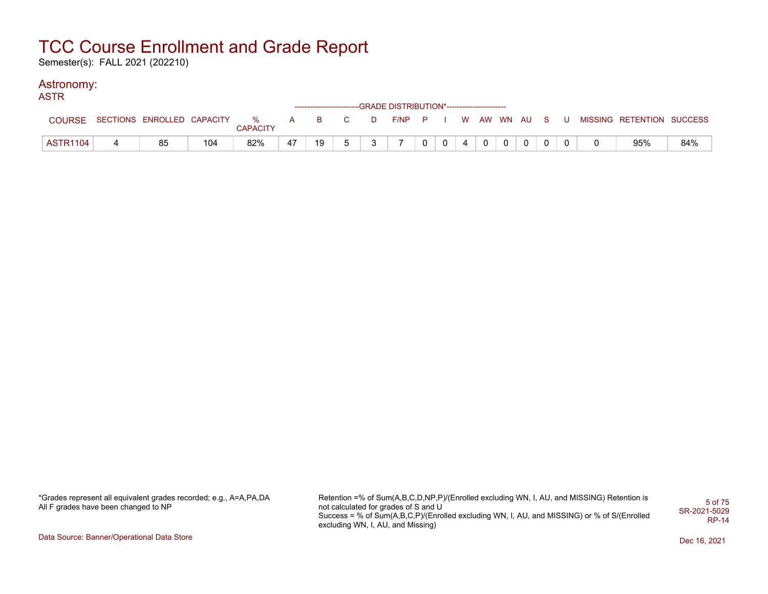# TCC Course Enrollment and Grade Report

Semester(s): FALL 2021 (202210)

## Astronomy:

### ASTR

| COURSE | SECTIONS | ENROLLED | CAPACITY | % CAPACITY | A | B | C | D | F/NP | P | I | W | AW | WN | AU | S | U | MISSING | RETENTION | SUCCESS |
|---|---|---|---|---|---|---|---|---|---|---|---|---|---|---|---|---|---|---|---|---|
| | | | | | --------------------------GRADE DISTRIBUTION*----------------------- | | | | | | | | | | | | | | | |
| ASTR1104 | 4 | 85 | 104 | 82% | 47 | 19 | 5 | 3 | 7 | 0 | 0 | 4 | 0 | 0 | 0 | 0 | 0 | 0 | 95% | 84% |

*Grades represent all equivalent grades recorded; e.g., A=A,PA,DA
All F grades have been changed to NP

Retention =% of Sum(A,B,C,D,NP,P)/(Enrolled excluding WN, I, AU, and MISSING) Retention is not calculated for grades of S and U
Success = % of Sum(A,B,C,P)/(Enrolled excluding WN, I, AU, and MISSING) or % of S/(Enrolled excluding WN, I, AU, and Missing)

SR-2021-5029
RP-14

Data Source: Banner/Operational Data Store

Dec 16, 2021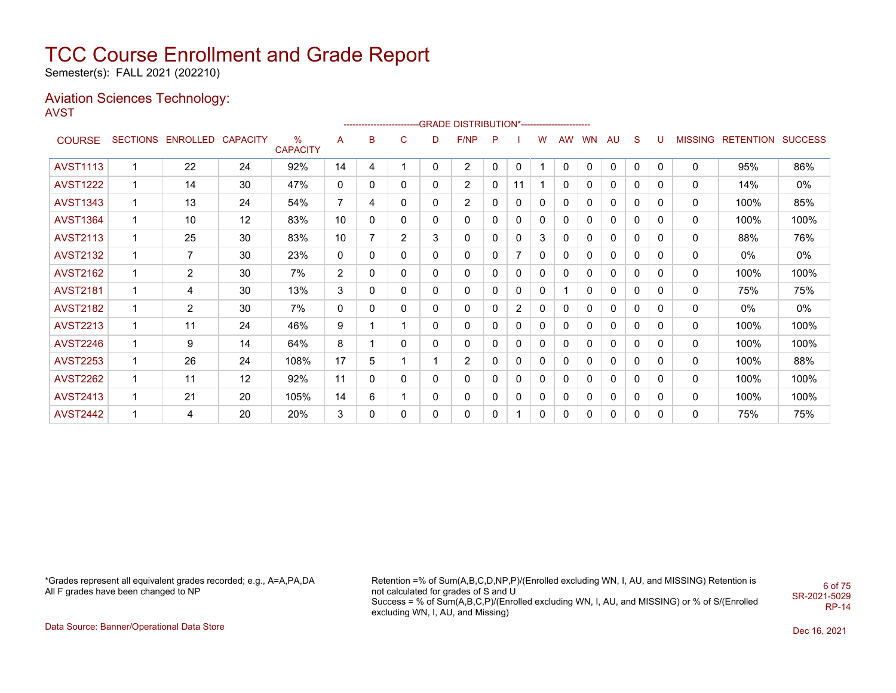# TCC Course Enrollment and Grade Report

Semester(s): FALL 2021 (202210)

## Aviation Sciences Technology:

AVST

| COURSE | SECTIONS | ENROLLED | CAPACITY | % CAPACITY | A | B | C | D | F/NP | P | I | W | AW | WN | AU | S | U | MISSING | RETENTION | SUCCESS |
|---|---|---|---|---|---|---|---|---|---|---|---|---|---|---|---|---|---|---|---|---|
| AVST1113 | 1 | 22 | 24 | 92% | 14 | 4 | 1 | 0 | 2 | 0 | 0 | 1 | 0 | 0 | 0 | 0 | 0 | 0 | 95% | 86% |
| AVST1222 | 1 | 14 | 30 | 47% | 0 | 0 | 0 | 0 | 2 | 0 | 11 | 1 | 0 | 0 | 0 | 0 | 0 | 0 | 14% | 0% |
| AVST1343 | 1 | 13 | 24 | 54% | 7 | 4 | 0 | 0 | 2 | 0 | 0 | 0 | 0 | 0 | 0 | 0 | 0 | 0 | 100% | 85% |
| AVST1364 | 1 | 10 | 12 | 83% | 10 | 0 | 0 | 0 | 0 | 0 | 0 | 0 | 0 | 0 | 0 | 0 | 0 | 0 | 100% | 100% |
| AVST2113 | 1 | 25 | 30 | 83% | 10 | 7 | 2 | 3 | 0 | 0 | 0 | 3 | 0 | 0 | 0 | 0 | 0 | 0 | 88% | 76% |
| AVST2132 | 1 | 7 | 30 | 23% | 0 | 0 | 0 | 0 | 0 | 0 | 7 | 0 | 0 | 0 | 0 | 0 | 0 | 0 | 0% | 0% |
| AVST2162 | 1 | 2 | 30 | 7% | 2 | 0 | 0 | 0 | 0 | 0 | 0 | 0 | 0 | 0 | 0 | 0 | 0 | 0 | 100% | 100% |
| AVST2181 | 1 | 4 | 30 | 13% | 3 | 0 | 0 | 0 | 0 | 0 | 0 | 0 | 1 | 0 | 0 | 0 | 0 | 0 | 75% | 75% |
| AVST2182 | 1 | 2 | 30 | 7% | 0 | 0 | 0 | 0 | 0 | 0 | 2 | 0 | 0 | 0 | 0 | 0 | 0 | 0 | 0% | 0% |
| AVST2213 | 1 | 11 | 24 | 46% | 9 | 1 | 1 | 0 | 0 | 0 | 0 | 0 | 0 | 0 | 0 | 0 | 0 | 0 | 100% | 100% |
| AVST2246 | 1 | 9 | 14 | 64% | 8 | 1 | 0 | 0 | 0 | 0 | 0 | 0 | 0 | 0 | 0 | 0 | 0 | 0 | 100% | 100% |
| AVST2253 | 1 | 26 | 24 | 108% | 17 | 5 | 1 | 1 | 2 | 0 | 0 | 0 | 0 | 0 | 0 | 0 | 0 | 0 | 100% | 88% |
| AVST2262 | 1 | 11 | 12 | 92% | 11 | 0 | 0 | 0 | 0 | 0 | 0 | 0 | 0 | 0 | 0 | 0 | 0 | 0 | 100% | 100% |
| AVST2413 | 1 | 21 | 20 | 105% | 14 | 6 | 1 | 0 | 0 | 0 | 0 | 0 | 0 | 0 | 0 | 0 | 0 | 0 | 100% | 100% |
| AVST2442 | 1 | 4 | 20 | 20% | 3 | 0 | 0 | 0 | 0 | 0 | 1 | 0 | 0 | 0 | 0 | 0 | 0 | 0 | 75% | 75% |

*Grades represent all equivalent grades recorded; e.g., A=A,PA,DA
All F grades have been changed to NP

Retention =% of Sum(A,B,C,D,NP,P)/(Enrolled excluding WN, I, AU, and MISSING) Retention is not calculated for grades of S and U
Success = % of Sum(A,B,C,P)/(Enrolled excluding WN, I, AU, and MISSING) or % of S/(Enrolled excluding WN, I, AU, and Missing)

SR-2021-5029
RP-14

Data Source: Banner/Operational Data Store

Dec 16, 2021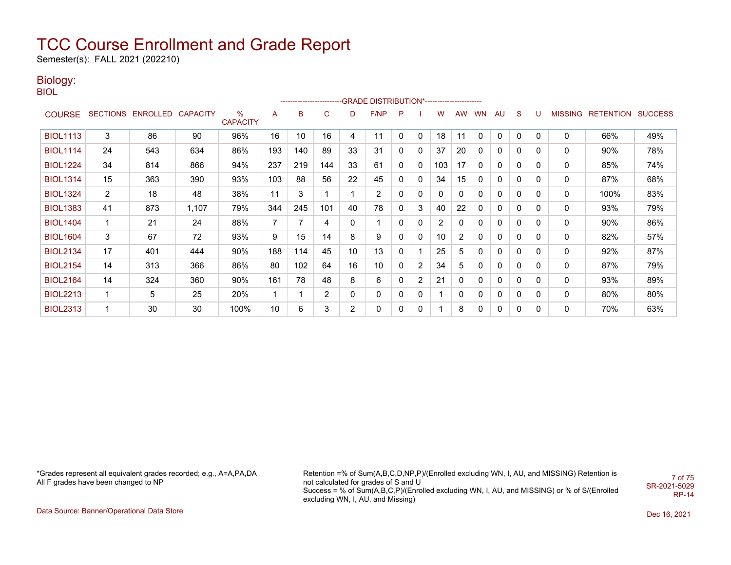# TCC Course Enrollment and Grade Report

Semester(s): FALL 2021 (202210)

## Biology:

BIOL

| COURSE | SECTIONS | ENROLLED | CAPACITY | % CAPACITY | A | B | C | D | F/NP | P | I | W | AW | WN | AU | S | U | MISSING | RETENTION | SUCCESS |
|---|---|---|---|---|---|---|---|---|---|---|---|---|---|---|---|---|---|---|---|---|
| | | | | | GRADE DISTRIBUTION* | | | | | | | | | | | | | | | |
| BIOL1113 | 3 | 86 | 90 | 96% | 16 | 10 | 16 | 4 | 11 | 0 | 0 | 18 | 11 | 0 | 0 | 0 | 0 | 0 | 66% | 49% |
| BIOL1114 | 24 | 543 | 634 | 86% | 193 | 140 | 89 | 33 | 31 | 0 | 0 | 37 | 20 | 0 | 0 | 0 | 0 | 0 | 90% | 78% |
| BIOL1224 | 34 | 814 | 866 | 94% | 237 | 219 | 144 | 33 | 61 | 0 | 0 | 103 | 17 | 0 | 0 | 0 | 0 | 0 | 85% | 74% |
| BIOL1314 | 15 | 363 | 390 | 93% | 103 | 88 | 56 | 22 | 45 | 0 | 0 | 34 | 15 | 0 | 0 | 0 | 0 | 0 | 87% | 68% |
| BIOL1324 | 2 | 18 | 48 | 38% | 11 | 3 | 1 | 1 | 2 | 0 | 0 | 0 | 0 | 0 | 0 | 0 | 0 | 0 | 100% | 83% |
| BIOL1383 | 41 | 873 | 1,107 | 79% | 344 | 245 | 101 | 40 | 78 | 0 | 3 | 40 | 22 | 0 | 0 | 0 | 0 | 0 | 93% | 79% |
| BIOL1404 | 1 | 21 | 24 | 88% | 7 | 7 | 4 | 0 | 1 | 0 | 0 | 2 | 0 | 0 | 0 | 0 | 0 | 0 | 90% | 86% |
| BIOL1604 | 3 | 67 | 72 | 93% | 9 | 15 | 14 | 8 | 9 | 0 | 0 | 10 | 2 | 0 | 0 | 0 | 0 | 0 | 82% | 57% |
| BIOL2134 | 17 | 401 | 444 | 90% | 188 | 114 | 45 | 10 | 13 | 0 | 1 | 25 | 5 | 0 | 0 | 0 | 0 | 0 | 92% | 87% |
| BIOL2154 | 14 | 313 | 366 | 86% | 80 | 102 | 64 | 16 | 10 | 0 | 2 | 34 | 5 | 0 | 0 | 0 | 0 | 0 | 87% | 79% |
| BIOL2164 | 14 | 324 | 360 | 90% | 161 | 78 | 48 | 8 | 6 | 0 | 2 | 21 | 0 | 0 | 0 | 0 | 0 | 0 | 93% | 89% |
| BIOL2213 | 1 | 5 | 25 | 20% | 1 | 1 | 2 | 0 | 0 | 0 | 0 | 1 | 0 | 0 | 0 | 0 | 0 | 0 | 80% | 80% |
| BIOL2313 | 1 | 30 | 30 | 100% | 10 | 6 | 3 | 2 | 0 | 0 | 0 | 1 | 8 | 0 | 0 | 0 | 0 | 0 | 70% | 63% |

*Grades represent all equivalent grades recorded; e.g., A=A,PA,DA
All F grades have been changed to NP

Retention =% of Sum(A,B,C,D,NP,P)/(Enrolled excluding WN, I, AU, and MISSING) Retention is not calculated for grades of S and U
Success = % of Sum(A,B,C,P)/(Enrolled excluding WN, I, AU, and MISSING) or % of S/(Enrolled excluding WN, I, AU, and Missing)

SR-2021-5029
RP-14

Data Source: Banner/Operational Data Store

Dec 16, 2021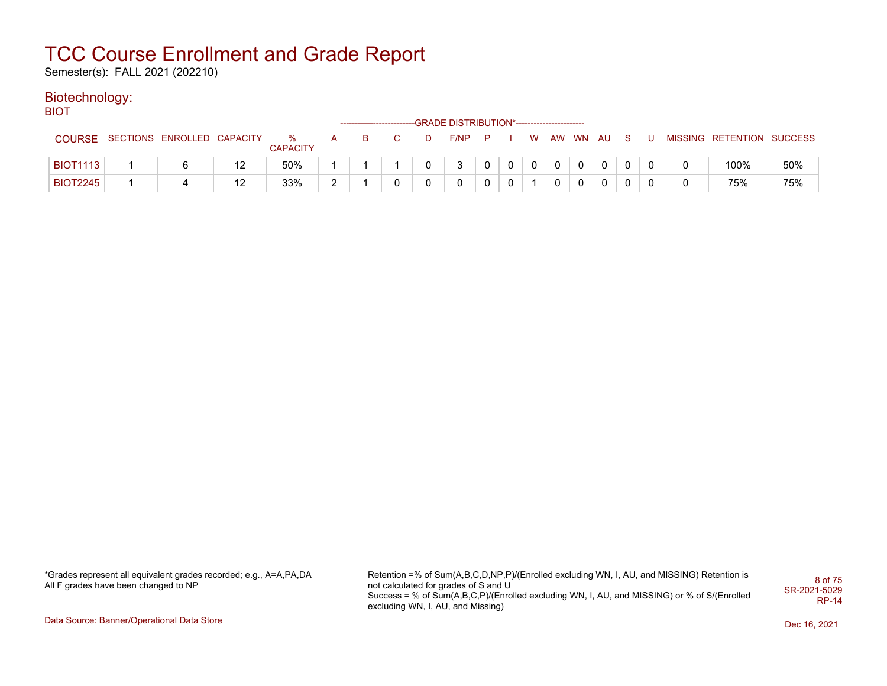# TCC Course Enrollment and Grade Report

Semester(s): FALL 2021 (202210)

## Biotechnology:

### BIOT

| COURSE | SECTIONS | ENROLLED | CAPACITY | % CAPACITY | A | B | C | D | F/NP | P | I | W | AW | WN | AU | S | U | MISSING | RETENTION | SUCCESS |
|---|---|---|---|---|---|---|---|---|---|---|---|---|---|---|---|---|---|---|---|---|
| | | | | | GRADE DISTRIBUTION* | | | | | | | | | | | | | | | |
| BIOT1113 | 1 | 6 | 12 | 50% | 1 | 1 | 1 | 0 | 3 | 0 | 0 | 0 | 0 | 0 | 0 | 0 | 0 | 0 | 100% | 50% |
| BIOT2245 | 1 | 4 | 12 | 33% | 2 | 1 | 0 | 0 | 0 | 0 | 0 | 1 | 0 | 0 | 0 | 0 | 0 | 0 | 75% | 75% |

*Grades represent all equivalent grades recorded; e.g., A=A,PA,DA
All F grades have been changed to NP

Retention =% of Sum(A,B,C,D,NP,P)/(Enrolled excluding WN, I, AU, and MISSING) Retention is not calculated for grades of S and U
Success = % of Sum(A,B,C,P)/(Enrolled excluding WN, I, AU, and MISSING) or % of S/(Enrolled excluding WN, I, AU, and Missing)

SR-2021-5029
RP-14

Data Source: Banner/Operational Data Store

Dec 16, 2021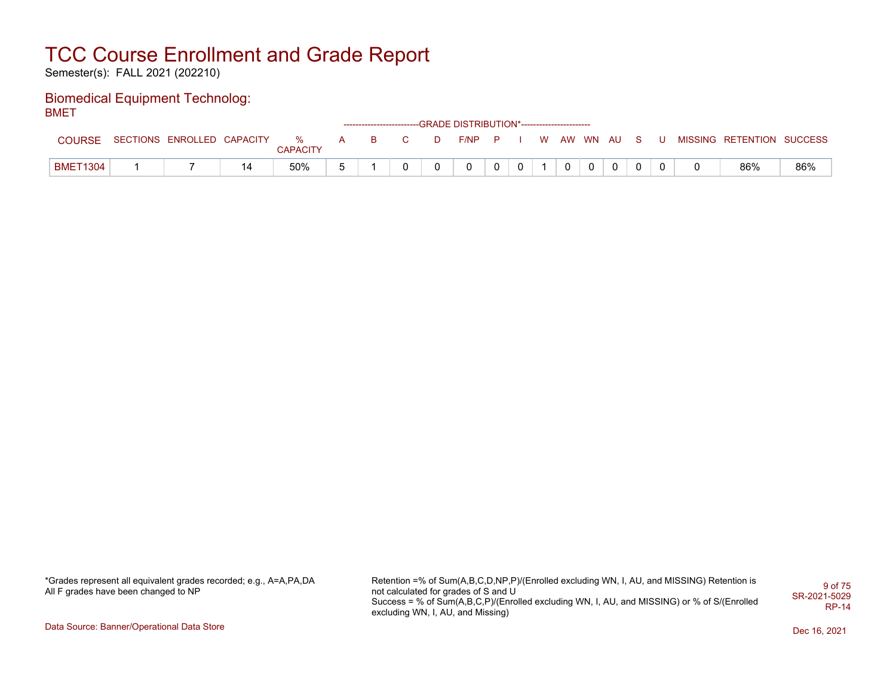# TCC Course Enrollment and Grade Report

Semester(s): FALL 2021 (202210)

## Biomedical Equipment Technolog:

BMET

| COURSE | SECTIONS | ENROLLED | CAPACITY | % CAPACITY | A | B | C | D | F/NP | P | I | W | AW | WN | AU | S | U | MISSING | RETENTION | SUCCESS |
|---|---|---|---|---|---|---|---|---|---|---|---|---|---|---|---|---|---|---|---|---|
| BMET1304 | 1 | 7 | 14 | 50% | 5 | 1 | 0 | 0 | 0 | 0 | 0 | 1 | 0 | 0 | 0 | 0 | 0 | 0 | 86% | 86% |

The A through U columns fall under the GRADE DISTRIBUTION* heading.

*Grades represent all equivalent grades recorded; e.g., A=A,PA,DA
All F grades have been changed to NP

Retention =% of Sum(A,B,C,D,NP,P)/(Enrolled excluding WN, I, AU, and MISSING) Retention is not calculated for grades of S and U
Success = % of Sum(A,B,C,P)/(Enrolled excluding WN, I, AU, and MISSING) or % of S/(Enrolled excluding WN, I, AU, and Missing)

SR-2021-5029
RP-14

Data Source: Banner/Operational Data Store

Dec 16, 2021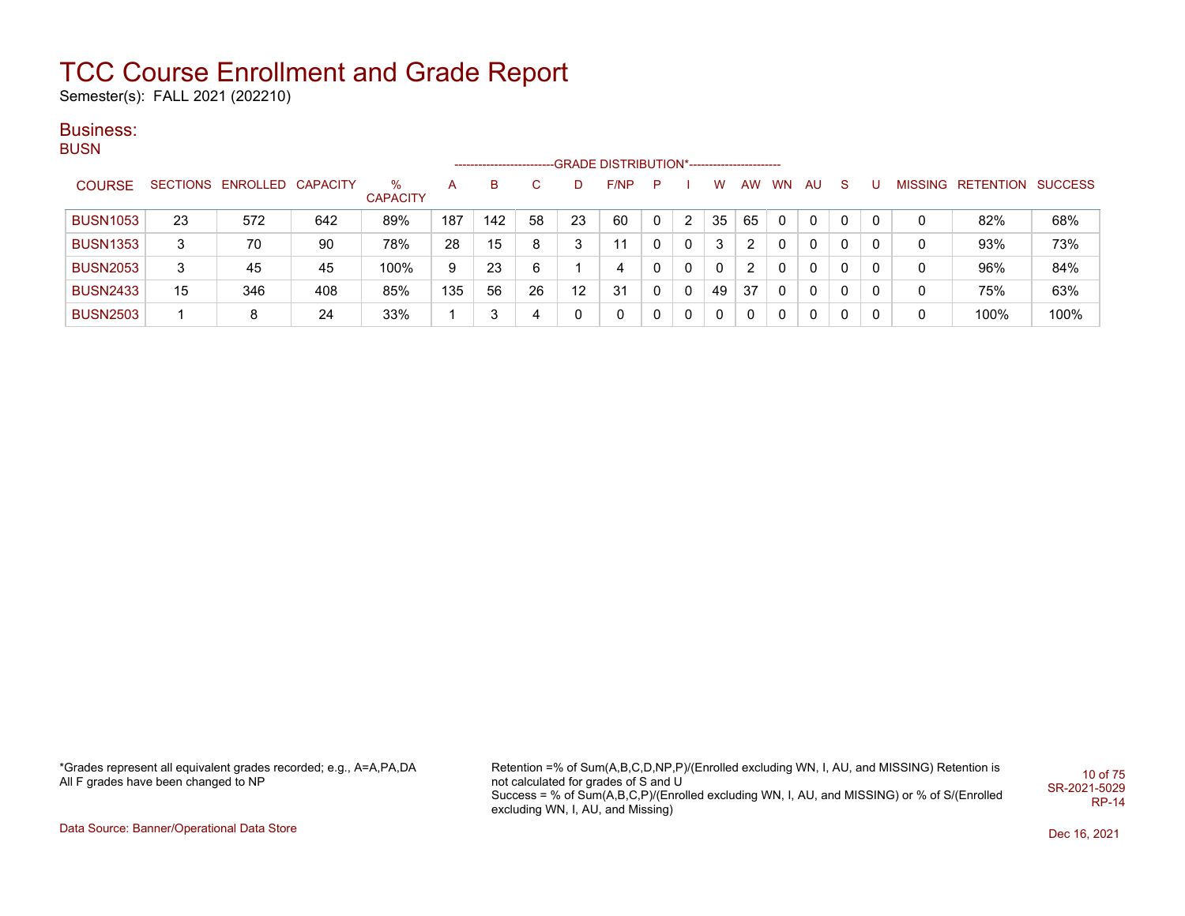# TCC Course Enrollment and Grade Report

Semester(s): FALL 2021 (202210)

## Business:

### BUSN

| COURSE | SECTIONS | ENROLLED | CAPACITY | % CAPACITY | A | B | C | D | F/NP | P | I | W | AW | WN | AU | S | U | MISSING | RETENTION | SUCCESS |
|---|---|---|---|---|---|---|---|---|---|---|---|---|---|---|---|---|---|---|---|---|
| | | | | | GRADE DISTRIBUTION* | | | | | | | | | | | | | | | |
| BUSN1053 | 23 | 572 | 642 | 89% | 187 | 142 | 58 | 23 | 60 | 0 | 2 | 35 | 65 | 0 | 0 | 0 | 0 | 0 | 82% | 68% |
| BUSN1353 | 3 | 70 | 90 | 78% | 28 | 15 | 8 | 3 | 11 | 0 | 0 | 3 | 2 | 0 | 0 | 0 | 0 | 0 | 93% | 73% |
| BUSN2053 | 3 | 45 | 45 | 100% | 9 | 23 | 6 | 1 | 4 | 0 | 0 | 0 | 2 | 0 | 0 | 0 | 0 | 0 | 96% | 84% |
| BUSN2433 | 15 | 346 | 408 | 85% | 135 | 56 | 26 | 12 | 31 | 0 | 0 | 49 | 37 | 0 | 0 | 0 | 0 | 0 | 75% | 63% |
| BUSN2503 | 1 | 8 | 24 | 33% | 1 | 3 | 4 | 0 | 0 | 0 | 0 | 0 | 0 | 0 | 0 | 0 | 0 | 0 | 100% | 100% |

*Grades represent all equivalent grades recorded; e.g., A=A,PA,DA
All F grades have been changed to NP

Retention =% of Sum(A,B,C,D,NP,P)/(Enrolled excluding WN, I, AU, and MISSING) Retention is not calculated for grades of S and U
Success = % of Sum(A,B,C,P)/(Enrolled excluding WN, I, AU, and MISSING) or % of S/(Enrolled excluding WN, I, AU, and Missing)

SR-2021-5029
RP-14

Data Source: Banner/Operational Data Store

Dec 16, 2021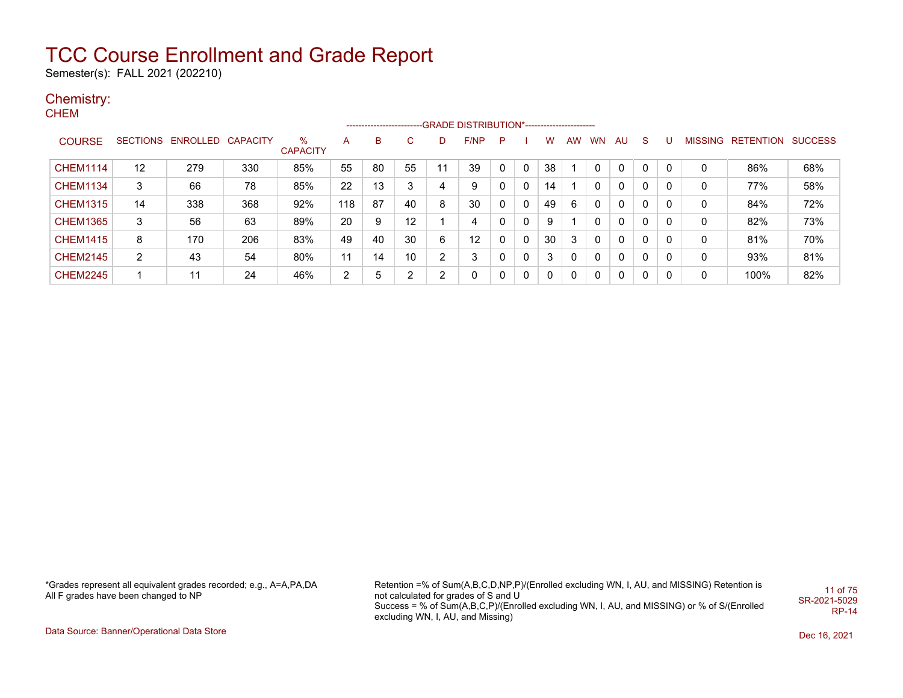# TCC Course Enrollment and Grade Report

Semester(s): FALL 2021 (202210)

## Chemistry:

### CHEM

| COURSE | SECTIONS | ENROLLED | CAPACITY | % CAPACITY | A | B | C | D | F/NP | P | I | W | AW | WN | AU | S | U | MISSING | RETENTION | SUCCESS |
|---|---|---|---|---|---|---|---|---|---|---|---|---|---|---|---|---|---|---|---|---|
| | | | | | GRADE DISTRIBUTION* | | | | | | | | | | | | | | | |
| CHEM1114 | 12 | 279 | 330 | 85% | 55 | 80 | 55 | 11 | 39 | 0 | 0 | 38 | 1 | 0 | 0 | 0 | 0 | 0 | 86% | 68% |
| CHEM1134 | 3 | 66 | 78 | 85% | 22 | 13 | 3 | 4 | 9 | 0 | 0 | 14 | 1 | 0 | 0 | 0 | 0 | 0 | 77% | 58% |
| CHEM1315 | 14 | 338 | 368 | 92% | 118 | 87 | 40 | 8 | 30 | 0 | 0 | 49 | 6 | 0 | 0 | 0 | 0 | 0 | 84% | 72% |
| CHEM1365 | 3 | 56 | 63 | 89% | 20 | 9 | 12 | 1 | 4 | 0 | 0 | 9 | 1 | 0 | 0 | 0 | 0 | 0 | 82% | 73% |
| CHEM1415 | 8 | 170 | 206 | 83% | 49 | 40 | 30 | 6 | 12 | 0 | 0 | 30 | 3 | 0 | 0 | 0 | 0 | 0 | 81% | 70% |
| CHEM2145 | 2 | 43 | 54 | 80% | 11 | 14 | 10 | 2 | 3 | 0 | 0 | 3 | 0 | 0 | 0 | 0 | 0 | 0 | 93% | 81% |
| CHEM2245 | 1 | 11 | 24 | 46% | 2 | 5 | 2 | 2 | 0 | 0 | 0 | 0 | 0 | 0 | 0 | 0 | 0 | 0 | 100% | 82% |

*Grades represent all equivalent grades recorded; e.g., A=A,PA,DA
All F grades have been changed to NP

Retention =% of Sum(A,B,C,D,NP,P)/(Enrolled excluding WN, I, AU, and MISSING) Retention is not calculated for grades of S and U
Success = % of Sum(A,B,C,P)/(Enrolled excluding WN, I, AU, and MISSING) or % of S/(Enrolled excluding WN, I, AU, and Missing)

SR-2021-5029
RP-14

Data Source: Banner/Operational Data Store

Dec 16, 2021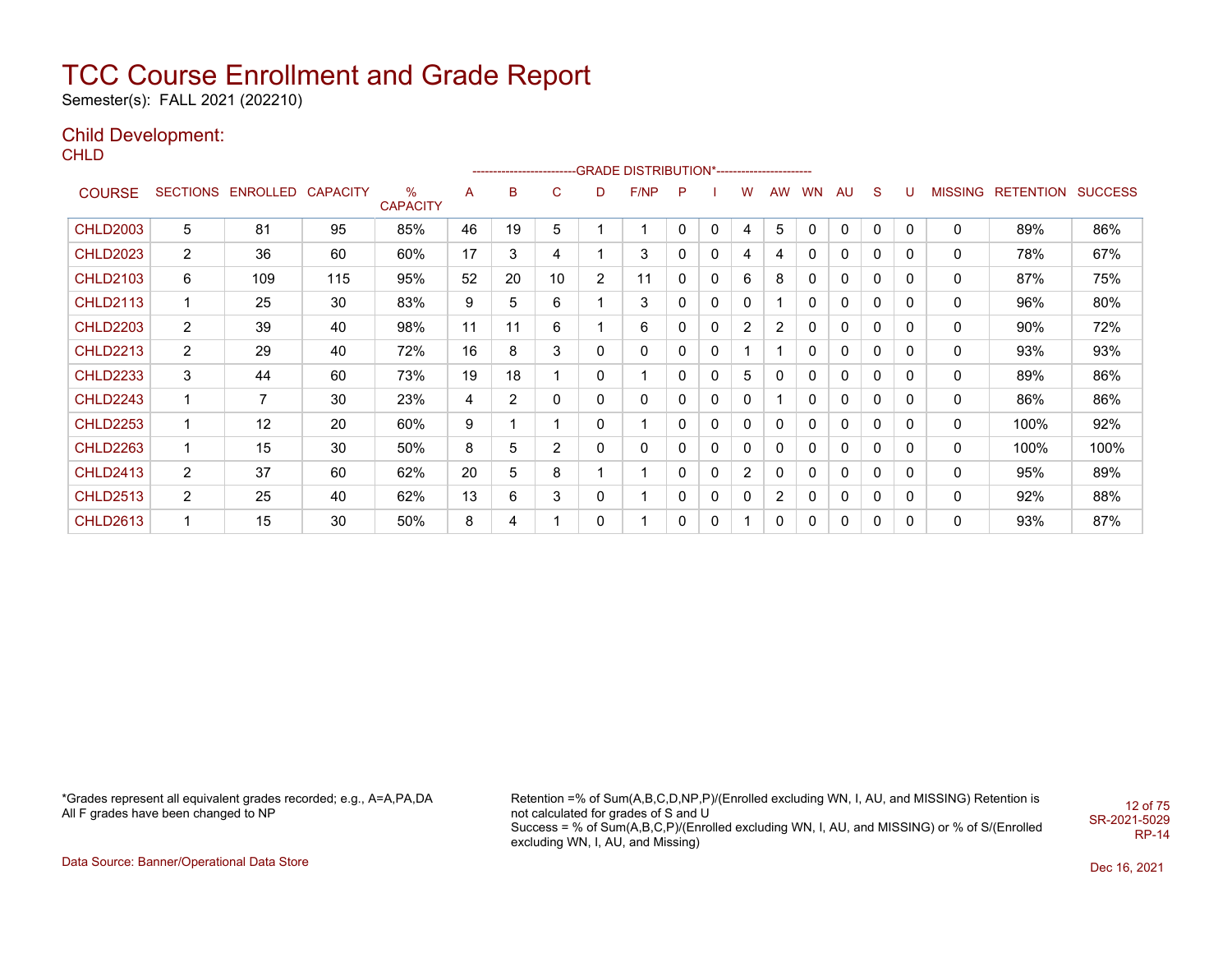# TCC Course Enrollment and Grade Report

Semester(s): FALL 2021 (202210)

## Child Development:

### CHLD

| COURSE | SECTIONS | ENROLLED | CAPACITY | % CAPACITY | A | B | C | D | F/NP | P | I | W | AW | WN | AU | S | U | MISSING | RETENTION | SUCCESS |
|---|---|---|---|---|---|---|---|---|---|---|---|---|---|---|---|---|---|---|---|---|
| | | | | | GRADE DISTRIBUTION* | | | | | | | | | | | | | | | |
| CHLD2003 | 5 | 81 | 95 | 85% | 46 | 19 | 5 | 1 | 1 | 0 | 0 | 4 | 5 | 0 | 0 | 0 | 0 | 0 | 89% | 86% |
| CHLD2023 | 2 | 36 | 60 | 60% | 17 | 3 | 4 | 1 | 3 | 0 | 0 | 4 | 4 | 0 | 0 | 0 | 0 | 0 | 78% | 67% |
| CHLD2103 | 6 | 109 | 115 | 95% | 52 | 20 | 10 | 2 | 11 | 0 | 0 | 6 | 8 | 0 | 0 | 0 | 0 | 0 | 87% | 75% |
| CHLD2113 | 1 | 25 | 30 | 83% | 9 | 5 | 6 | 1 | 3 | 0 | 0 | 0 | 1 | 0 | 0 | 0 | 0 | 0 | 96% | 80% |
| CHLD2203 | 2 | 39 | 40 | 98% | 11 | 11 | 6 | 1 | 6 | 0 | 0 | 2 | 2 | 0 | 0 | 0 | 0 | 0 | 90% | 72% |
| CHLD2213 | 2 | 29 | 40 | 72% | 16 | 8 | 3 | 0 | 0 | 0 | 0 | 1 | 1 | 0 | 0 | 0 | 0 | 0 | 93% | 93% |
| CHLD2233 | 3 | 44 | 60 | 73% | 19 | 18 | 1 | 0 | 1 | 0 | 0 | 5 | 0 | 0 | 0 | 0 | 0 | 0 | 89% | 86% |
| CHLD2243 | 1 | 7 | 30 | 23% | 4 | 2 | 0 | 0 | 0 | 0 | 0 | 0 | 1 | 0 | 0 | 0 | 0 | 0 | 86% | 86% |
| CHLD2253 | 1 | 12 | 20 | 60% | 9 | 1 | 1 | 0 | 1 | 0 | 0 | 0 | 0 | 0 | 0 | 0 | 0 | 0 | 100% | 92% |
| CHLD2263 | 1 | 15 | 30 | 50% | 8 | 5 | 2 | 0 | 0 | 0 | 0 | 0 | 0 | 0 | 0 | 0 | 0 | 0 | 100% | 100% |
| CHLD2413 | 2 | 37 | 60 | 62% | 20 | 5 | 8 | 1 | 1 | 0 | 0 | 2 | 0 | 0 | 0 | 0 | 0 | 0 | 95% | 89% |
| CHLD2513 | 2 | 25 | 40 | 62% | 13 | 6 | 3 | 0 | 1 | 0 | 0 | 0 | 2 | 0 | 0 | 0 | 0 | 0 | 92% | 88% |
| CHLD2613 | 1 | 15 | 30 | 50% | 8 | 4 | 1 | 0 | 1 | 0 | 0 | 1 | 0 | 0 | 0 | 0 | 0 | 0 | 93% | 87% |

*Grades represent all equivalent grades recorded; e.g., A=A,PA,DA
All F grades have been changed to NP

Retention =% of Sum(A,B,C,D,NP,P)/(Enrolled excluding WN, I, AU, and MISSING) Retention is not calculated for grades of S and U
Success = % of Sum(A,B,C,P)/(Enrolled excluding WN, I, AU, and MISSING) or % of S/(Enrolled excluding WN, I, AU, and Missing)

SR-2021-5029
RP-14

Data Source: Banner/Operational Data Store

Dec 16, 2021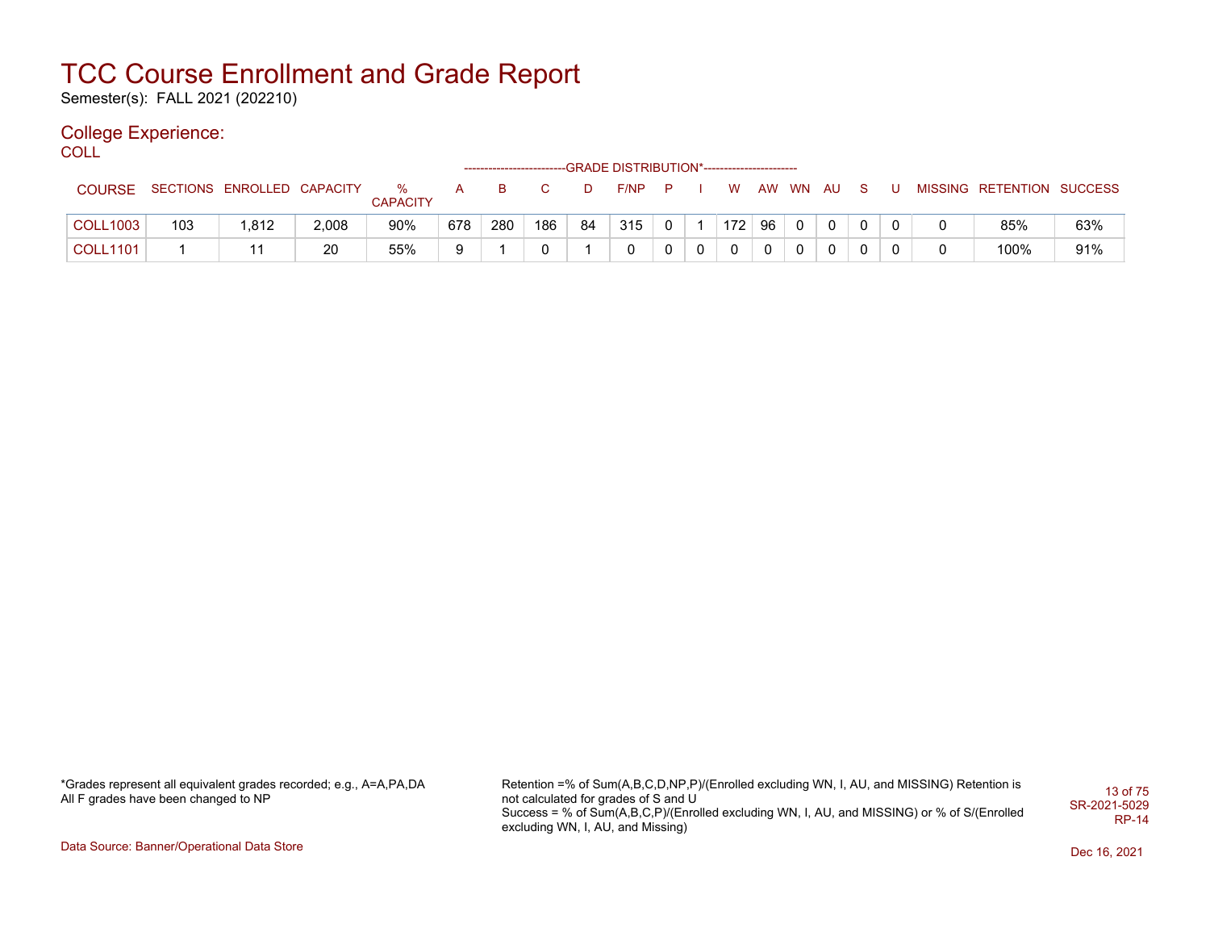# TCC Course Enrollment and Grade Report

Semester(s): FALL 2021 (202210)

## College Experience:

COLL

| COURSE | SECTIONS | ENROLLED | CAPACITY | % CAPACITY | A | B | C | D | F/NP | P | I | W | AW | WN | AU | S | U | MISSING | RETENTION | SUCCESS |
|---|---|---|---|---|---|---|---|---|---|---|---|---|---|---|---|---|---|---|---|---|
| | | | | | GRADE DISTRIBUTION* | | | | | | | | | | | | | | | |
| COLL1003 | 103 | 1,812 | 2,008 | 90% | 678 | 280 | 186 | 84 | 315 | 0 | 1 | 172 | 96 | 0 | 0 | 0 | 0 | 0 | 85% | 63% |
| COLL1101 | 1 | 11 | 20 | 55% | 9 | 1 | 0 | 1 | 0 | 0 | 0 | 0 | 0 | 0 | 0 | 0 | 0 | 0 | 100% | 91% |

*Grades represent all equivalent grades recorded; e.g., A=A,PA,DA
All F grades have been changed to NP

Retention =% of Sum(A,B,C,D,NP,P)/(Enrolled excluding WN, I, AU, and MISSING) Retention is not calculated for grades of S and U
Success = % of Sum(A,B,C,P)/(Enrolled excluding WN, I, AU, and MISSING) or % of S/(Enrolled excluding WN, I, AU, and Missing)

SR-2021-5029
RP-14

Data Source: Banner/Operational Data Store

Dec 16, 2021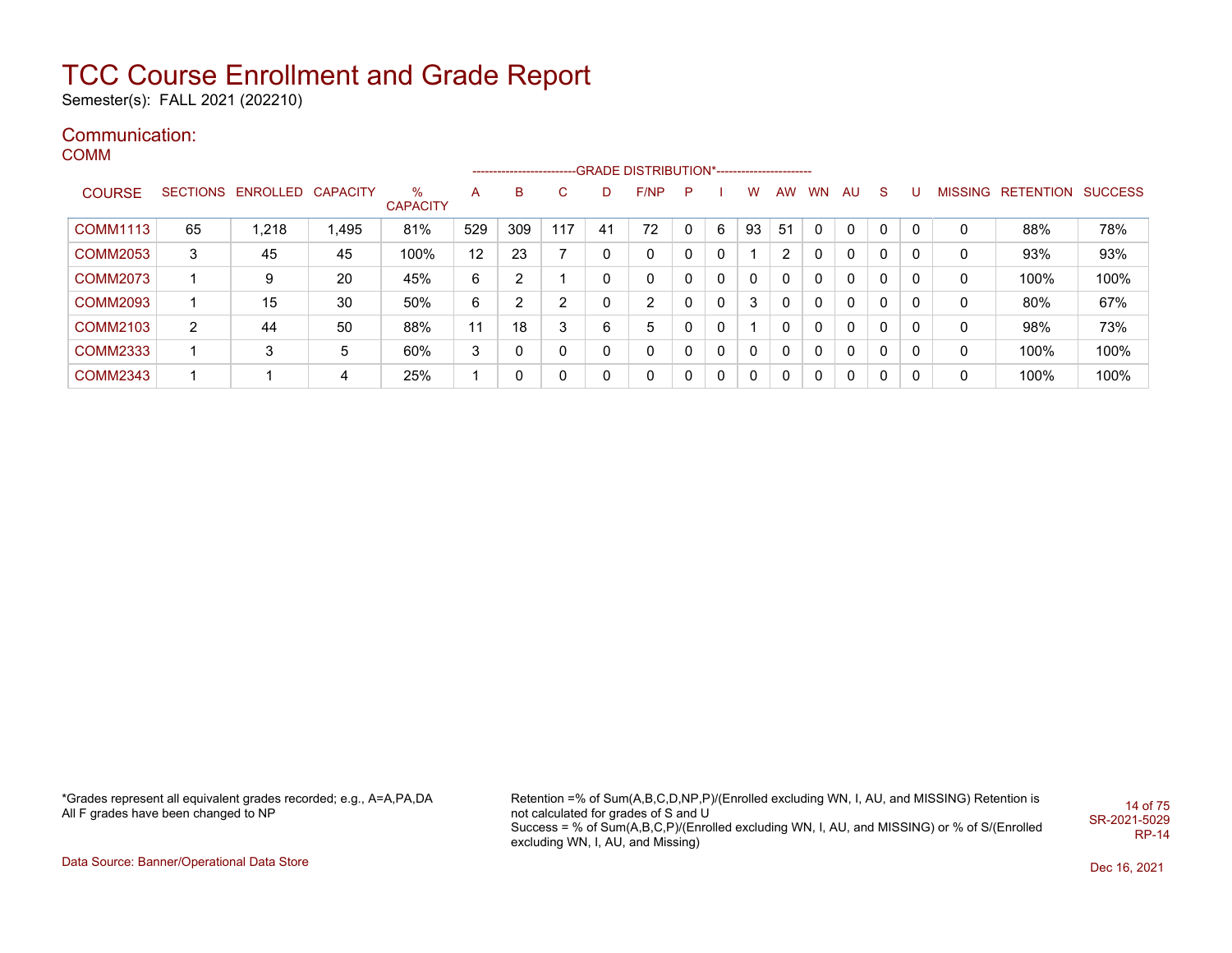# TCC Course Enrollment and Grade Report

Semester(s): FALL 2021 (202210)

## Communication:

### COMM

| COURSE | SECTIONS | ENROLLED | CAPACITY | % CAPACITY | A | B | C | D | F/NP | P | I | W | AW | WN | AU | S | U | MISSING | RETENTION | SUCCESS |
|---|---|---|---|---|---|---|---|---|---|---|---|---|---|---|---|---|---|---|---|---|
| | | | | | GRADE DISTRIBUTION* | | | | | | | | | | | | | | | |
| COMM1113 | 65 | 1,218 | 1,495 | 81% | 529 | 309 | 117 | 41 | 72 | 0 | 6 | 93 | 51 | 0 | 0 | 0 | 0 | 0 | 88% | 78% |
| COMM2053 | 3 | 45 | 45 | 100% | 12 | 23 | 7 | 0 | 0 | 0 | 0 | 1 | 2 | 0 | 0 | 0 | 0 | 0 | 93% | 93% |
| COMM2073 | 1 | 9 | 20 | 45% | 6 | 2 | 1 | 0 | 0 | 0 | 0 | 0 | 0 | 0 | 0 | 0 | 0 | 0 | 100% | 100% |
| COMM2093 | 1 | 15 | 30 | 50% | 6 | 2 | 2 | 0 | 2 | 0 | 0 | 3 | 0 | 0 | 0 | 0 | 0 | 0 | 80% | 67% |
| COMM2103 | 2 | 44 | 50 | 88% | 11 | 18 | 3 | 6 | 5 | 0 | 0 | 1 | 0 | 0 | 0 | 0 | 0 | 0 | 98% | 73% |
| COMM2333 | 1 | 3 | 5 | 60% | 3 | 0 | 0 | 0 | 0 | 0 | 0 | 0 | 0 | 0 | 0 | 0 | 0 | 0 | 100% | 100% |
| COMM2343 | 1 | 1 | 4 | 25% | 1 | 0 | 0 | 0 | 0 | 0 | 0 | 0 | 0 | 0 | 0 | 0 | 0 | 0 | 100% | 100% |

*Grades represent all equivalent grades recorded; e.g., A=A,PA,DA
All F grades have been changed to NP

Retention =% of Sum(A,B,C,D,NP,P)/(Enrolled excluding WN, I, AU, and MISSING) Retention is not calculated for grades of S and U
Success = % of Sum(A,B,C,P)/(Enrolled excluding WN, I, AU, and MISSING) or % of S/(Enrolled excluding WN, I, AU, and Missing)

SR-2021-5029
RP-14

Data Source: Banner/Operational Data Store

Dec 16, 2021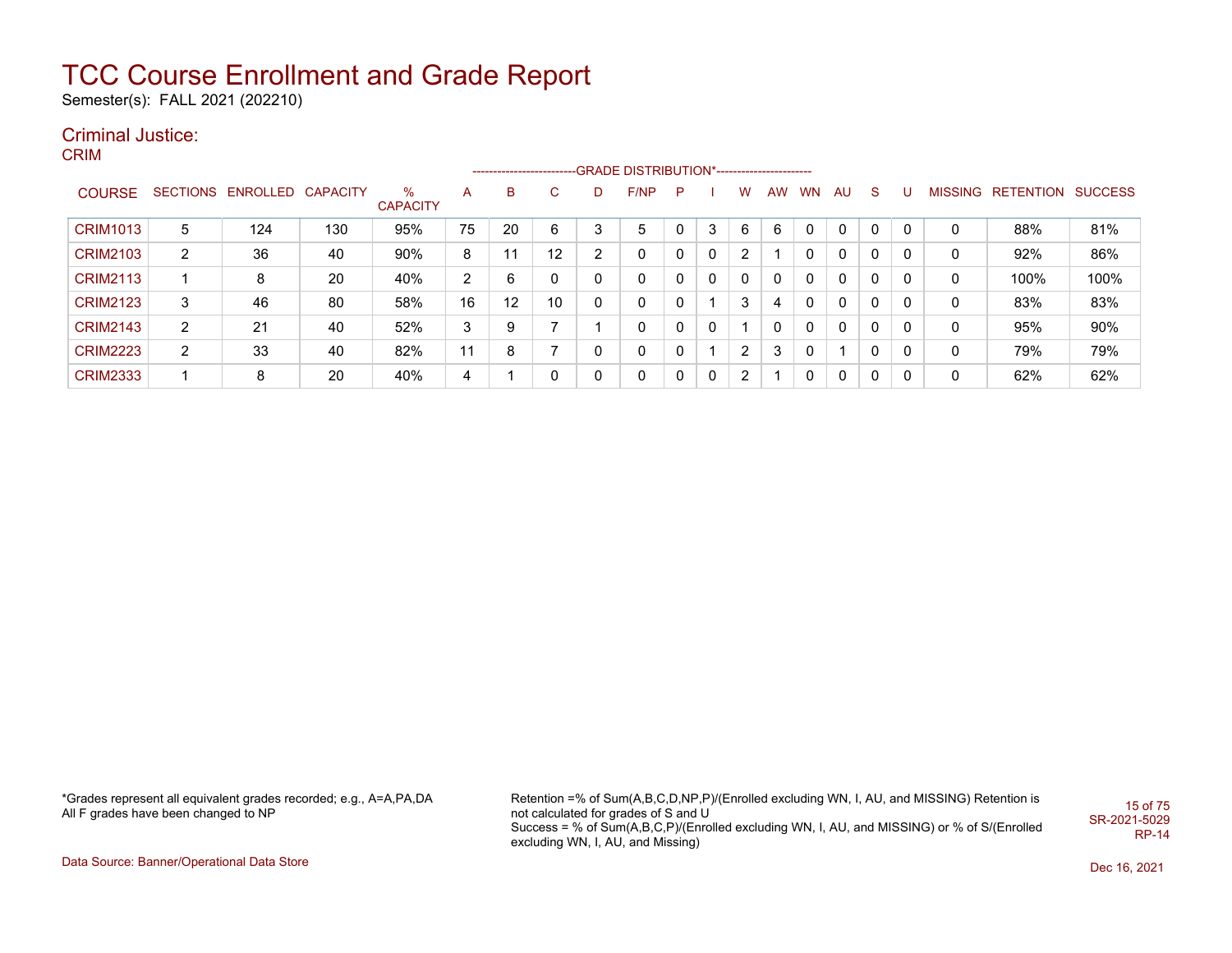# TCC Course Enrollment and Grade Report

Semester(s): FALL 2021 (202210)

## Criminal Justice:

### CRIM

| COURSE | SECTIONS | ENROLLED | CAPACITY | % CAPACITY | A | B | C | D | F/NP | P | I | W | AW | WN | AU | S | U | MISSING | RETENTION | SUCCESS |
|---|---|---|---|---|---|---|---|---|---|---|---|---|---|---|---|---|---|---|---|---|
| | | | | | -------------------------GRADE DISTRIBUTION*----------------------- | | | | | | | | | | | | | | | |
| CRIM1013 | 5 | 124 | 130 | 95% | 75 | 20 | 6 | 3 | 5 | 0 | 3 | 6 | 6 | 0 | 0 | 0 | 0 | 0 | 88% | 81% |
| CRIM2103 | 2 | 36 | 40 | 90% | 8 | 11 | 12 | 2 | 0 | 0 | 0 | 2 | 1 | 0 | 0 | 0 | 0 | 0 | 92% | 86% |
| CRIM2113 | 1 | 8 | 20 | 40% | 2 | 6 | 0 | 0 | 0 | 0 | 0 | 0 | 0 | 0 | 0 | 0 | 0 | 0 | 100% | 100% |
| CRIM2123 | 3 | 46 | 80 | 58% | 16 | 12 | 10 | 0 | 0 | 0 | 1 | 3 | 4 | 0 | 0 | 0 | 0 | 0 | 83% | 83% |
| CRIM2143 | 2 | 21 | 40 | 52% | 3 | 9 | 7 | 1 | 0 | 0 | 0 | 1 | 0 | 0 | 0 | 0 | 0 | 0 | 95% | 90% |
| CRIM2223 | 2 | 33 | 40 | 82% | 11 | 8 | 7 | 0 | 0 | 0 | 1 | 2 | 3 | 0 | 1 | 0 | 0 | 0 | 79% | 79% |
| CRIM2333 | 1 | 8 | 20 | 40% | 4 | 1 | 0 | 0 | 0 | 0 | 0 | 2 | 1 | 0 | 0 | 0 | 0 | 0 | 62% | 62% |

*Grades represent all equivalent grades recorded; e.g., A=A,PA,DA
All F grades have been changed to NP

Retention =% of Sum(A,B,C,D,NP,P)/(Enrolled excluding WN, I, AU, and MISSING) Retention is not calculated for grades of S and U
Success = % of Sum(A,B,C,P)/(Enrolled excluding WN, I, AU, and MISSING) or % of S/(Enrolled excluding WN, I, AU, and Missing)

SR-2021-5029
RP-14

Data Source: Banner/Operational Data Store

Dec 16, 2021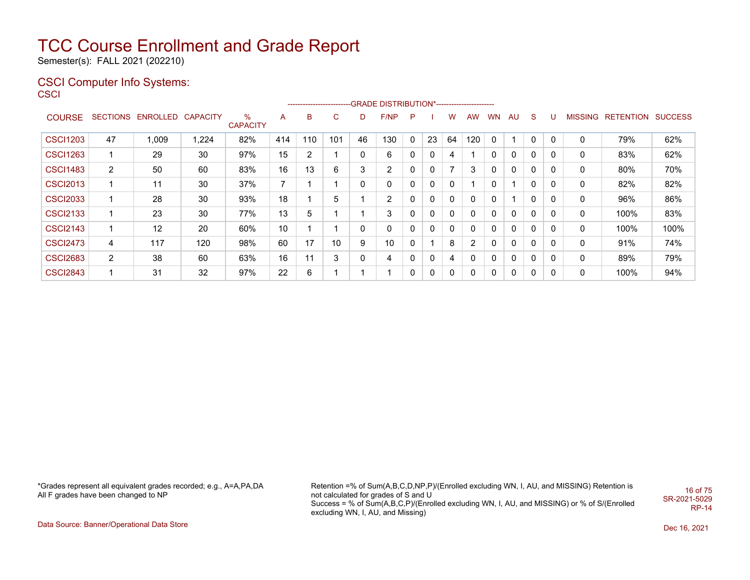# TCC Course Enrollment and Grade Report

Semester(s): FALL 2021 (202210)

## CSCI Computer Info Systems:

CSCI

| COURSE | SECTIONS | ENROLLED | CAPACITY | % CAPACITY | A | B | C | D | F/NP | P | I | W | AW | WN | AU | S | U | MISSING | RETENTION | SUCCESS |
|---|---|---|---|---|---|---|---|---|---|---|---|---|---|---|---|---|---|---|---|---|
| | | | | | GRADE DISTRIBUTION* | | | | | | | | | | | | | | | |
| CSCI1203 | 47 | 1,009 | 1,224 | 82% | 414 | 110 | 101 | 46 | 130 | 0 | 23 | 64 | 120 | 0 | 1 | 0 | 0 | 0 | 79% | 62% |
| CSCI1263 | 1 | 29 | 30 | 97% | 15 | 2 | 1 | 0 | 6 | 0 | 0 | 4 | 1 | 0 | 0 | 0 | 0 | 0 | 83% | 62% |
| CSCI1483 | 2 | 50 | 60 | 83% | 16 | 13 | 6 | 3 | 2 | 0 | 0 | 7 | 3 | 0 | 0 | 0 | 0 | 0 | 80% | 70% |
| CSCI2013 | 1 | 11 | 30 | 37% | 7 | 1 | 1 | 0 | 0 | 0 | 0 | 0 | 1 | 0 | 1 | 0 | 0 | 0 | 82% | 82% |
| CSCI2033 | 1 | 28 | 30 | 93% | 18 | 1 | 5 | 1 | 2 | 0 | 0 | 0 | 0 | 0 | 1 | 0 | 0 | 0 | 96% | 86% |
| CSCI2133 | 1 | 23 | 30 | 77% | 13 | 5 | 1 | 1 | 3 | 0 | 0 | 0 | 0 | 0 | 0 | 0 | 0 | 0 | 100% | 83% |
| CSCI2143 | 1 | 12 | 20 | 60% | 10 | 1 | 1 | 0 | 0 | 0 | 0 | 0 | 0 | 0 | 0 | 0 | 0 | 0 | 100% | 100% |
| CSCI2473 | 4 | 117 | 120 | 98% | 60 | 17 | 10 | 9 | 10 | 0 | 1 | 8 | 2 | 0 | 0 | 0 | 0 | 0 | 91% | 74% |
| CSCI2683 | 2 | 38 | 60 | 63% | 16 | 11 | 3 | 0 | 4 | 0 | 0 | 4 | 0 | 0 | 0 | 0 | 0 | 0 | 89% | 79% |
| CSCI2843 | 1 | 31 | 32 | 97% | 22 | 6 | 1 | 1 | 1 | 0 | 0 | 0 | 0 | 0 | 0 | 0 | 0 | 0 | 100% | 94% |

*Grades represent all equivalent grades recorded; e.g., A=A,PA,DA
All F grades have been changed to NP

Retention =% of Sum(A,B,C,D,NP,P)/(Enrolled excluding WN, I, AU, and MISSING) Retention is not calculated for grades of S and U
Success = % of Sum(A,B,C,P)/(Enrolled excluding WN, I, AU, and MISSING) or % of S/(Enrolled excluding WN, I, AU, and Missing)

SR-2021-5029
RP-14

Data Source: Banner/Operational Data Store

Dec 16, 2021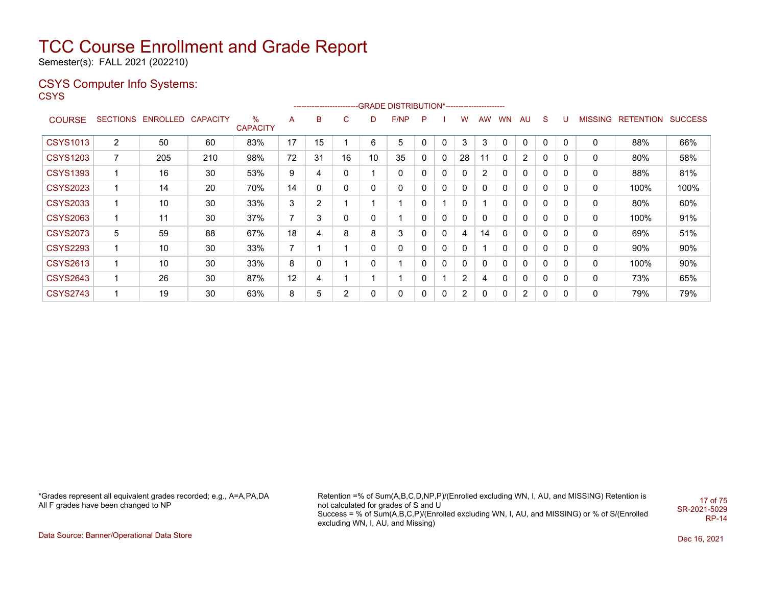# TCC Course Enrollment and Grade Report

Semester(s): FALL 2021 (202210)

## CSYS Computer Info Systems:

CSYS

| COURSE | SECTIONS | ENROLLED | CAPACITY | % CAPACITY | A | B | C | D | F/NP | P | I | W | AW | WN | AU | S | U | MISSING | RETENTION | SUCCESS |
|---|---|---|---|---|---|---|---|---|---|---|---|---|---|---|---|---|---|---|---|---|
| | | | | | GRADE DISTRIBUTION* | | | | | | | | | | | | | | | |
| CSYS1013 | 2 | 50 | 60 | 83% | 17 | 15 | 1 | 6 | 5 | 0 | 0 | 3 | 3 | 0 | 0 | 0 | 0 | 0 | 88% | 66% |
| CSYS1203 | 7 | 205 | 210 | 98% | 72 | 31 | 16 | 10 | 35 | 0 | 0 | 28 | 11 | 0 | 2 | 0 | 0 | 0 | 80% | 58% |
| CSYS1393 | 1 | 16 | 30 | 53% | 9 | 4 | 0 | 1 | 0 | 0 | 0 | 0 | 2 | 0 | 0 | 0 | 0 | 0 | 88% | 81% |
| CSYS2023 | 1 | 14 | 20 | 70% | 14 | 0 | 0 | 0 | 0 | 0 | 0 | 0 | 0 | 0 | 0 | 0 | 0 | 0 | 100% | 100% |
| CSYS2033 | 1 | 10 | 30 | 33% | 3 | 2 | 1 | 1 | 1 | 0 | 1 | 0 | 1 | 0 | 0 | 0 | 0 | 0 | 80% | 60% |
| CSYS2063 | 1 | 11 | 30 | 37% | 7 | 3 | 0 | 0 | 1 | 0 | 0 | 0 | 0 | 0 | 0 | 0 | 0 | 0 | 100% | 91% |
| CSYS2073 | 5 | 59 | 88 | 67% | 18 | 4 | 8 | 8 | 3 | 0 | 0 | 4 | 14 | 0 | 0 | 0 | 0 | 0 | 69% | 51% |
| CSYS2293 | 1 | 10 | 30 | 33% | 7 | 1 | 1 | 0 | 0 | 0 | 0 | 0 | 1 | 0 | 0 | 0 | 0 | 0 | 90% | 90% |
| CSYS2613 | 1 | 10 | 30 | 33% | 8 | 0 | 1 | 0 | 1 | 0 | 0 | 0 | 0 | 0 | 0 | 0 | 0 | 0 | 100% | 90% |
| CSYS2643 | 1 | 26 | 30 | 87% | 12 | 4 | 1 | 1 | 1 | 0 | 1 | 2 | 4 | 0 | 0 | 0 | 0 | 0 | 73% | 65% |
| CSYS2743 | 1 | 19 | 30 | 63% | 8 | 5 | 2 | 0 | 0 | 0 | 0 | 2 | 0 | 0 | 2 | 0 | 0 | 0 | 79% | 79% |

*Grades represent all equivalent grades recorded; e.g., A=A,PA,DA
All F grades have been changed to NP

Retention =% of Sum(A,B,C,D,NP,P)/(Enrolled excluding WN, I, AU, and MISSING) Retention is not calculated for grades of S and U
Success = % of Sum(A,B,C,P)/(Enrolled excluding WN, I, AU, and MISSING) or % of S/(Enrolled excluding WN, I, AU, and Missing)

SR-2021-5029
RP-14

Data Source: Banner/Operational Data Store

Dec 16, 2021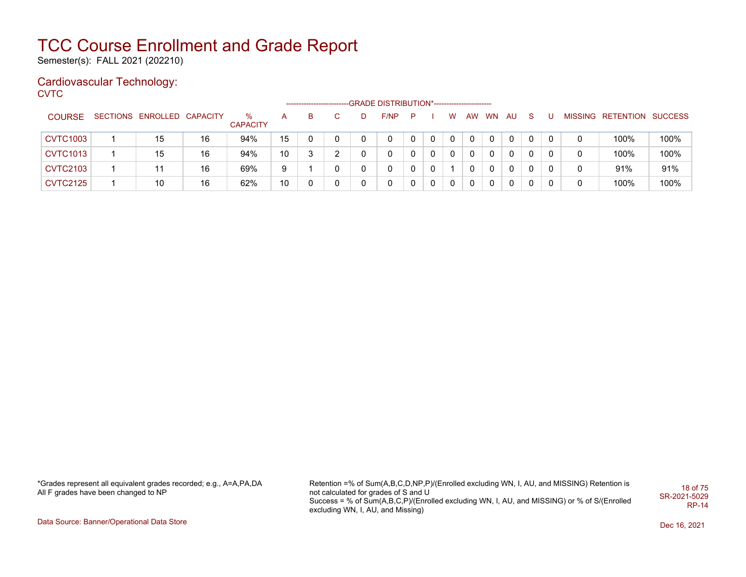# TCC Course Enrollment and Grade Report

Semester(s): FALL 2021 (202210)

## Cardiovascular Technology:

CVTC

| COURSE | SECTIONS | ENROLLED | CAPACITY | % CAPACITY | A | B | C | D | F/NP | P | I | W | AW | WN | AU | S | U | MISSING | RETENTION | SUCCESS |
|---|---|---|---|---|---|---|---|---|---|---|---|---|---|---|---|---|---|---|---|---|
| | | | | | GRADE DISTRIBUTION* | | | | | | | | | | | | | | | |
| CVTC1003 | 1 | 15 | 16 | 94% | 15 | 0 | 0 | 0 | 0 | 0 | 0 | 0 | 0 | 0 | 0 | 0 | 0 | 0 | 100% | 100% |
| CVTC1013 | 1 | 15 | 16 | 94% | 10 | 3 | 2 | 0 | 0 | 0 | 0 | 0 | 0 | 0 | 0 | 0 | 0 | 0 | 100% | 100% |
| CVTC2103 | 1 | 11 | 16 | 69% | 9 | 1 | 0 | 0 | 0 | 0 | 0 | 1 | 0 | 0 | 0 | 0 | 0 | 0 | 91% | 91% |
| CVTC2125 | 1 | 10 | 16 | 62% | 10 | 0 | 0 | 0 | 0 | 0 | 0 | 0 | 0 | 0 | 0 | 0 | 0 | 0 | 100% | 100% |

*Grades represent all equivalent grades recorded; e.g., A=A,PA,DA
All F grades have been changed to NP

Retention =% of Sum(A,B,C,D,NP,P)/(Enrolled excluding WN, I, AU, and MISSING) Retention is not calculated for grades of S and U
Success = % of Sum(A,B,C,P)/(Enrolled excluding WN, I, AU, and MISSING) or % of S/(Enrolled excluding WN, I, AU, and Missing)

SR-2021-5029
RP-14

Data Source: Banner/Operational Data Store

Dec 16, 2021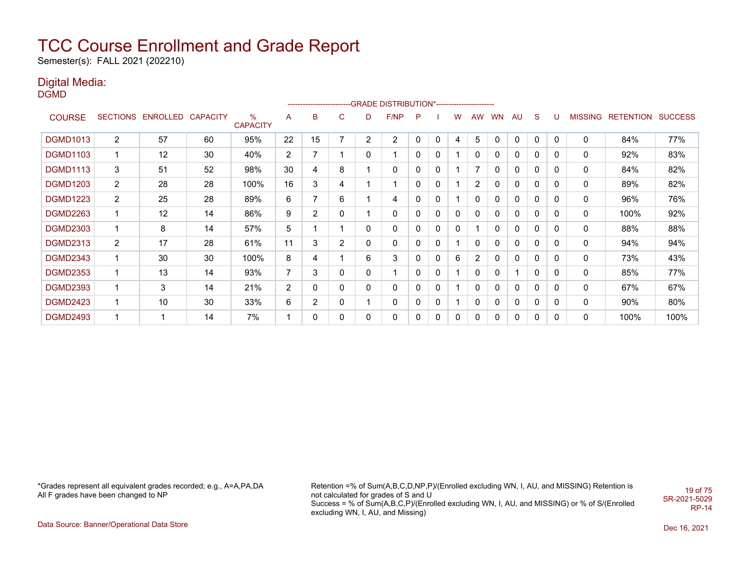# TCC Course Enrollment and Grade Report

Semester(s): FALL 2021 (202210)

## Digital Media:

DGMD

| COURSE | SECTIONS | ENROLLED | CAPACITY | % CAPACITY | A | B | C | D | F/NP | P | I | W | AW | WN | AU | S | U | MISSING | RETENTION | SUCCESS |
|---|---|---|---|---|---|---|---|---|---|---|---|---|---|---|---|---|---|---|---|---|
| DGMD1013 | 2 | 57 | 60 | 95% | 22 | 15 | 7 | 2 | 2 | 0 | 0 | 4 | 5 | 0 | 0 | 0 | 0 | 0 | 84% | 77% |
| DGMD1103 | 1 | 12 | 30 | 40% | 2 | 7 | 1 | 0 | 1 | 0 | 0 | 1 | 0 | 0 | 0 | 0 | 0 | 0 | 92% | 83% |
| DGMD1113 | 3 | 51 | 52 | 98% | 30 | 4 | 8 | 1 | 0 | 0 | 0 | 1 | 7 | 0 | 0 | 0 | 0 | 0 | 84% | 82% |
| DGMD1203 | 2 | 28 | 28 | 100% | 16 | 3 | 4 | 1 | 1 | 0 | 0 | 1 | 2 | 0 | 0 | 0 | 0 | 0 | 89% | 82% |
| DGMD1223 | 2 | 25 | 28 | 89% | 6 | 7 | 6 | 1 | 4 | 0 | 0 | 1 | 0 | 0 | 0 | 0 | 0 | 0 | 96% | 76% |
| DGMD2263 | 1 | 12 | 14 | 86% | 9 | 2 | 0 | 1 | 0 | 0 | 0 | 0 | 0 | 0 | 0 | 0 | 0 | 0 | 100% | 92% |
| DGMD2303 | 1 | 8 | 14 | 57% | 5 | 1 | 1 | 0 | 0 | 0 | 0 | 0 | 1 | 0 | 0 | 0 | 0 | 0 | 88% | 88% |
| DGMD2313 | 2 | 17 | 28 | 61% | 11 | 3 | 2 | 0 | 0 | 0 | 0 | 1 | 0 | 0 | 0 | 0 | 0 | 0 | 94% | 94% |
| DGMD2343 | 1 | 30 | 30 | 100% | 8 | 4 | 1 | 6 | 3 | 0 | 0 | 6 | 2 | 0 | 0 | 0 | 0 | 0 | 73% | 43% |
| DGMD2353 | 1 | 13 | 14 | 93% | 7 | 3 | 0 | 0 | 1 | 0 | 0 | 1 | 0 | 0 | 1 | 0 | 0 | 0 | 85% | 77% |
| DGMD2393 | 1 | 3 | 14 | 21% | 2 | 0 | 0 | 0 | 0 | 0 | 0 | 1 | 0 | 0 | 0 | 0 | 0 | 0 | 67% | 67% |
| DGMD2423 | 1 | 10 | 30 | 33% | 6 | 2 | 0 | 1 | 0 | 0 | 0 | 1 | 0 | 0 | 0 | 0 | 0 | 0 | 90% | 80% |
| DGMD2493 | 1 | 1 | 14 | 7% | 1 | 0 | 0 | 0 | 0 | 0 | 0 | 0 | 0 | 0 | 0 | 0 | 0 | 0 | 100% | 100% |

*Grades represent all equivalent grades recorded; e.g., A=A,PA,DA
All F grades have been changed to NP

Retention =% of Sum(A,B,C,D,NP,P)/(Enrolled excluding WN, I, AU, and MISSING) Retention is not calculated for grades of S and U
Success = % of Sum(A,B,C,P)/(Enrolled excluding WN, I, AU, and MISSING) or % of S/(Enrolled excluding WN, I, AU, and Missing)

SR-2021-5029
RP-14

Data Source: Banner/Operational Data Store

Dec 16, 2021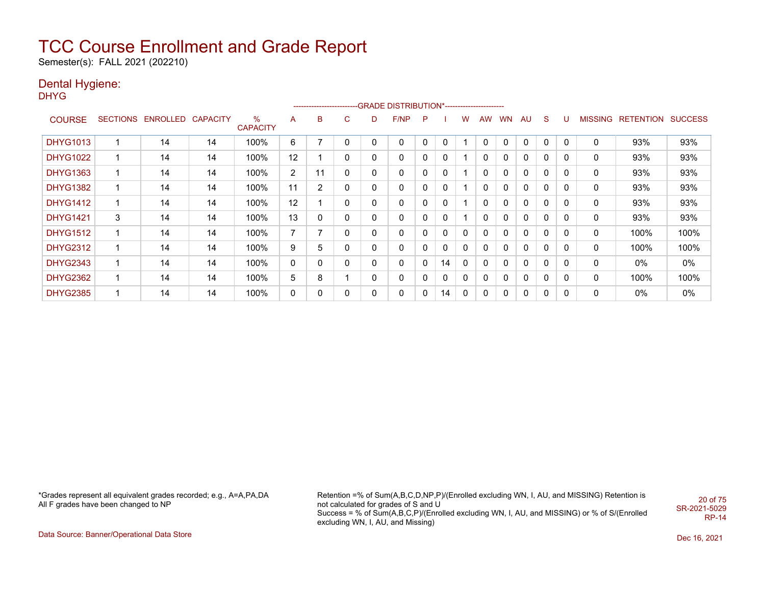# TCC Course Enrollment and Grade Report

Semester(s): FALL 2021 (202210)

## Dental Hygiene:

DHYG

| COURSE | SECTIONS | ENROLLED | CAPACITY | % CAPACITY | A | B | C | D | F/NP | P | I | W | AW | WN | AU | S | U | MISSING | RETENTION | SUCCESS |
|---|---|---|---|---|---|---|---|---|---|---|---|---|---|---|---|---|---|---|---|---|
| | | | | | GRADE DISTRIBUTION* | | | | | | | | | | | | | | | |
| DHYG1013 | 1 | 14 | 14 | 100% | 6 | 7 | 0 | 0 | 0 | 0 | 0 | 1 | 0 | 0 | 0 | 0 | 0 | 0 | 93% | 93% |
| DHYG1022 | 1 | 14 | 14 | 100% | 12 | 1 | 0 | 0 | 0 | 0 | 0 | 1 | 0 | 0 | 0 | 0 | 0 | 0 | 93% | 93% |
| DHYG1363 | 1 | 14 | 14 | 100% | 2 | 11 | 0 | 0 | 0 | 0 | 0 | 1 | 0 | 0 | 0 | 0 | 0 | 0 | 93% | 93% |
| DHYG1382 | 1 | 14 | 14 | 100% | 11 | 2 | 0 | 0 | 0 | 0 | 0 | 1 | 0 | 0 | 0 | 0 | 0 | 0 | 93% | 93% |
| DHYG1412 | 1 | 14 | 14 | 100% | 12 | 1 | 0 | 0 | 0 | 0 | 0 | 1 | 0 | 0 | 0 | 0 | 0 | 0 | 93% | 93% |
| DHYG1421 | 3 | 14 | 14 | 100% | 13 | 0 | 0 | 0 | 0 | 0 | 0 | 1 | 0 | 0 | 0 | 0 | 0 | 0 | 93% | 93% |
| DHYG1512 | 1 | 14 | 14 | 100% | 7 | 7 | 0 | 0 | 0 | 0 | 0 | 0 | 0 | 0 | 0 | 0 | 0 | 0 | 100% | 100% |
| DHYG2312 | 1 | 14 | 14 | 100% | 9 | 5 | 0 | 0 | 0 | 0 | 0 | 0 | 0 | 0 | 0 | 0 | 0 | 0 | 100% | 100% |
| DHYG2343 | 1 | 14 | 14 | 100% | 0 | 0 | 0 | 0 | 0 | 0 | 14 | 0 | 0 | 0 | 0 | 0 | 0 | 0 | 0% | 0% |
| DHYG2362 | 1 | 14 | 14 | 100% | 5 | 8 | 1 | 0 | 0 | 0 | 0 | 0 | 0 | 0 | 0 | 0 | 0 | 0 | 100% | 100% |
| DHYG2385 | 1 | 14 | 14 | 100% | 0 | 0 | 0 | 0 | 0 | 0 | 14 | 0 | 0 | 0 | 0 | 0 | 0 | 0 | 0% | 0% |

*Grades represent all equivalent grades recorded; e.g., A=A,PA,DA
All F grades have been changed to NP

Retention =% of Sum(A,B,C,D,NP,P)/(Enrolled excluding WN, I, AU, and MISSING) Retention is not calculated for grades of S and U
Success = % of Sum(A,B,C,P)/(Enrolled excluding WN, I, AU, and MISSING) or % of S/(Enrolled excluding WN, I, AU, and Missing)

SR-2021-5029
RP-14

Data Source: Banner/Operational Data Store

Dec 16, 2021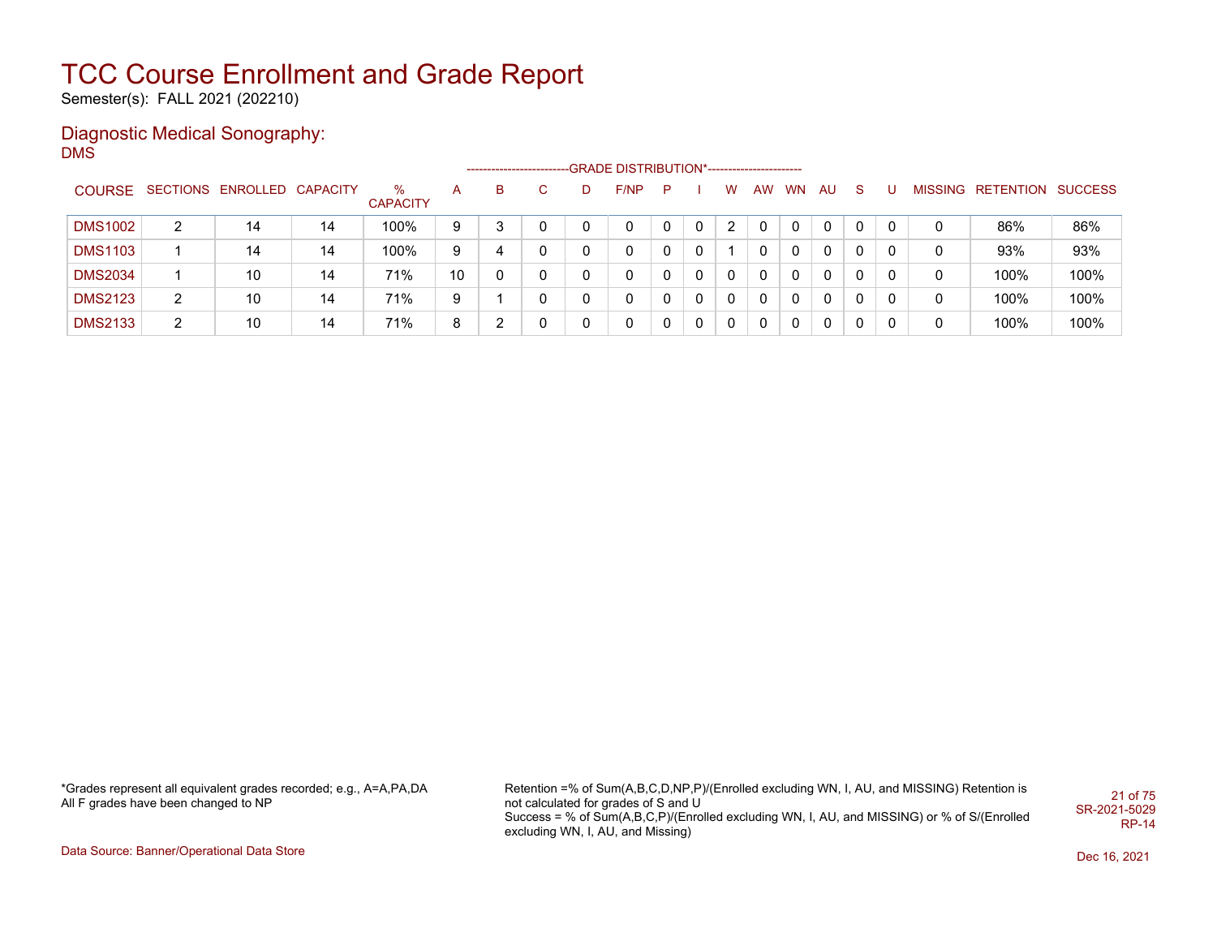# TCC Course Enrollment and Grade Report

Semester(s): FALL 2021 (202210)

## Diagnostic Medical Sonography:

DMS

| COURSE | SECTIONS | ENROLLED | CAPACITY | % CAPACITY | A | B | C | D | F/NP | P | I | W | AW | WN | AU | S | U | MISSING | RETENTION | SUCCESS |
|---|---|---|---|---|---|---|---|---|---|---|---|---|---|---|---|---|---|---|---|---|
| DMS1002 | 2 | 14 | 14 | 100% | 9 | 3 | 0 | 0 | 0 | 0 | 0 | 2 | 0 | 0 | 0 | 0 | 0 | 0 | 86% | 86% |
| DMS1103 | 1 | 14 | 14 | 100% | 9 | 4 | 0 | 0 | 0 | 0 | 0 | 1 | 0 | 0 | 0 | 0 | 0 | 0 | 93% | 93% |
| DMS2034 | 1 | 10 | 14 | 71% | 10 | 0 | 0 | 0 | 0 | 0 | 0 | 0 | 0 | 0 | 0 | 0 | 0 | 0 | 100% | 100% |
| DMS2123 | 2 | 10 | 14 | 71% | 9 | 1 | 0 | 0 | 0 | 0 | 0 | 0 | 0 | 0 | 0 | 0 | 0 | 0 | 100% | 100% |
| DMS2133 | 2 | 10 | 14 | 71% | 8 | 2 | 0 | 0 | 0 | 0 | 0 | 0 | 0 | 0 | 0 | 0 | 0 | 0 | 100% | 100% |

(Column group A through U: GRADE DISTRIBUTION*)

*Grades represent all equivalent grades recorded; e.g., A=A,PA,DA
All F grades have been changed to NP

Retention =% of Sum(A,B,C,D,NP,P)/(Enrolled excluding WN, I, AU, and MISSING) Retention is not calculated for grades of S and U
Success = % of Sum(A,B,C,P)/(Enrolled excluding WN, I, AU, and MISSING) or % of S/(Enrolled excluding WN, I, AU, and Missing)

SR-2021-5029
RP-14

Data Source: Banner/Operational Data Store

Dec 16, 2021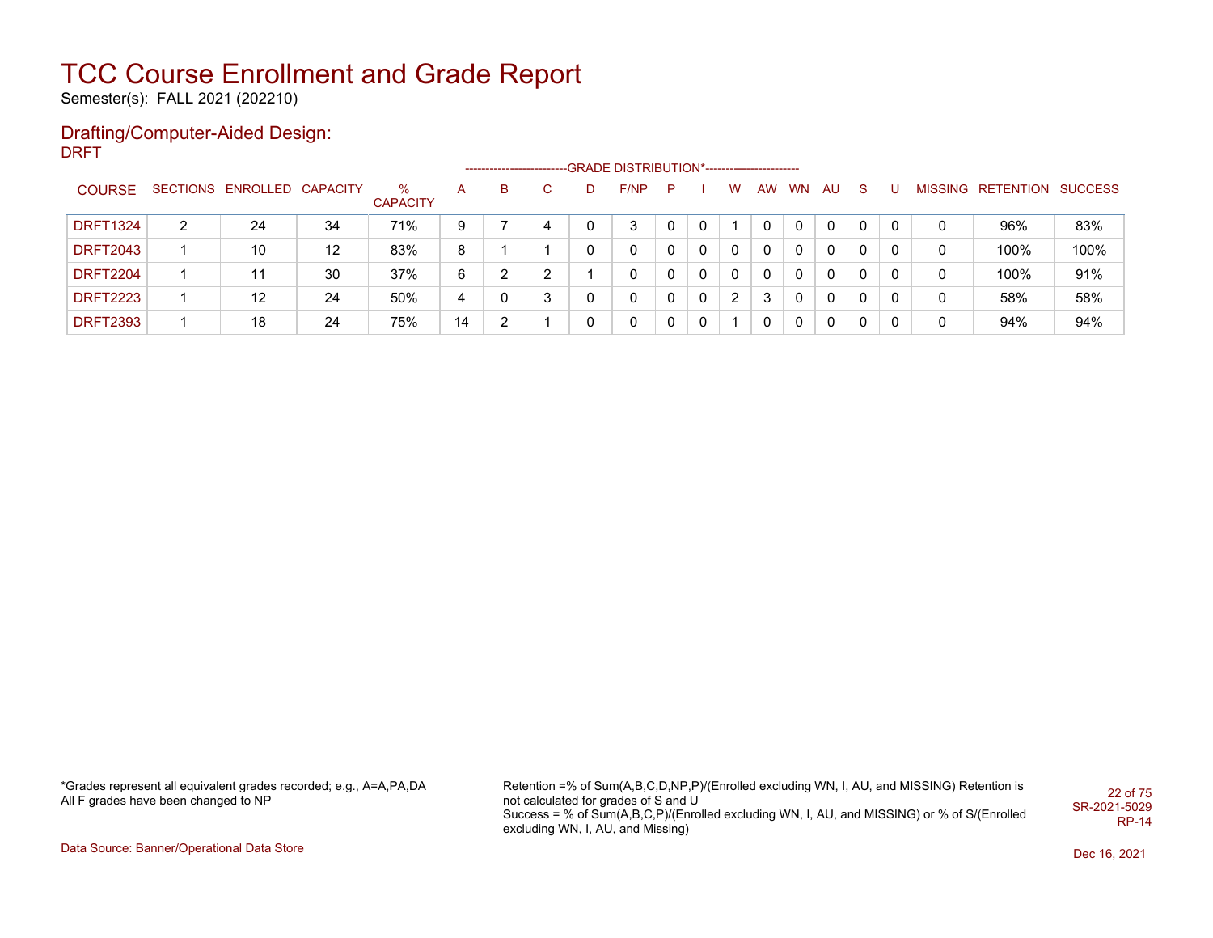# TCC Course Enrollment and Grade Report

Semester(s): FALL 2021 (202210)

## Drafting/Computer-Aided Design:

DRFT

| COURSE | SECTIONS | ENROLLED | CAPACITY | % CAPACITY | A | B | C | D | F/NP | P | I | W | AW | WN | AU | S | U | MISSING | RETENTION | SUCCESS |
|---|---|---|---|---|---|---|---|---|---|---|---|---|---|---|---|---|---|---|---|---|
| | | | | | GRADE DISTRIBUTION* | | | | | | | | | | | | | | | |
| DRFT1324 | 2 | 24 | 34 | 71% | 9 | 7 | 4 | 0 | 3 | 0 | 0 | 1 | 0 | 0 | 0 | 0 | 0 | 0 | 96% | 83% |
| DRFT2043 | 1 | 10 | 12 | 83% | 8 | 1 | 1 | 0 | 0 | 0 | 0 | 0 | 0 | 0 | 0 | 0 | 0 | 0 | 100% | 100% |
| DRFT2204 | 1 | 11 | 30 | 37% | 6 | 2 | 2 | 1 | 0 | 0 | 0 | 0 | 0 | 0 | 0 | 0 | 0 | 0 | 100% | 91% |
| DRFT2223 | 1 | 12 | 24 | 50% | 4 | 0 | 3 | 0 | 0 | 0 | 0 | 2 | 3 | 0 | 0 | 0 | 0 | 0 | 58% | 58% |
| DRFT2393 | 1 | 18 | 24 | 75% | 14 | 2 | 1 | 0 | 0 | 0 | 0 | 1 | 0 | 0 | 0 | 0 | 0 | 0 | 94% | 94% |

*Grades represent all equivalent grades recorded; e.g., A=A,PA,DA
All F grades have been changed to NP

Retention =% of Sum(A,B,C,D,NP,P)/(Enrolled excluding WN, I, AU, and MISSING) Retention is not calculated for grades of S and U
Success = % of Sum(A,B,C,P)/(Enrolled excluding WN, I, AU, and MISSING) or % of S/(Enrolled excluding WN, I, AU, and Missing)

SR-2021-5029
RP-14

Data Source: Banner/Operational Data Store

Dec 16, 2021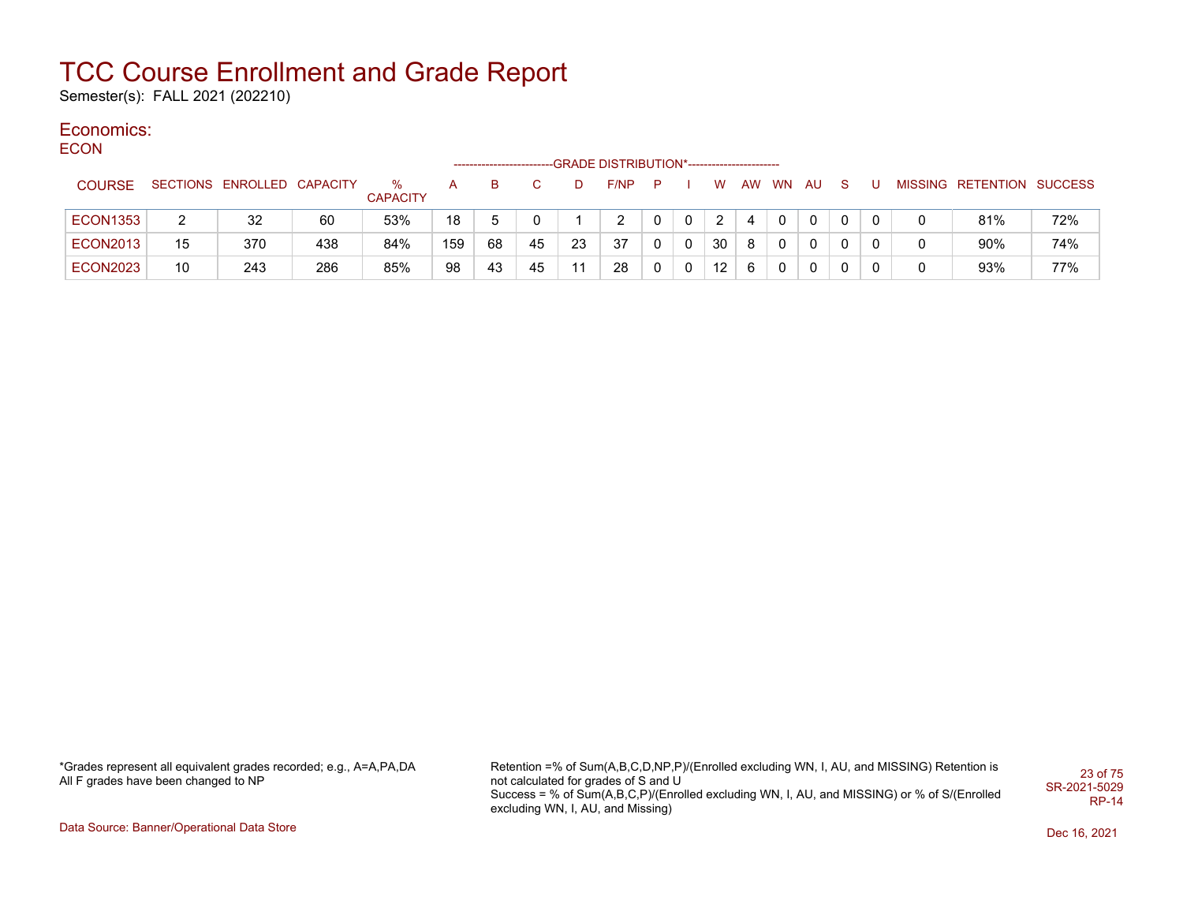# TCC Course Enrollment and Grade Report

Semester(s): FALL 2021 (202210)

## Economics:

### ECON

| COURSE | SECTIONS | ENROLLED | CAPACITY | % CAPACITY | A | B | C | D | F/NP | P | I | W | AW | WN | AU | S | U | MISSING | RETENTION | SUCCESS |
|---|---|---|---|---|---|---|---|---|---|---|---|---|---|---|---|---|---|---|---|---|
| | | | | | GRADE DISTRIBUTION* | | | | | | | | | | | | | | | |
| ECON1353 | 2 | 32 | 60 | 53% | 18 | 5 | 0 | 1 | 2 | 0 | 0 | 2 | 4 | 0 | 0 | 0 | 0 | 0 | 81% | 72% |
| ECON2013 | 15 | 370 | 438 | 84% | 159 | 68 | 45 | 23 | 37 | 0 | 0 | 30 | 8 | 0 | 0 | 0 | 0 | 0 | 90% | 74% |
| ECON2023 | 10 | 243 | 286 | 85% | 98 | 43 | 45 | 11 | 28 | 0 | 0 | 12 | 6 | 0 | 0 | 0 | 0 | 0 | 93% | 77% |

*Grades represent all equivalent grades recorded; e.g., A=A,PA,DA
All F grades have been changed to NP

Retention =% of Sum(A,B,C,D,NP,P)/(Enrolled excluding WN, I, AU, and MISSING) Retention is not calculated for grades of S and U
Success = % of Sum(A,B,C,P)/(Enrolled excluding WN, I, AU, and MISSING) or % of S/(Enrolled excluding WN, I, AU, and Missing)

SR-2021-5029
RP-14

Data Source: Banner/Operational Data Store

Dec 16, 2021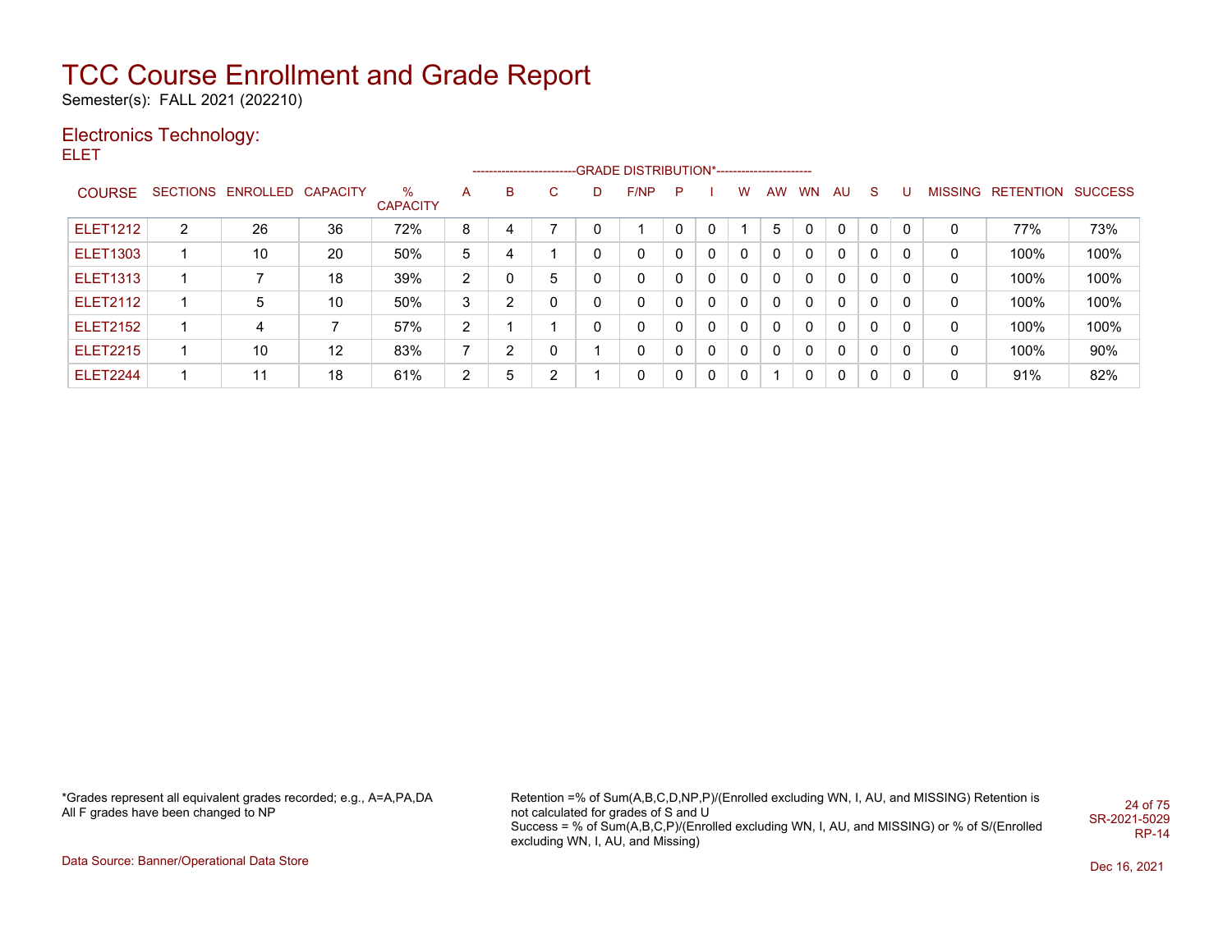# TCC Course Enrollment and Grade Report

Semester(s): FALL 2021 (202210)

## Electronics Technology:

ELET

| COURSE | SECTIONS | ENROLLED | CAPACITY | % CAPACITY | A | B | C | D | F/NP | P | I | W | AW | WN | AU | S | U | MISSING | RETENTION | SUCCESS |
|---|---|---|---|---|---|---|---|---|---|---|---|---|---|---|---|---|---|---|---|---|
| | | | | | -------------------------GRADE DISTRIBUTION*----------------------- | | | | | | | | | | | | | | | |
| ELET1212 | 2 | 26 | 36 | 72% | 8 | 4 | 7 | 0 | 1 | 0 | 0 | 1 | 5 | 0 | 0 | 0 | 0 | 0 | 77% | 73% |
| ELET1303 | 1 | 10 | 20 | 50% | 5 | 4 | 1 | 0 | 0 | 0 | 0 | 0 | 0 | 0 | 0 | 0 | 0 | 0 | 100% | 100% |
| ELET1313 | 1 | 7 | 18 | 39% | 2 | 0 | 5 | 0 | 0 | 0 | 0 | 0 | 0 | 0 | 0 | 0 | 0 | 0 | 100% | 100% |
| ELET2112 | 1 | 5 | 10 | 50% | 3 | 2 | 0 | 0 | 0 | 0 | 0 | 0 | 0 | 0 | 0 | 0 | 0 | 0 | 100% | 100% |
| ELET2152 | 1 | 4 | 7 | 57% | 2 | 1 | 1 | 0 | 0 | 0 | 0 | 0 | 0 | 0 | 0 | 0 | 0 | 0 | 100% | 100% |
| ELET2215 | 1 | 10 | 12 | 83% | 7 | 2 | 0 | 1 | 0 | 0 | 0 | 0 | 0 | 0 | 0 | 0 | 0 | 0 | 100% | 90% |
| ELET2244 | 1 | 11 | 18 | 61% | 2 | 5 | 2 | 1 | 0 | 0 | 0 | 0 | 1 | 0 | 0 | 0 | 0 | 0 | 91% | 82% |

*Grades represent all equivalent grades recorded; e.g., A=A,PA,DA
All F grades have been changed to NP

Retention =% of Sum(A,B,C,D,NP,P)/(Enrolled excluding WN, I, AU, and MISSING) Retention is not calculated for grades of S and U
Success = % of Sum(A,B,C,P)/(Enrolled excluding WN, I, AU, and MISSING) or % of S/(Enrolled excluding WN, I, AU, and Missing)

SR-2021-5029
RP-14

Data Source: Banner/Operational Data Store

Dec 16, 2021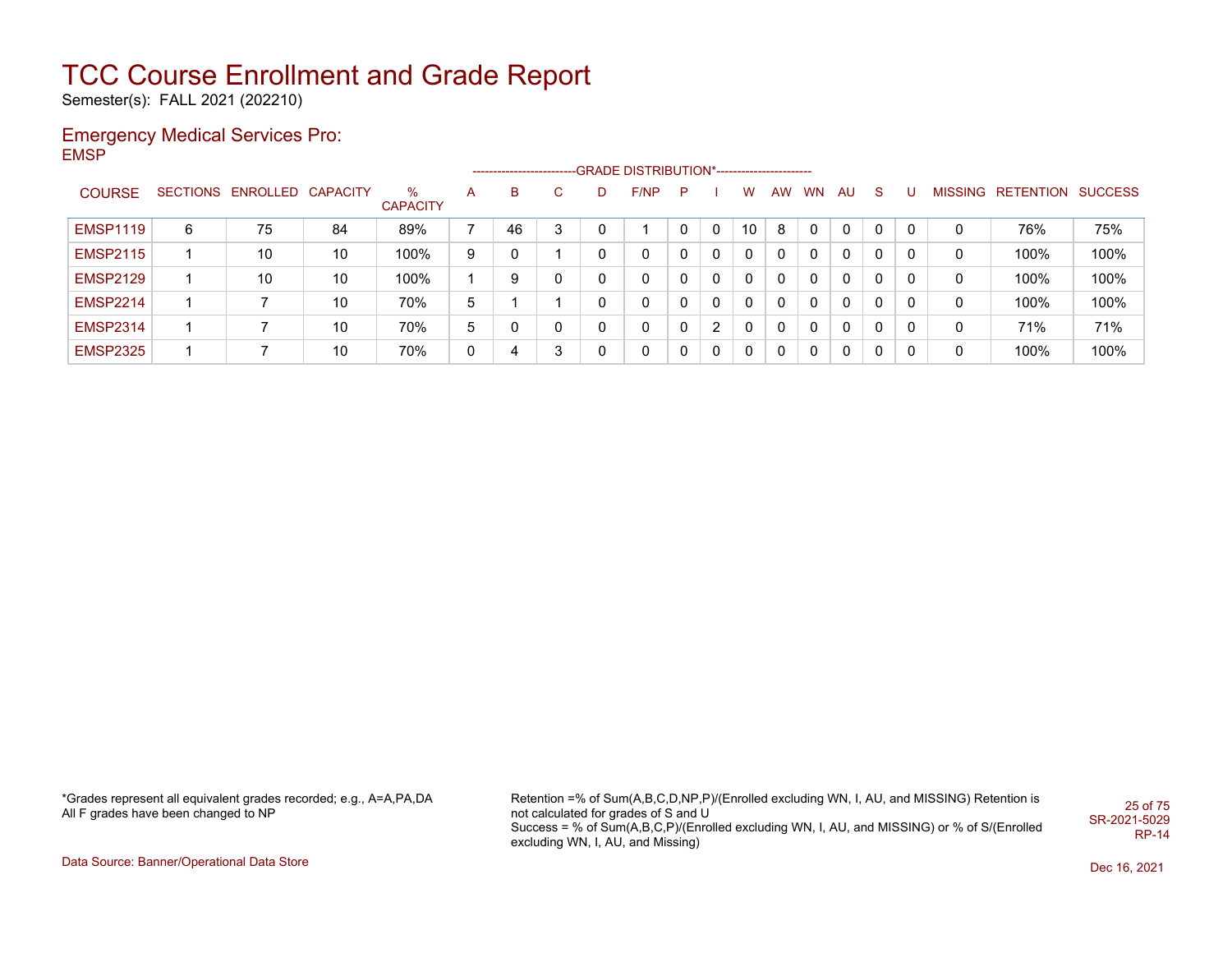# TCC Course Enrollment and Grade Report

Semester(s): FALL 2021 (202210)

## Emergency Medical Services Pro:

EMSP

| COURSE | SECTIONS | ENROLLED | CAPACITY | % CAPACITY | A | B | C | D | F/NP | P | I | W | AW | WN | AU | S | U | MISSING | RETENTION | SUCCESS |
|---|---|---|---|---|---|---|---|---|---|---|---|---|---|---|---|---|---|---|---|---|
| | | | | | GRADE DISTRIBUTION* | | | | | | | | | | | | | | | |
| EMSP1119 | 6 | 75 | 84 | 89% | 7 | 46 | 3 | 0 | 1 | 0 | 0 | 10 | 8 | 0 | 0 | 0 | 0 | 0 | 76% | 75% |
| EMSP2115 | 1 | 10 | 10 | 100% | 9 | 0 | 1 | 0 | 0 | 0 | 0 | 0 | 0 | 0 | 0 | 0 | 0 | 0 | 100% | 100% |
| EMSP2129 | 1 | 10 | 10 | 100% | 1 | 9 | 0 | 0 | 0 | 0 | 0 | 0 | 0 | 0 | 0 | 0 | 0 | 0 | 100% | 100% |
| EMSP2214 | 1 | 7 | 10 | 70% | 5 | 1 | 1 | 0 | 0 | 0 | 0 | 0 | 0 | 0 | 0 | 0 | 0 | 0 | 100% | 100% |
| EMSP2314 | 1 | 7 | 10 | 70% | 5 | 0 | 0 | 0 | 0 | 0 | 2 | 0 | 0 | 0 | 0 | 0 | 0 | 0 | 71% | 71% |
| EMSP2325 | 1 | 7 | 10 | 70% | 0 | 4 | 3 | 0 | 0 | 0 | 0 | 0 | 0 | 0 | 0 | 0 | 0 | 0 | 100% | 100% |

*Grades represent all equivalent grades recorded; e.g., A=A,PA,DA
All F grades have been changed to NP

Retention =% of Sum(A,B,C,D,NP,P)/(Enrolled excluding WN, I, AU, and MISSING) Retention is not calculated for grades of S and U
Success = % of Sum(A,B,C,P)/(Enrolled excluding WN, I, AU, and MISSING) or % of S/(Enrolled excluding WN, I, AU, and Missing)

SR-2021-5029
RP-14

Data Source: Banner/Operational Data Store

Dec 16, 2021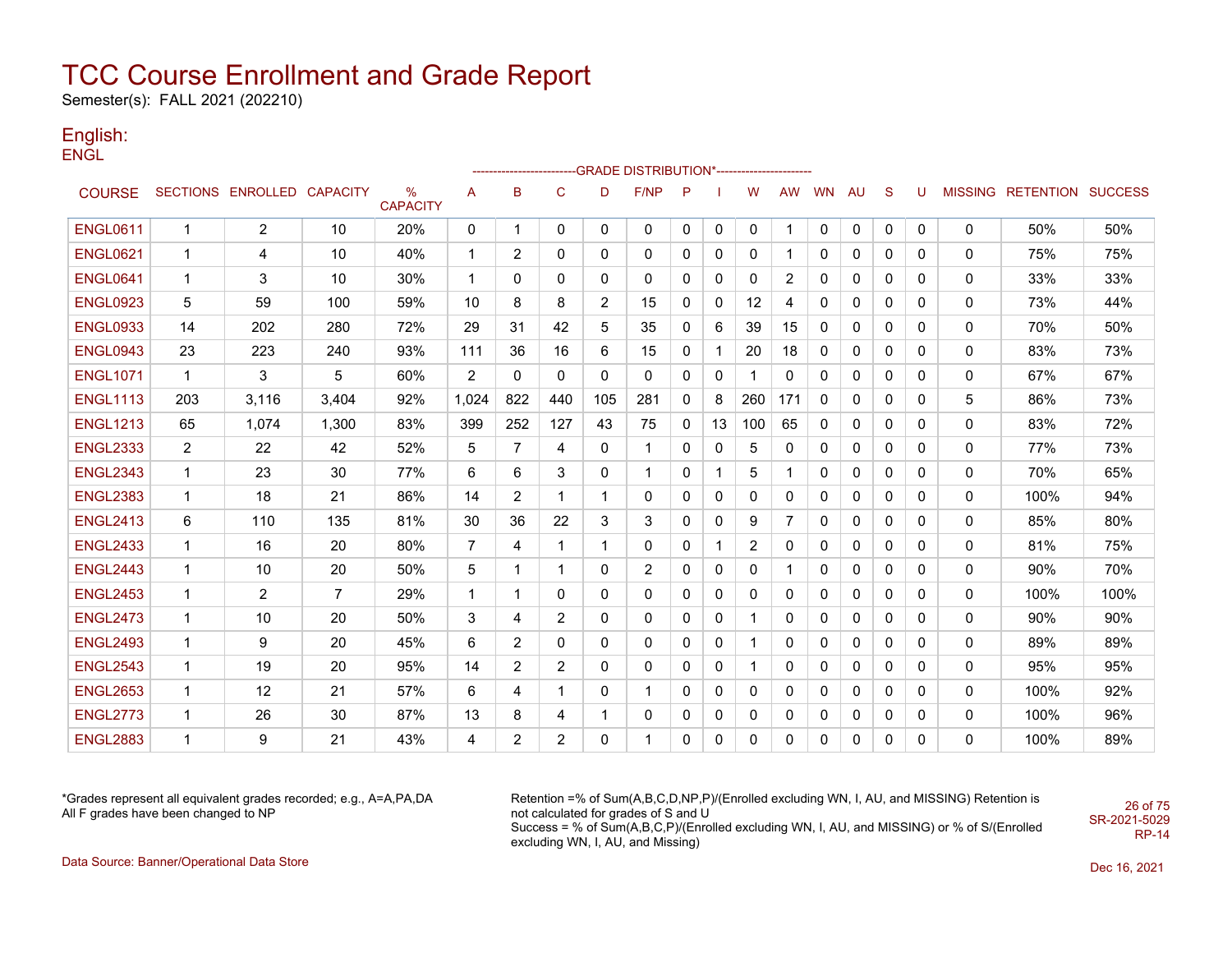# TCC Course Enrollment and Grade Report

Semester(s): FALL 2021 (202210)

## English:

ENGL

| COURSE | SECTIONS | ENROLLED | CAPACITY | % CAPACITY | GRADE DISTRIBUTION* | | | | | | | | | | | | | MISSING | RETENTION | SUCCESS |
|---|---|---|---|---|---|---|---|---|---|---|---|---|---|---|---|---|---|---|---|---|
| | | | | | A | B | C | D | F/NP | P | I | W | AW | WN | AU | S | U | | | |
| ENGL0611 | 1 | 2 | 10 | 20% | 0 | 1 | 0 | 0 | 0 | 0 | 0 | 0 | 1 | 0 | 0 | 0 | 0 | 0 | 50% | 50% |
| ENGL0621 | 1 | 4 | 10 | 40% | 1 | 2 | 0 | 0 | 0 | 0 | 0 | 0 | 1 | 0 | 0 | 0 | 0 | 0 | 75% | 75% |
| ENGL0641 | 1 | 3 | 10 | 30% | 1 | 0 | 0 | 0 | 0 | 0 | 0 | 0 | 2 | 0 | 0 | 0 | 0 | 0 | 33% | 33% |
| ENGL0923 | 5 | 59 | 100 | 59% | 10 | 8 | 8 | 2 | 15 | 0 | 0 | 12 | 4 | 0 | 0 | 0 | 0 | 0 | 73% | 44% |
| ENGL0933 | 14 | 202 | 280 | 72% | 29 | 31 | 42 | 5 | 35 | 0 | 6 | 39 | 15 | 0 | 0 | 0 | 0 | 0 | 70% | 50% |
| ENGL0943 | 23 | 223 | 240 | 93% | 111 | 36 | 16 | 6 | 15 | 0 | 1 | 20 | 18 | 0 | 0 | 0 | 0 | 0 | 83% | 73% |
| ENGL1071 | 1 | 3 | 5 | 60% | 2 | 0 | 0 | 0 | 0 | 0 | 0 | 1 | 0 | 0 | 0 | 0 | 0 | 0 | 67% | 67% |
| ENGL1113 | 203 | 3,116 | 3,404 | 92% | 1,024 | 822 | 440 | 105 | 281 | 0 | 8 | 260 | 171 | 0 | 0 | 0 | 0 | 5 | 86% | 73% |
| ENGL1213 | 65 | 1,074 | 1,300 | 83% | 399 | 252 | 127 | 43 | 75 | 0 | 13 | 100 | 65 | 0 | 0 | 0 | 0 | 0 | 83% | 72% |
| ENGL2333 | 2 | 22 | 42 | 52% | 5 | 7 | 4 | 0 | 1 | 0 | 0 | 5 | 0 | 0 | 0 | 0 | 0 | 0 | 77% | 73% |
| ENGL2343 | 1 | 23 | 30 | 77% | 6 | 6 | 3 | 0 | 1 | 0 | 1 | 5 | 1 | 0 | 0 | 0 | 0 | 0 | 70% | 65% |
| ENGL2383 | 1 | 18 | 21 | 86% | 14 | 2 | 1 | 1 | 0 | 0 | 0 | 0 | 0 | 0 | 0 | 0 | 0 | 0 | 100% | 94% |
| ENGL2413 | 6 | 110 | 135 | 81% | 30 | 36 | 22 | 3 | 3 | 0 | 0 | 9 | 7 | 0 | 0 | 0 | 0 | 0 | 85% | 80% |
| ENGL2433 | 1 | 16 | 20 | 80% | 7 | 4 | 1 | 1 | 0 | 0 | 1 | 2 | 0 | 0 | 0 | 0 | 0 | 0 | 81% | 75% |
| ENGL2443 | 1 | 10 | 20 | 50% | 5 | 1 | 1 | 0 | 2 | 0 | 0 | 0 | 1 | 0 | 0 | 0 | 0 | 0 | 90% | 70% |
| ENGL2453 | 1 | 2 | 7 | 29% | 1 | 1 | 0 | 0 | 0 | 0 | 0 | 0 | 0 | 0 | 0 | 0 | 0 | 0 | 100% | 100% |
| ENGL2473 | 1 | 10 | 20 | 50% | 3 | 4 | 2 | 0 | 0 | 0 | 0 | 1 | 0 | 0 | 0 | 0 | 0 | 0 | 90% | 90% |
| ENGL2493 | 1 | 9 | 20 | 45% | 6 | 2 | 0 | 0 | 0 | 0 | 0 | 1 | 0 | 0 | 0 | 0 | 0 | 0 | 89% | 89% |
| ENGL2543 | 1 | 19 | 20 | 95% | 14 | 2 | 2 | 0 | 0 | 0 | 0 | 1 | 0 | 0 | 0 | 0 | 0 | 0 | 95% | 95% |
| ENGL2653 | 1 | 12 | 21 | 57% | 6 | 4 | 1 | 0 | 1 | 0 | 0 | 0 | 0 | 0 | 0 | 0 | 0 | 0 | 100% | 92% |
| ENGL2773 | 1 | 26 | 30 | 87% | 13 | 8 | 4 | 1 | 0 | 0 | 0 | 0 | 0 | 0 | 0 | 0 | 0 | 0 | 100% | 96% |
| ENGL2883 | 1 | 9 | 21 | 43% | 4 | 2 | 2 | 0 | 1 | 0 | 0 | 0 | 0 | 0 | 0 | 0 | 0 | 0 | 100% | 89% |

*Grades represent all equivalent grades recorded; e.g., A=A,PA,DA
All F grades have been changed to NP

Retention =% of Sum(A,B,C,D,NP,P)/(Enrolled excluding WN, I, AU, and MISSING) Retention is not calculated for grades of S and U
Success = % of Sum(A,B,C,P)/(Enrolled excluding WN, I, AU, and MISSING) or % of S/(Enrolled excluding WN, I, AU, and Missing)

SR-2021-5029
RP-14

Data Source: Banner/Operational Data Store

Dec 16, 2021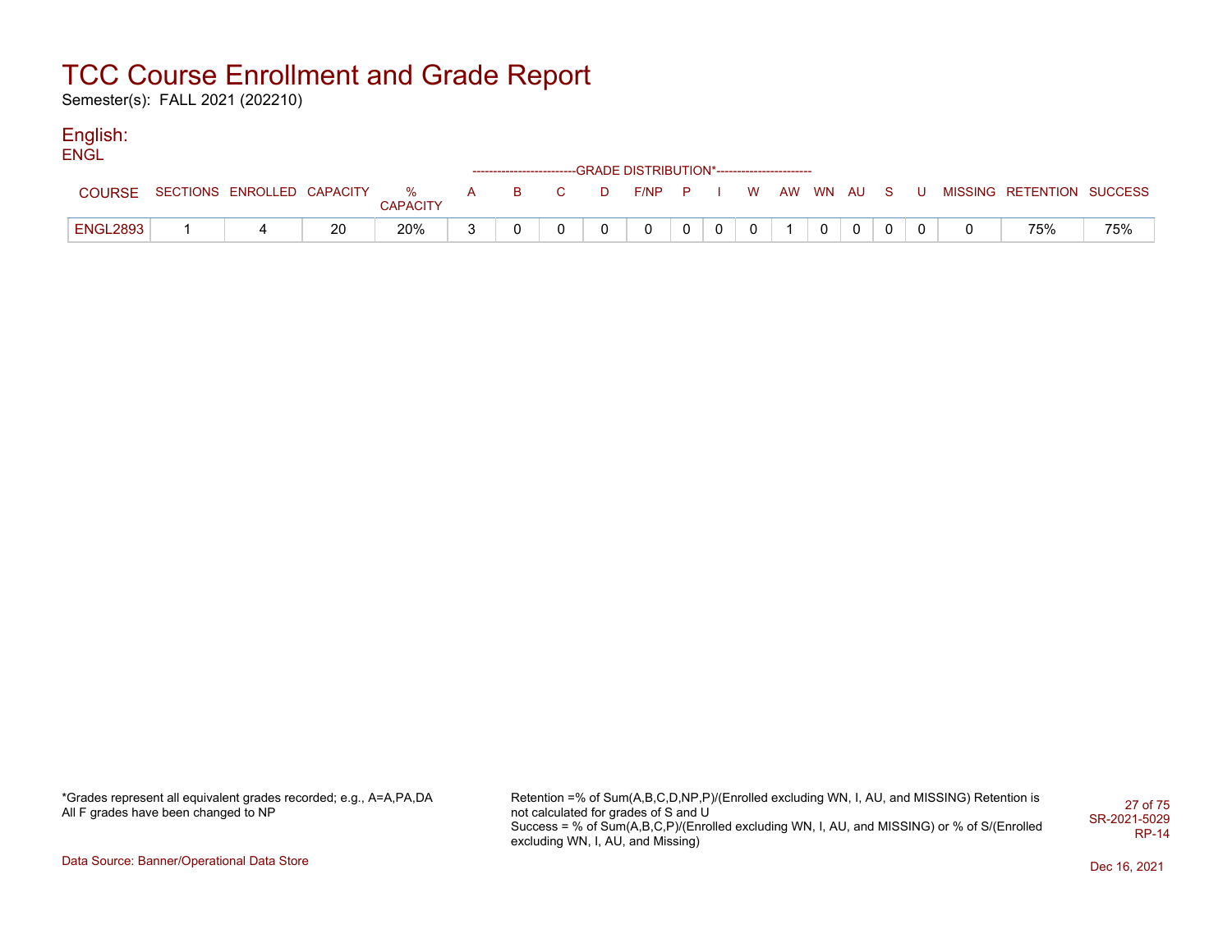# TCC Course Enrollment and Grade Report

Semester(s): FALL 2021 (202210)

## English:

ENGL

| COURSE | SECTIONS | ENROLLED | CAPACITY | % CAPACITY | A | B | C | D | F/NP | P | I | W | AW | WN | AU | S | U | MISSING | RETENTION | SUCCESS |
|---|---|---|---|---|---|---|---|---|---|---|---|---|---|---|---|---|---|---|---|---|
| | | | | | GRADE DISTRIBUTION* | | | | | | | | | | | | | | | |
| ENGL2893 | 1 | 4 | 20 | 20% | 3 | 0 | 0 | 0 | 0 | 0 | 0 | 0 | 1 | 0 | 0 | 0 | 0 | 0 | 75% | 75% |

*Grades represent all equivalent grades recorded; e.g., A=A,PA,DA
All F grades have been changed to NP

Retention =% of Sum(A,B,C,D,NP,P)/(Enrolled excluding WN, I, AU, and MISSING) Retention is not calculated for grades of S and U
Success = % of Sum(A,B,C,P)/(Enrolled excluding WN, I, AU, and MISSING) or % of S/(Enrolled excluding WN, I, AU, and Missing)

SR-2021-5029
RP-14

Data Source: Banner/Operational Data Store

Dec 16, 2021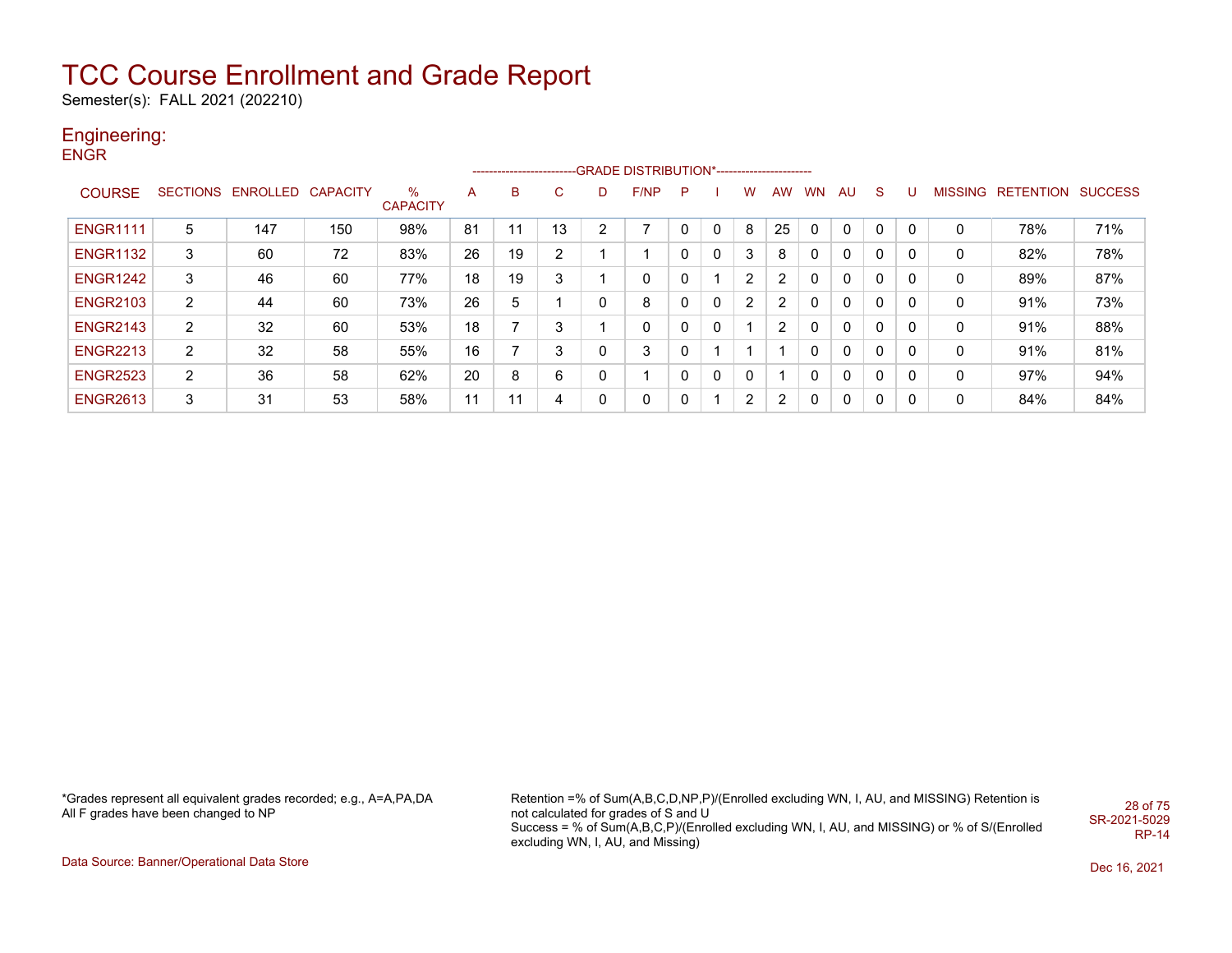# TCC Course Enrollment and Grade Report

Semester(s): FALL 2021 (202210)

## Engineering:

### ENGR

| COURSE | SECTIONS | ENROLLED | CAPACITY | % CAPACITY | A | B | C | D | F/NP | P | I | W | AW | WN | AU | S | U | MISSING | RETENTION | SUCCESS |
|---|---|---|---|---|---|---|---|---|---|---|---|---|---|---|---|---|---|---|---|---|
| | | | | | GRADE DISTRIBUTION* | | | | | | | | | | | | | | | |
| ENGR1111 | 5 | 147 | 150 | 98% | 81 | 11 | 13 | 2 | 7 | 0 | 0 | 8 | 25 | 0 | 0 | 0 | 0 | 0 | 78% | 71% |
| ENGR1132 | 3 | 60 | 72 | 83% | 26 | 19 | 2 | 1 | 1 | 0 | 0 | 3 | 8 | 0 | 0 | 0 | 0 | 0 | 82% | 78% |
| ENGR1242 | 3 | 46 | 60 | 77% | 18 | 19 | 3 | 1 | 0 | 0 | 1 | 2 | 2 | 0 | 0 | 0 | 0 | 0 | 89% | 87% |
| ENGR2103 | 2 | 44 | 60 | 73% | 26 | 5 | 1 | 0 | 8 | 0 | 0 | 2 | 2 | 0 | 0 | 0 | 0 | 0 | 91% | 73% |
| ENGR2143 | 2 | 32 | 60 | 53% | 18 | 7 | 3 | 1 | 0 | 0 | 0 | 1 | 2 | 0 | 0 | 0 | 0 | 0 | 91% | 88% |
| ENGR2213 | 2 | 32 | 58 | 55% | 16 | 7 | 3 | 0 | 3 | 0 | 1 | 1 | 1 | 0 | 0 | 0 | 0 | 0 | 91% | 81% |
| ENGR2523 | 2 | 36 | 58 | 62% | 20 | 8 | 6 | 0 | 1 | 0 | 0 | 0 | 1 | 0 | 0 | 0 | 0 | 0 | 97% | 94% |
| ENGR2613 | 3 | 31 | 53 | 58% | 11 | 11 | 4 | 0 | 0 | 0 | 1 | 2 | 2 | 0 | 0 | 0 | 0 | 0 | 84% | 84% |

*Grades represent all equivalent grades recorded; e.g., A=A,PA,DA
All F grades have been changed to NP

Retention =% of Sum(A,B,C,D,NP,P)/(Enrolled excluding WN, I, AU, and MISSING) Retention is not calculated for grades of S and U
Success = % of Sum(A,B,C,P)/(Enrolled excluding WN, I, AU, and MISSING) or % of S/(Enrolled excluding WN, I, AU, and Missing)

SR-2021-5029
RP-14

Data Source: Banner/Operational Data Store

Dec 16, 2021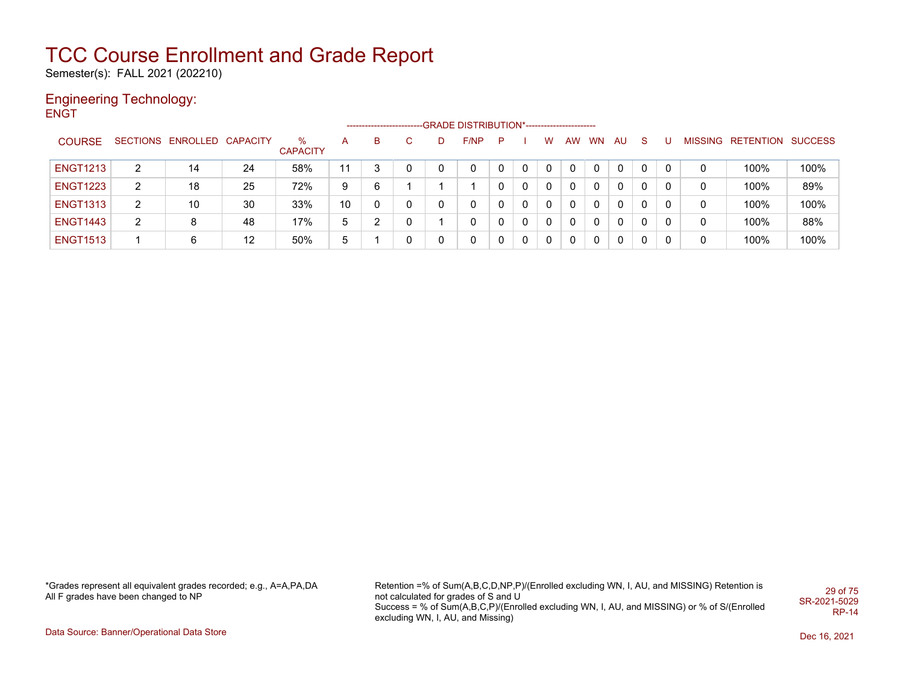# TCC Course Enrollment and Grade Report

Semester(s): FALL 2021 (202210)

## Engineering Technology:

ENGT

| COURSE | SECTIONS | ENROLLED | CAPACITY | % CAPACITY | A | B | C | D | F/NP | P | I | W | AW | WN | AU | S | U | MISSING | RETENTION | SUCCESS |
|---|---|---|---|---|---|---|---|---|---|---|---|---|---|---|---|---|---|---|---|---|
| | | | | | GRADE DISTRIBUTION* | | | | | | | | | | | | | | | |
| ENGT1213 | 2 | 14 | 24 | 58% | 11 | 3 | 0 | 0 | 0 | 0 | 0 | 0 | 0 | 0 | 0 | 0 | 0 | 0 | 100% | 100% |
| ENGT1223 | 2 | 18 | 25 | 72% | 9 | 6 | 1 | 1 | 1 | 0 | 0 | 0 | 0 | 0 | 0 | 0 | 0 | 0 | 100% | 89% |
| ENGT1313 | 2 | 10 | 30 | 33% | 10 | 0 | 0 | 0 | 0 | 0 | 0 | 0 | 0 | 0 | 0 | 0 | 0 | 0 | 100% | 100% |
| ENGT1443 | 2 | 8 | 48 | 17% | 5 | 2 | 0 | 1 | 0 | 0 | 0 | 0 | 0 | 0 | 0 | 0 | 0 | 0 | 100% | 88% |
| ENGT1513 | 1 | 6 | 12 | 50% | 5 | 1 | 0 | 0 | 0 | 0 | 0 | 0 | 0 | 0 | 0 | 0 | 0 | 0 | 100% | 100% |

*Grades represent all equivalent grades recorded; e.g., A=A,PA,DA
All F grades have been changed to NP

Retention =% of Sum(A,B,C,D,NP,P)/(Enrolled excluding WN, I, AU, and MISSING) Retention is not calculated for grades of S and U
Success = % of Sum(A,B,C,P)/(Enrolled excluding WN, I, AU, and MISSING) or % of S/(Enrolled excluding WN, I, AU, and Missing)

SR-2021-5029
RP-14

Data Source: Banner/Operational Data Store

Dec 16, 2021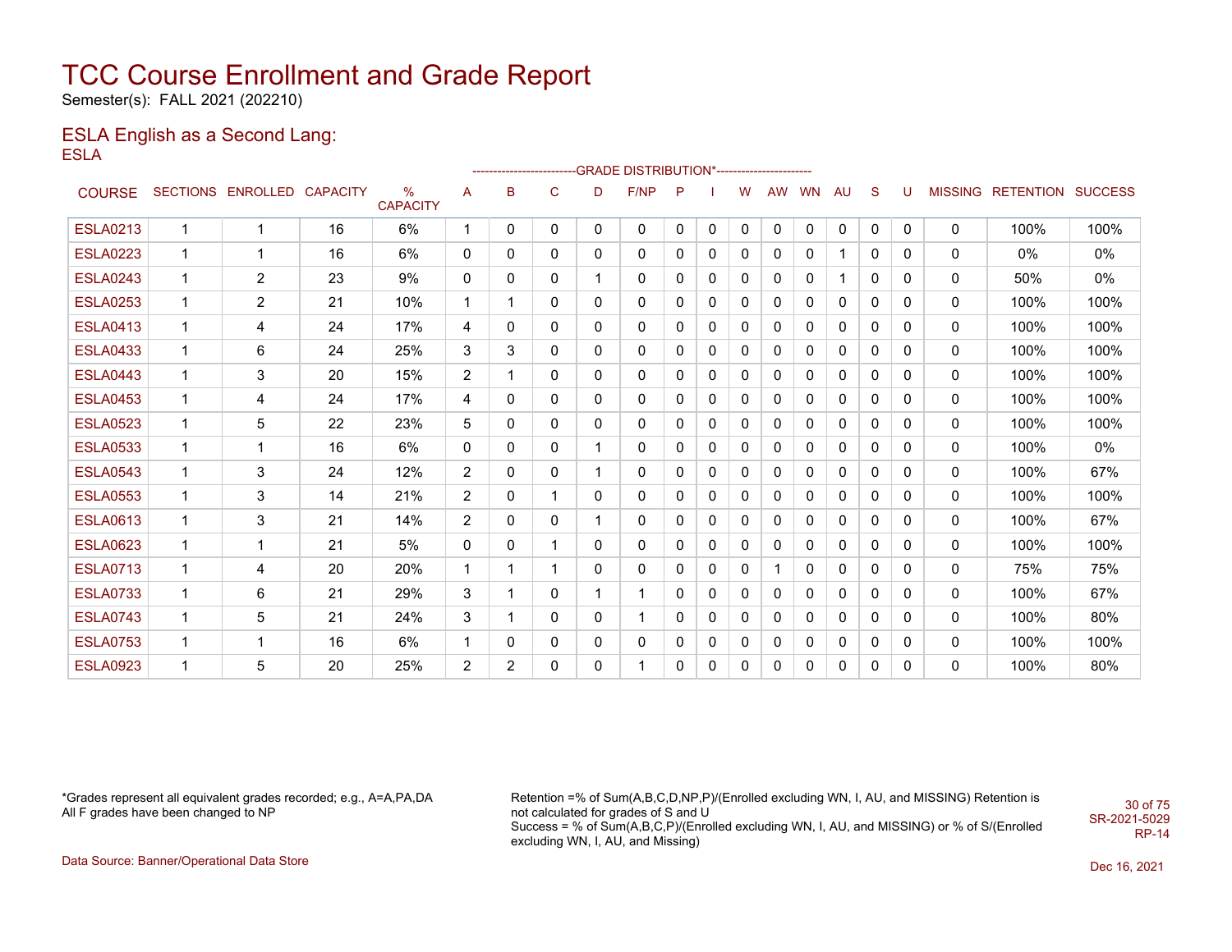# TCC Course Enrollment and Grade Report

Semester(s): FALL 2021 (202210)

## ESLA English as a Second Lang:

ESLA

| COURSE | SECTIONS | ENROLLED | CAPACITY | % CAPACITY | A | B | C | D | F/NP | P | I | W | AW | WN | AU | S | U | MISSING | RETENTION | SUCCESS |
|---|---|---|---|---|---|---|---|---|---|---|---|---|---|---|---|---|---|---|---|---|
| | | | | | GRADE DISTRIBUTION* | | | | | | | | | | | | | | | |
| ESLA0213 | 1 | 1 | 16 | 6% | 1 | 0 | 0 | 0 | 0 | 0 | 0 | 0 | 0 | 0 | 0 | 0 | 0 | 0 | 100% | 100% |
| ESLA0223 | 1 | 1 | 16 | 6% | 0 | 0 | 0 | 0 | 0 | 0 | 0 | 0 | 0 | 0 | 1 | 0 | 0 | 0 | 0% | 0% |
| ESLA0243 | 1 | 2 | 23 | 9% | 0 | 0 | 0 | 1 | 0 | 0 | 0 | 0 | 0 | 0 | 1 | 0 | 0 | 0 | 50% | 0% |
| ESLA0253 | 1 | 2 | 21 | 10% | 1 | 1 | 0 | 0 | 0 | 0 | 0 | 0 | 0 | 0 | 0 | 0 | 0 | 0 | 100% | 100% |
| ESLA0413 | 1 | 4 | 24 | 17% | 4 | 0 | 0 | 0 | 0 | 0 | 0 | 0 | 0 | 0 | 0 | 0 | 0 | 0 | 100% | 100% |
| ESLA0433 | 1 | 6 | 24 | 25% | 3 | 3 | 0 | 0 | 0 | 0 | 0 | 0 | 0 | 0 | 0 | 0 | 0 | 0 | 100% | 100% |
| ESLA0443 | 1 | 3 | 20 | 15% | 2 | 1 | 0 | 0 | 0 | 0 | 0 | 0 | 0 | 0 | 0 | 0 | 0 | 0 | 100% | 100% |
| ESLA0453 | 1 | 4 | 24 | 17% | 4 | 0 | 0 | 0 | 0 | 0 | 0 | 0 | 0 | 0 | 0 | 0 | 0 | 0 | 100% | 100% |
| ESLA0523 | 1 | 5 | 22 | 23% | 5 | 0 | 0 | 0 | 0 | 0 | 0 | 0 | 0 | 0 | 0 | 0 | 0 | 0 | 100% | 100% |
| ESLA0533 | 1 | 1 | 16 | 6% | 0 | 0 | 0 | 1 | 0 | 0 | 0 | 0 | 0 | 0 | 0 | 0 | 0 | 0 | 100% | 0% |
| ESLA0543 | 1 | 3 | 24 | 12% | 2 | 0 | 0 | 1 | 0 | 0 | 0 | 0 | 0 | 0 | 0 | 0 | 0 | 0 | 100% | 67% |
| ESLA0553 | 1 | 3 | 14 | 21% | 2 | 0 | 1 | 0 | 0 | 0 | 0 | 0 | 0 | 0 | 0 | 0 | 0 | 0 | 100% | 100% |
| ESLA0613 | 1 | 3 | 21 | 14% | 2 | 0 | 0 | 1 | 0 | 0 | 0 | 0 | 0 | 0 | 0 | 0 | 0 | 0 | 100% | 67% |
| ESLA0623 | 1 | 1 | 21 | 5% | 0 | 0 | 1 | 0 | 0 | 0 | 0 | 0 | 0 | 0 | 0 | 0 | 0 | 0 | 100% | 100% |
| ESLA0713 | 1 | 4 | 20 | 20% | 1 | 1 | 1 | 0 | 0 | 0 | 0 | 0 | 1 | 0 | 0 | 0 | 0 | 0 | 75% | 75% |
| ESLA0733 | 1 | 6 | 21 | 29% | 3 | 1 | 0 | 1 | 1 | 0 | 0 | 0 | 0 | 0 | 0 | 0 | 0 | 0 | 100% | 67% |
| ESLA0743 | 1 | 5 | 21 | 24% | 3 | 1 | 0 | 0 | 1 | 0 | 0 | 0 | 0 | 0 | 0 | 0 | 0 | 0 | 100% | 80% |
| ESLA0753 | 1 | 1 | 16 | 6% | 1 | 0 | 0 | 0 | 0 | 0 | 0 | 0 | 0 | 0 | 0 | 0 | 0 | 0 | 100% | 100% |
| ESLA0923 | 1 | 5 | 20 | 25% | 2 | 2 | 0 | 0 | 1 | 0 | 0 | 0 | 0 | 0 | 0 | 0 | 0 | 0 | 100% | 80% |

*Grades represent all equivalent grades recorded; e.g., A=A,PA,DA
All F grades have been changed to NP

Retention =% of Sum(A,B,C,D,NP,P)/(Enrolled excluding WN, I, AU, and MISSING) Retention is not calculated for grades of S and U
Success = % of Sum(A,B,C,P)/(Enrolled excluding WN, I, AU, and MISSING) or % of S/(Enrolled excluding WN, I, AU, and Missing)

SR-2021-5029
RP-14

Data Source: Banner/Operational Data Store

Dec 16, 2021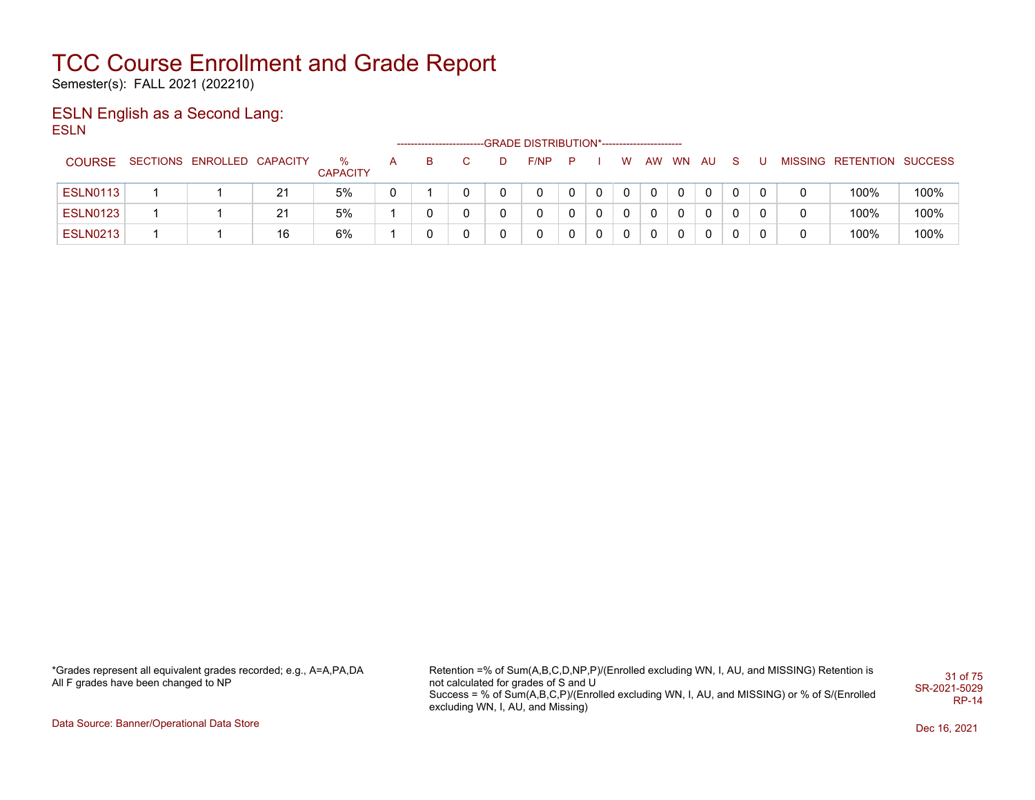# TCC Course Enrollment and Grade Report

Semester(s): FALL 2021 (202210)

## ESLN English as a Second Lang:

ESLN

| COURSE | SECTIONS | ENROLLED | CAPACITY | % CAPACITY | A | B | C | D | F/NP | P | I | W | AW | WN | AU | S | U | MISSING | RETENTION | SUCCESS |
|---|---|---|---|---|---|---|---|---|---|---|---|---|---|---|---|---|---|---|---|---|
| ESLN0113 | 1 | 1 | 21 | 5% | 0 | 1 | 0 | 0 | 0 | 0 | 0 | 0 | 0 | 0 | 0 | 0 | 0 | 0 | 100% | 100% |
| ESLN0123 | 1 | 1 | 21 | 5% | 1 | 0 | 0 | 0 | 0 | 0 | 0 | 0 | 0 | 0 | 0 | 0 | 0 | 0 | 100% | 100% |
| ESLN0213 | 1 | 1 | 16 | 6% | 1 | 0 | 0 | 0 | 0 | 0 | 0 | 0 | 0 | 0 | 0 | 0 | 0 | 0 | 100% | 100% |

(Columns A through U fall under the heading GRADE DISTRIBUTION*.)

*Grades represent all equivalent grades recorded; e.g., A=A,PA,DA
All F grades have been changed to NP

Retention =% of Sum(A,B,C,D,NP,P)/(Enrolled excluding WN, I, AU, and MISSING) Retention is not calculated for grades of S and U
Success = % of Sum(A,B,C,P)/(Enrolled excluding WN, I, AU, and MISSING) or % of S/(Enrolled excluding WN, I, AU, and Missing)

SR-2021-5029
RP-14

Data Source: Banner/Operational Data Store

Dec 16, 2021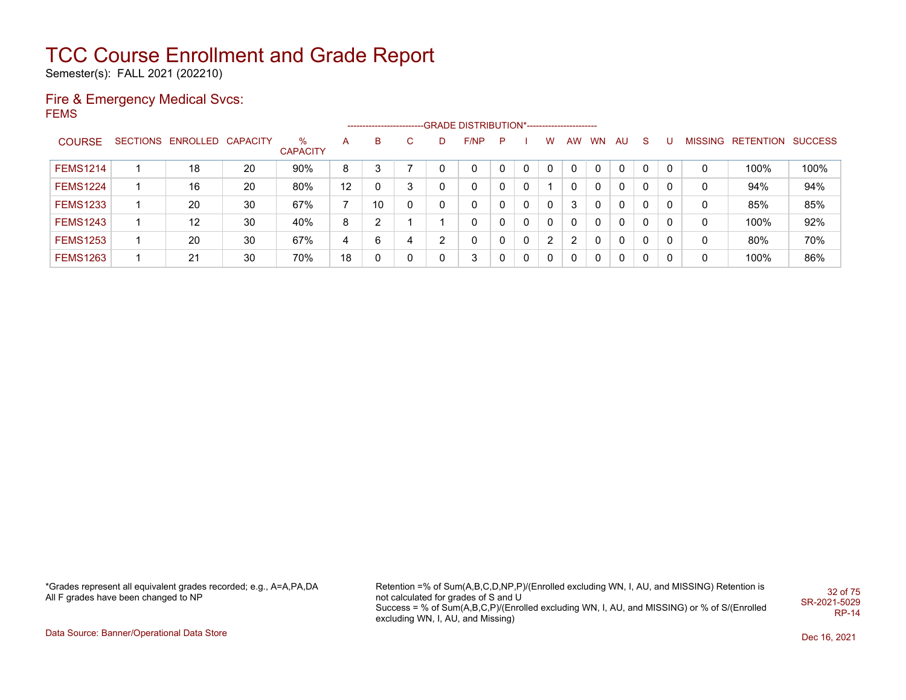# TCC Course Enrollment and Grade Report

Semester(s): FALL 2021 (202210)

## Fire & Emergency Medical Svcs:

FEMS

| COURSE | SECTIONS | ENROLLED | CAPACITY | % CAPACITY | A | B | C | D | F/NP | P | I | W | AW | WN | AU | S | U | MISSING | RETENTION | SUCCESS |
|---|---|---|---|---|---|---|---|---|---|---|---|---|---|---|---|---|---|---|---|---|
| | | | | | GRADE DISTRIBUTION* | | | | | | | | | | | | | | | |
| FEMS1214 | 1 | 18 | 20 | 90% | 8 | 3 | 7 | 0 | 0 | 0 | 0 | 0 | 0 | 0 | 0 | 0 | 0 | 0 | 100% | 100% |
| FEMS1224 | 1 | 16 | 20 | 80% | 12 | 0 | 3 | 0 | 0 | 0 | 0 | 1 | 0 | 0 | 0 | 0 | 0 | 0 | 94% | 94% |
| FEMS1233 | 1 | 20 | 30 | 67% | 7 | 10 | 0 | 0 | 0 | 0 | 0 | 0 | 3 | 0 | 0 | 0 | 0 | 0 | 85% | 85% |
| FEMS1243 | 1 | 12 | 30 | 40% | 8 | 2 | 1 | 1 | 0 | 0 | 0 | 0 | 0 | 0 | 0 | 0 | 0 | 0 | 100% | 92% |
| FEMS1253 | 1 | 20 | 30 | 67% | 4 | 6 | 4 | 2 | 0 | 0 | 0 | 2 | 2 | 0 | 0 | 0 | 0 | 0 | 80% | 70% |
| FEMS1263 | 1 | 21 | 30 | 70% | 18 | 0 | 0 | 0 | 3 | 0 | 0 | 0 | 0 | 0 | 0 | 0 | 0 | 0 | 100% | 86% |

*Grades represent all equivalent grades recorded; e.g., A=A,PA,DA
All F grades have been changed to NP

Retention =% of Sum(A,B,C,D,NP,P)/(Enrolled excluding WN, I, AU, and MISSING) Retention is not calculated for grades of S and U
Success = % of Sum(A,B,C,P)/(Enrolled excluding WN, I, AU, and MISSING) or % of S/(Enrolled excluding WN, I, AU, and Missing)

SR-2021-5029
RP-14

Data Source: Banner/Operational Data Store

Dec 16, 2021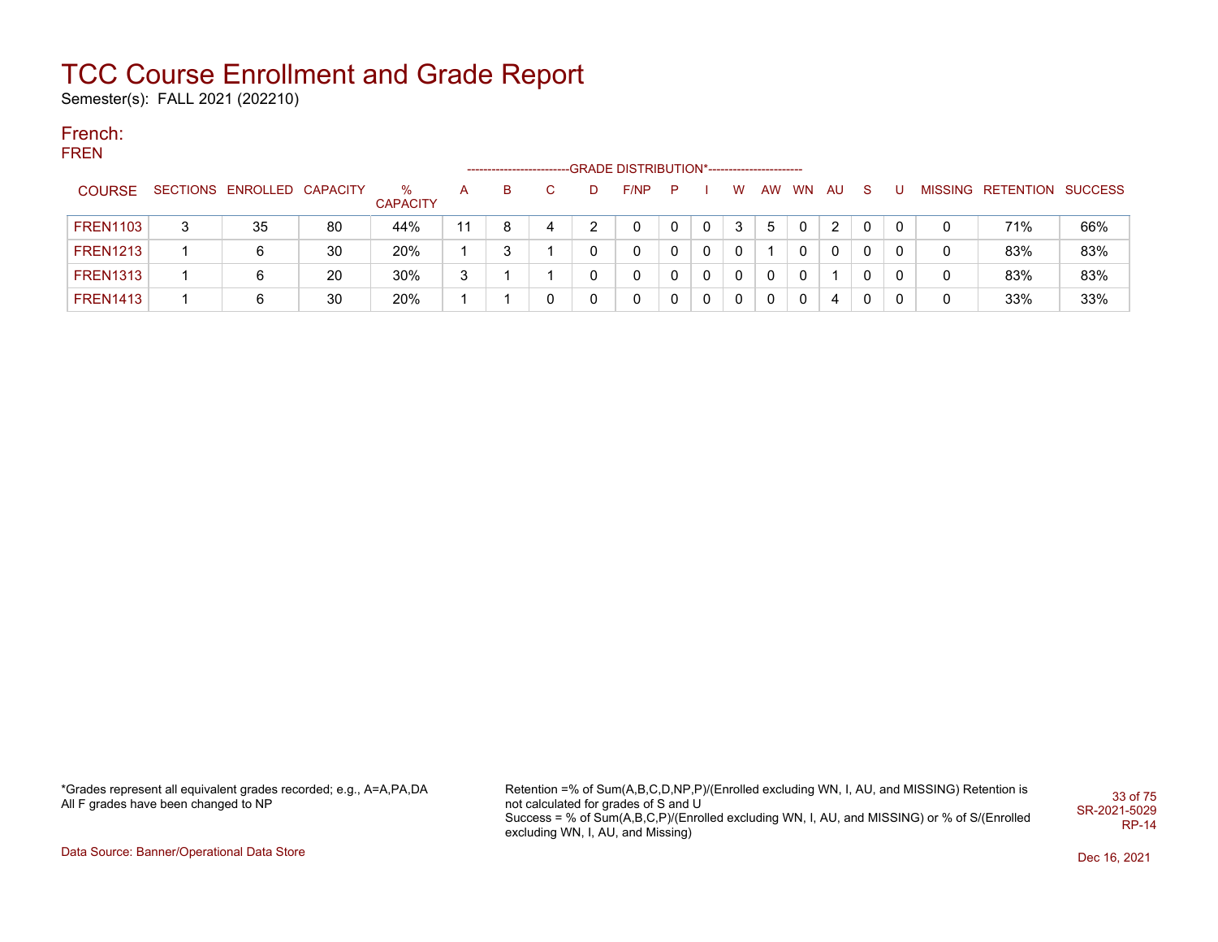# TCC Course Enrollment and Grade Report

Semester(s): FALL 2021 (202210)

## French:

### FREN

| COURSE | SECTIONS | ENROLLED | CAPACITY | % CAPACITY | A | B | C | D | F/NP | P | I | W | AW | WN | AU | S | U | MISSING | RETENTION | SUCCESS |
|---|---|---|---|---|---|---|---|---|---|---|---|---|---|---|---|---|---|---|---|---|
| | | | | | GRADE DISTRIBUTION* | | | | | | | | | | | | | | | |
| FREN1103 | 3 | 35 | 80 | 44% | 11 | 8 | 4 | 2 | 0 | 0 | 0 | 3 | 5 | 0 | 2 | 0 | 0 | 0 | 71% | 66% |
| FREN1213 | 1 | 6 | 30 | 20% | 1 | 3 | 1 | 0 | 0 | 0 | 0 | 0 | 1 | 0 | 0 | 0 | 0 | 0 | 83% | 83% |
| FREN1313 | 1 | 6 | 20 | 30% | 3 | 1 | 1 | 0 | 0 | 0 | 0 | 0 | 0 | 0 | 1 | 0 | 0 | 0 | 83% | 83% |
| FREN1413 | 1 | 6 | 30 | 20% | 1 | 1 | 0 | 0 | 0 | 0 | 0 | 0 | 0 | 0 | 4 | 0 | 0 | 0 | 33% | 33% |

*Grades represent all equivalent grades recorded; e.g., A=A,PA,DA
All F grades have been changed to NP

Retention =% of Sum(A,B,C,D,NP,P)/(Enrolled excluding WN, I, AU, and MISSING) Retention is not calculated for grades of S and U
Success = % of Sum(A,B,C,P)/(Enrolled excluding WN, I, AU, and MISSING) or % of S/(Enrolled excluding WN, I, AU, and Missing)

SR-2021-5029
RP-14

Data Source: Banner/Operational Data Store

Dec 16, 2021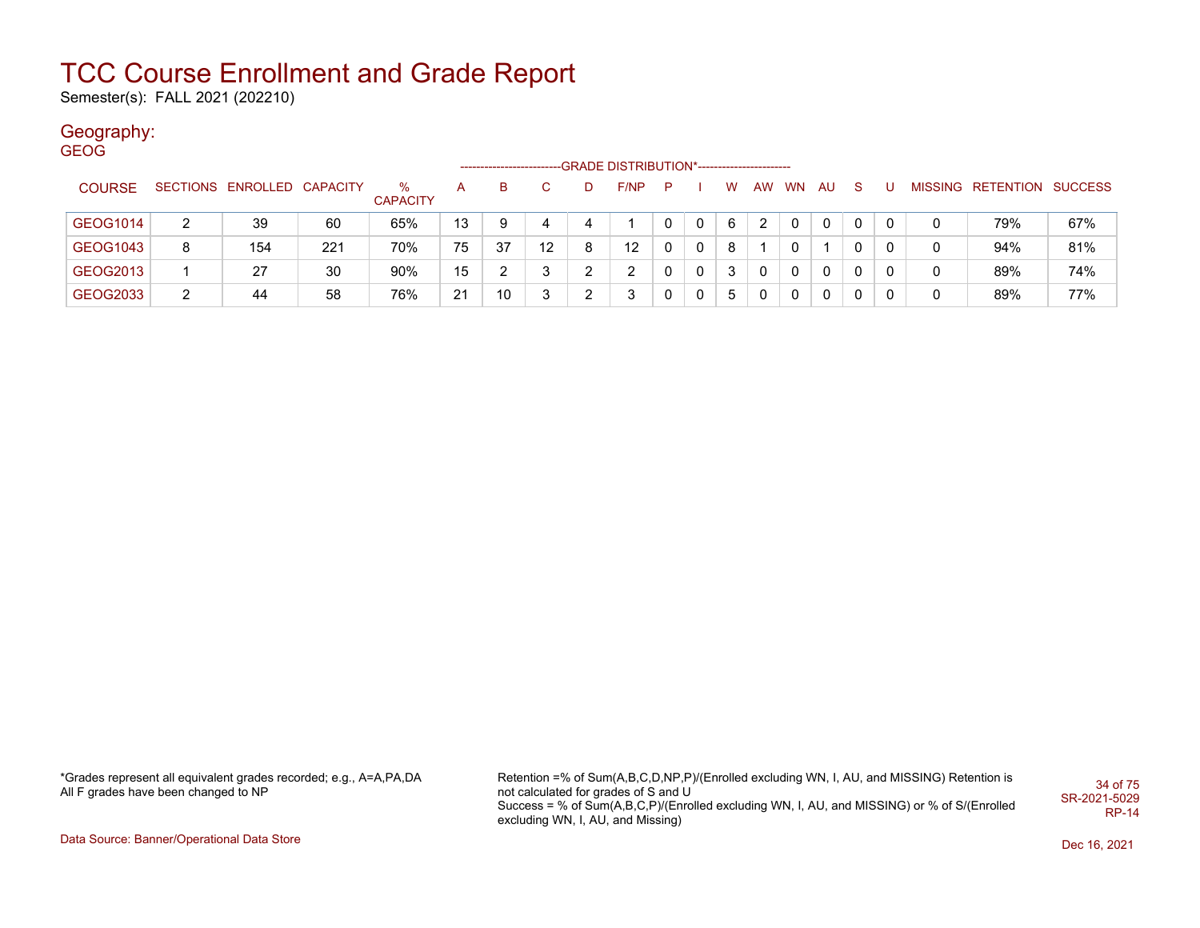# TCC Course Enrollment and Grade Report

Semester(s): FALL 2021 (202210)

## Geography:

### GEOG

| COURSE | SECTIONS | ENROLLED | CAPACITY | % CAPACITY | A | B | C | D | F/NP | P | I | W | AW | WN | AU | S | U | MISSING | RETENTION | SUCCESS |
|---|---|---|---|---|---|---|---|---|---|---|---|---|---|---|---|---|---|---|---|---|
| | | | | | GRADE DISTRIBUTION* | | | | | | | | | | | | | | | |
| GEOG1014 | 2 | 39 | 60 | 65% | 13 | 9 | 4 | 4 | 1 | 0 | 0 | 6 | 2 | 0 | 0 | 0 | 0 | 0 | 79% | 67% |
| GEOG1043 | 8 | 154 | 221 | 70% | 75 | 37 | 12 | 8 | 12 | 0 | 0 | 8 | 1 | 0 | 1 | 0 | 0 | 0 | 94% | 81% |
| GEOG2013 | 1 | 27 | 30 | 90% | 15 | 2 | 3 | 2 | 2 | 0 | 0 | 3 | 0 | 0 | 0 | 0 | 0 | 0 | 89% | 74% |
| GEOG2033 | 2 | 44 | 58 | 76% | 21 | 10 | 3 | 2 | 3 | 0 | 0 | 5 | 0 | 0 | 0 | 0 | 0 | 0 | 89% | 77% |

*Grades represent all equivalent grades recorded; e.g., A=A,PA,DA
All F grades have been changed to NP

Retention =% of Sum(A,B,C,D,NP,P)/(Enrolled excluding WN, I, AU, and MISSING) Retention is not calculated for grades of S and U
Success = % of Sum(A,B,C,P)/(Enrolled excluding WN, I, AU, and MISSING) or % of S/(Enrolled excluding WN, I, AU, and Missing)

SR-2021-5029
RP-14

Data Source: Banner/Operational Data Store

Dec 16, 2021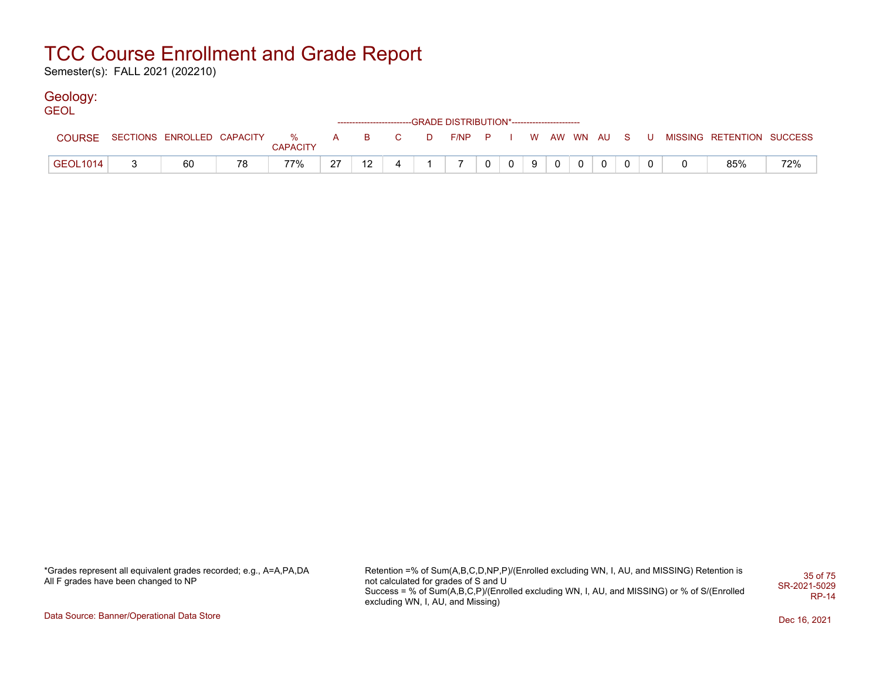# TCC Course Enrollment and Grade Report

Semester(s): FALL 2021 (202210)

## Geology:

### GEOL

| COURSE | SECTIONS | ENROLLED | CAPACITY | % CAPACITY | A | B | C | D | F/NP | P | I | W | AW | WN | AU | S | U | MISSING | RETENTION | SUCCESS |
|---|---|---|---|---|---|---|---|---|---|---|---|---|---|---|---|---|---|---|---|---|
| | | | | | -------------------------GRADE DISTRIBUTION*----------------------- | | | | | | | | | | | | | | | |
| GEOL1014 | 3 | 60 | 78 | 77% | 27 | 12 | 4 | 1 | 7 | 0 | 0 | 9 | 0 | 0 | 0 | 0 | 0 | 0 | 85% | 72% |

*Grades represent all equivalent grades recorded; e.g., A=A,PA,DA
All F grades have been changed to NP

Retention =% of Sum(A,B,C,D,NP,P)/(Enrolled excluding WN, I, AU, and MISSING) Retention is not calculated for grades of S and U
Success = % of Sum(A,B,C,P)/(Enrolled excluding WN, I, AU, and MISSING) or % of S/(Enrolled excluding WN, I, AU, and Missing)

SR-2021-5029
RP-14

Data Source: Banner/Operational Data Store

Dec 16, 2021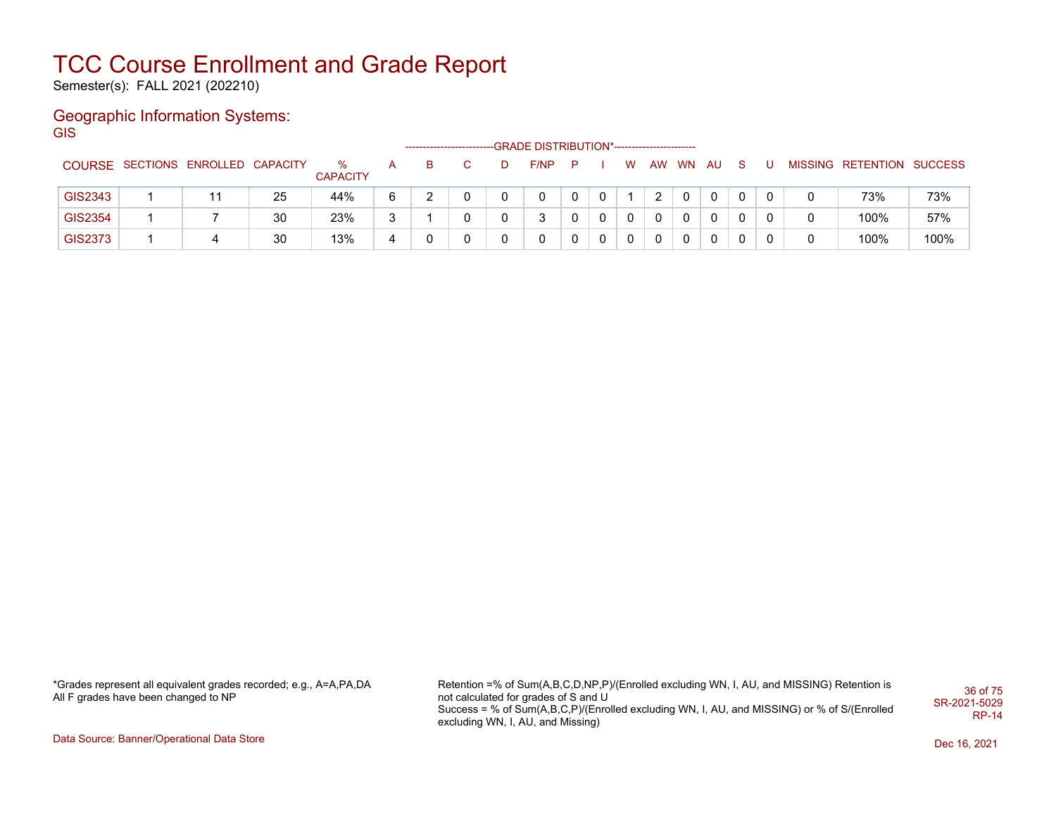# TCC Course Enrollment and Grade Report

Semester(s): FALL 2021 (202210)

## Geographic Information Systems:

### GIS

| COURSE | SECTIONS | ENROLLED | CAPACITY | % CAPACITY | A | B | C | D | F/NP | P | I | W | AW | WN | AU | S | U | MISSING | RETENTION | SUCCESS |
|---|---|---|---|---|---|---|---|---|---|---|---|---|---|---|---|---|---|---|---|---|
| | | | | | GRADE DISTRIBUTION* | | | | | | | | | | | | | | | |
| GIS2343 | 1 | 11 | 25 | 44% | 6 | 2 | 0 | 0 | 0 | 0 | 0 | 1 | 2 | 0 | 0 | 0 | 0 | 0 | 73% | 73% |
| GIS2354 | 1 | 7 | 30 | 23% | 3 | 1 | 0 | 0 | 3 | 0 | 0 | 0 | 0 | 0 | 0 | 0 | 0 | 0 | 100% | 57% |
| GIS2373 | 1 | 4 | 30 | 13% | 4 | 0 | 0 | 0 | 0 | 0 | 0 | 0 | 0 | 0 | 0 | 0 | 0 | 0 | 100% | 100% |

*Grades represent all equivalent grades recorded; e.g., A=A,PA,DA
All F grades have been changed to NP

Retention =% of Sum(A,B,C,D,NP,P)/(Enrolled excluding WN, I, AU, and MISSING) Retention is not calculated for grades of S and U
Success = % of Sum(A,B,C,P)/(Enrolled excluding WN, I, AU, and MISSING) or % of S/(Enrolled excluding WN, I, AU, and Missing)

SR-2021-5029
RP-14

Data Source: Banner/Operational Data Store

Dec 16, 2021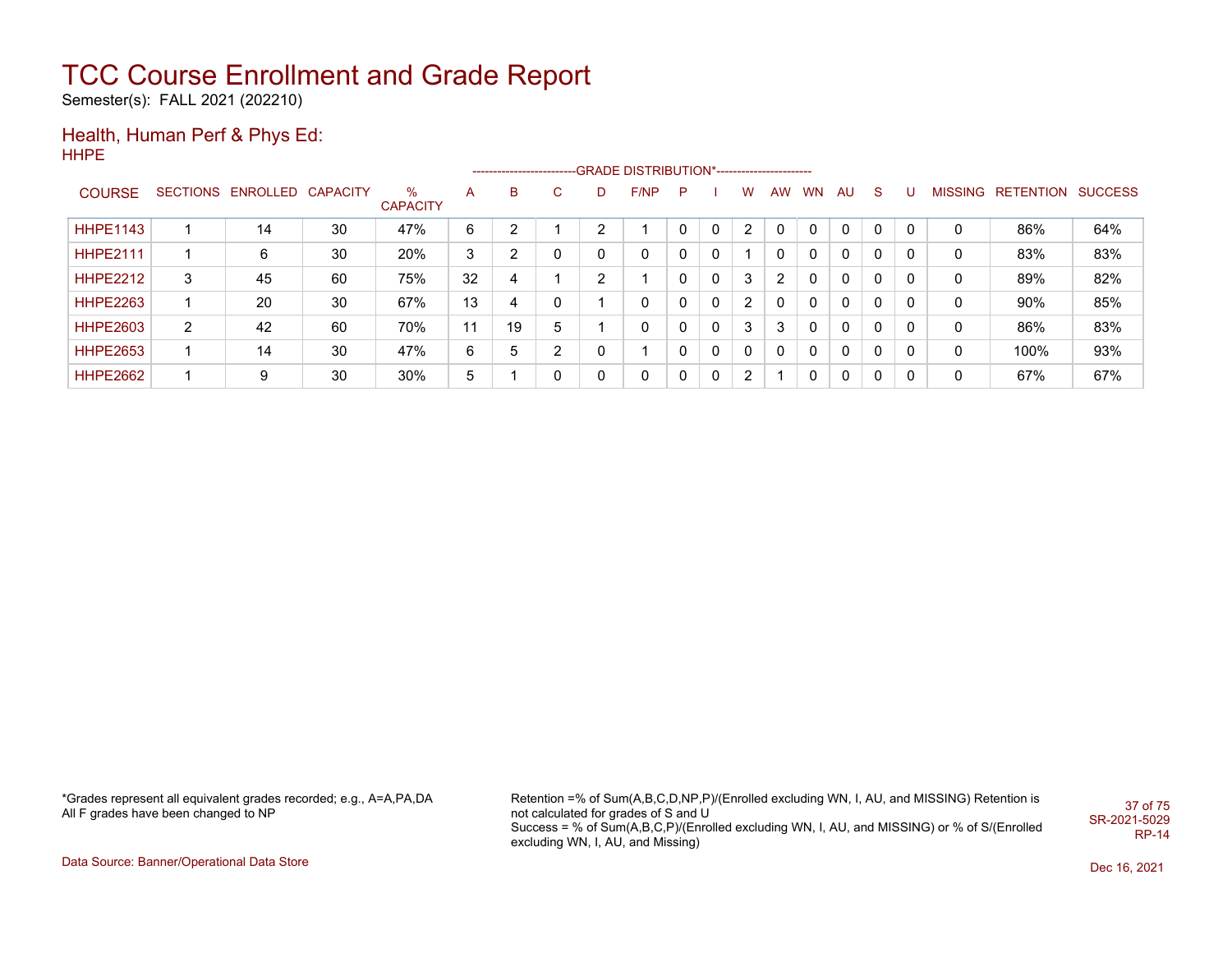# TCC Course Enrollment and Grade Report

Semester(s): FALL 2021 (202210)

## Health, Human Perf & Phys Ed:

HHPE

| COURSE | SECTIONS | ENROLLED | CAPACITY | % CAPACITY | A | B | C | D | F/NP | P | I | W | AW | WN | AU | S | U | MISSING | RETENTION | SUCCESS |
|---|---|---|---|---|---|---|---|---|---|---|---|---|---|---|---|---|---|---|---|---|
| | | | | | GRADE DISTRIBUTION* | | | | | | | | | | | | | | | |
| HHPE1143 | 1 | 14 | 30 | 47% | 6 | 2 | 1 | 2 | 1 | 0 | 0 | 2 | 0 | 0 | 0 | 0 | 0 | 0 | 86% | 64% |
| HHPE2111 | 1 | 6 | 30 | 20% | 3 | 2 | 0 | 0 | 0 | 0 | 0 | 1 | 0 | 0 | 0 | 0 | 0 | 0 | 83% | 83% |
| HHPE2212 | 3 | 45 | 60 | 75% | 32 | 4 | 1 | 2 | 1 | 0 | 0 | 3 | 2 | 0 | 0 | 0 | 0 | 0 | 89% | 82% |
| HHPE2263 | 1 | 20 | 30 | 67% | 13 | 4 | 0 | 1 | 0 | 0 | 0 | 2 | 0 | 0 | 0 | 0 | 0 | 0 | 90% | 85% |
| HHPE2603 | 2 | 42 | 60 | 70% | 11 | 19 | 5 | 1 | 0 | 0 | 0 | 3 | 3 | 0 | 0 | 0 | 0 | 0 | 86% | 83% |
| HHPE2653 | 1 | 14 | 30 | 47% | 6 | 5 | 2 | 0 | 1 | 0 | 0 | 0 | 0 | 0 | 0 | 0 | 0 | 0 | 100% | 93% |
| HHPE2662 | 1 | 9 | 30 | 30% | 5 | 1 | 0 | 0 | 0 | 0 | 0 | 2 | 1 | 0 | 0 | 0 | 0 | 0 | 67% | 67% |

*Grades represent all equivalent grades recorded; e.g., A=A,PA,DA
All F grades have been changed to NP

Retention =% of Sum(A,B,C,D,NP,P)/(Enrolled excluding WN, I, AU, and MISSING) Retention is not calculated for grades of S and U
Success = % of Sum(A,B,C,P)/(Enrolled excluding WN, I, AU, and MISSING) or % of S/(Enrolled excluding WN, I, AU, and Missing)

SR-2021-5029
RP-14

Data Source: Banner/Operational Data Store

Dec 16, 2021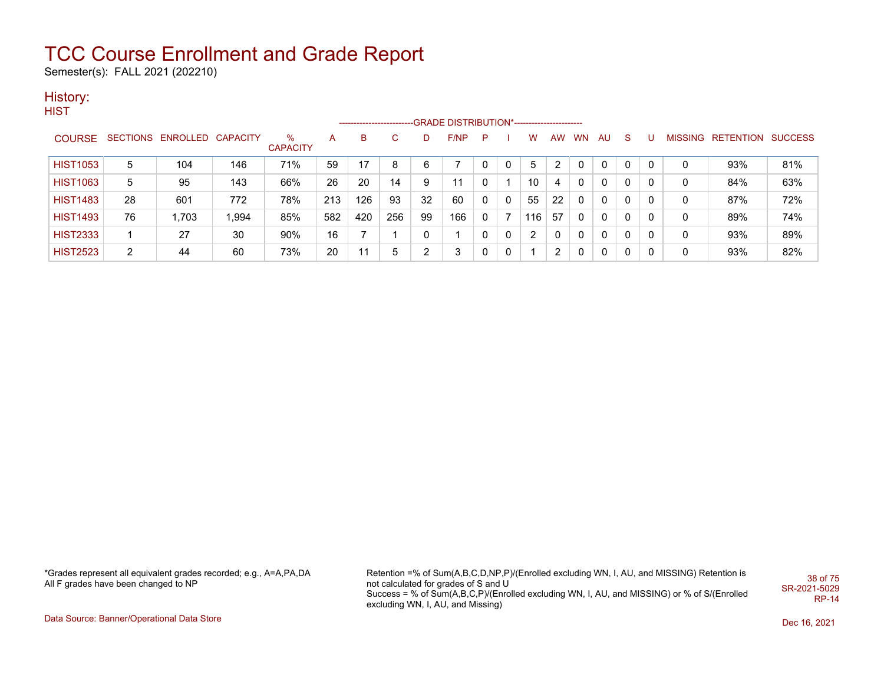# TCC Course Enrollment and Grade Report

Semester(s): FALL 2021 (202210)

## History:

HIST

| COURSE | SECTIONS | ENROLLED | CAPACITY | % CAPACITY | GRADE DISTRIBUTION* | | | | | | | | | | | | | | MISSING | RETENTION | SUCCESS |
|---|---|---|---|---|---|---|---|---|---|---|---|---|---|---|---|---|---|---|---|---|---|
| | | | | | A | B | C | D | F/NP | P | I | W | AW | WN | AU | S | U | | | | |
| HIST1053 | 5 | 104 | 146 | 71% | 59 | 17 | 8 | 6 | 7 | 0 | 0 | 5 | 2 | 0 | 0 | 0 | 0 | | 0 | 93% | 81% |
| HIST1063 | 5 | 95 | 143 | 66% | 26 | 20 | 14 | 9 | 11 | 0 | 1 | 10 | 4 | 0 | 0 | 0 | 0 | | 0 | 84% | 63% |
| HIST1483 | 28 | 601 | 772 | 78% | 213 | 126 | 93 | 32 | 60 | 0 | 0 | 55 | 22 | 0 | 0 | 0 | 0 | | 0 | 87% | 72% |
| HIST1493 | 76 | 1,703 | 1,994 | 85% | 582 | 420 | 256 | 99 | 166 | 0 | 7 | 116 | 57 | 0 | 0 | 0 | 0 | | 0 | 89% | 74% |
| HIST2333 | 1 | 27 | 30 | 90% | 16 | 7 | 1 | 0 | 1 | 0 | 0 | 2 | 0 | 0 | 0 | 0 | 0 | | 0 | 93% | 89% |
| HIST2523 | 2 | 44 | 60 | 73% | 20 | 11 | 5 | 2 | 3 | 0 | 0 | 1 | 2 | 0 | 0 | 0 | 0 | | 0 | 93% | 82% |

*Grades represent all equivalent grades recorded; e.g., A=A,PA,DA
All F grades have been changed to NP

Retention =% of Sum(A,B,C,D,NP,P)/(Enrolled excluding WN, I, AU, and MISSING) Retention is not calculated for grades of S and U
Success = % of Sum(A,B,C,P)/(Enrolled excluding WN, I, AU, and MISSING) or % of S/(Enrolled excluding WN, I, AU, and Missing)

SR-2021-5029
RP-14

Data Source: Banner/Operational Data Store

Dec 16, 2021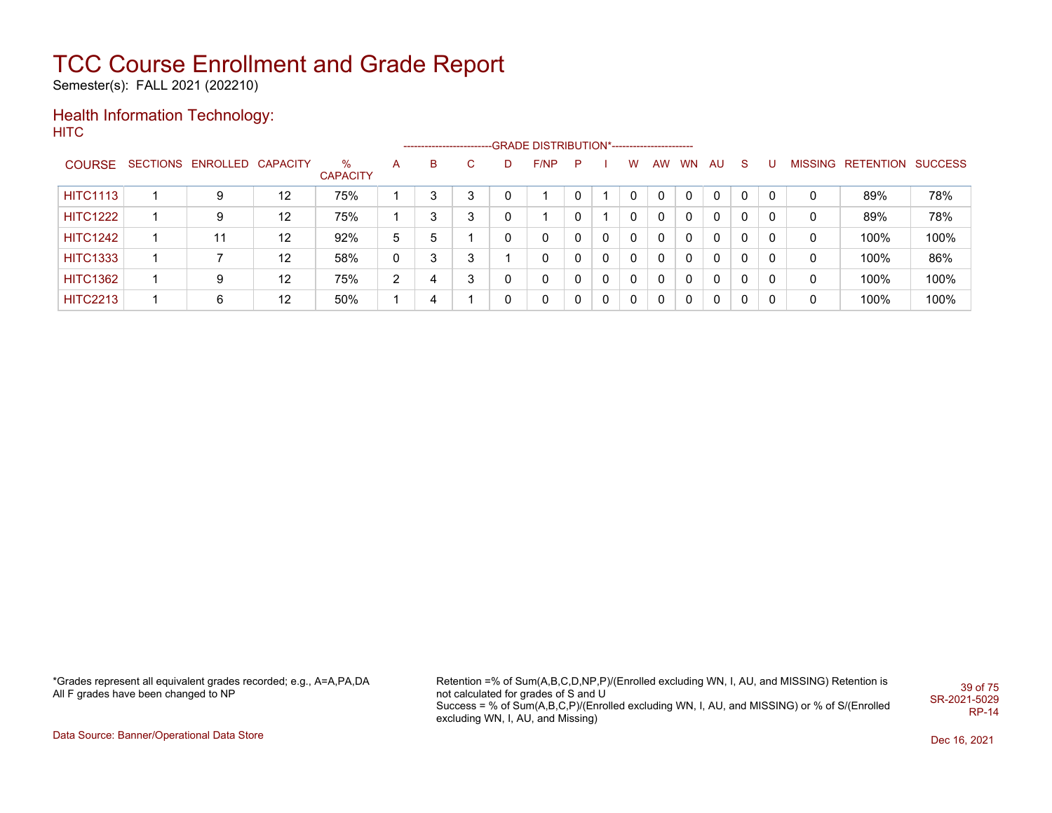# TCC Course Enrollment and Grade Report

Semester(s): FALL 2021 (202210)

## Health Information Technology:

HITC

| COURSE | SECTIONS | ENROLLED | CAPACITY | % CAPACITY | A | B | C | D | F/NP | P | I | W | AW | WN | AU | S | U | MISSING | RETENTION | SUCCESS |
|---|---|---|---|---|---|---|---|---|---|---|---|---|---|---|---|---|---|---|---|---|
| | | | | | -------------------------GRADE DISTRIBUTION*----------------------- | | | | | | | | | | | | | | | |
| HITC1113 | 1 | 9 | 12 | 75% | 1 | 3 | 3 | 0 | 1 | 0 | 1 | 0 | 0 | 0 | 0 | 0 | 0 | 0 | 89% | 78% |
| HITC1222 | 1 | 9 | 12 | 75% | 1 | 3 | 3 | 0 | 1 | 0 | 1 | 0 | 0 | 0 | 0 | 0 | 0 | 0 | 89% | 78% |
| HITC1242 | 1 | 11 | 12 | 92% | 5 | 5 | 1 | 0 | 0 | 0 | 0 | 0 | 0 | 0 | 0 | 0 | 0 | 0 | 100% | 100% |
| HITC1333 | 1 | 7 | 12 | 58% | 0 | 3 | 3 | 1 | 0 | 0 | 0 | 0 | 0 | 0 | 0 | 0 | 0 | 0 | 100% | 86% |
| HITC1362 | 1 | 9 | 12 | 75% | 2 | 4 | 3 | 0 | 0 | 0 | 0 | 0 | 0 | 0 | 0 | 0 | 0 | 0 | 100% | 100% |
| HITC2213 | 1 | 6 | 12 | 50% | 1 | 4 | 1 | 0 | 0 | 0 | 0 | 0 | 0 | 0 | 0 | 0 | 0 | 0 | 100% | 100% |

*Grades represent all equivalent grades recorded; e.g., A=A,PA,DA
All F grades have been changed to NP

Retention =% of Sum(A,B,C,D,NP,P)/(Enrolled excluding WN, I, AU, and MISSING) Retention is not calculated for grades of S and U
Success = % of Sum(A,B,C,P)/(Enrolled excluding WN, I, AU, and MISSING) or % of S/(Enrolled excluding WN, I, AU, and Missing)

SR-2021-5029
RP-14

Data Source: Banner/Operational Data Store

Dec 16, 2021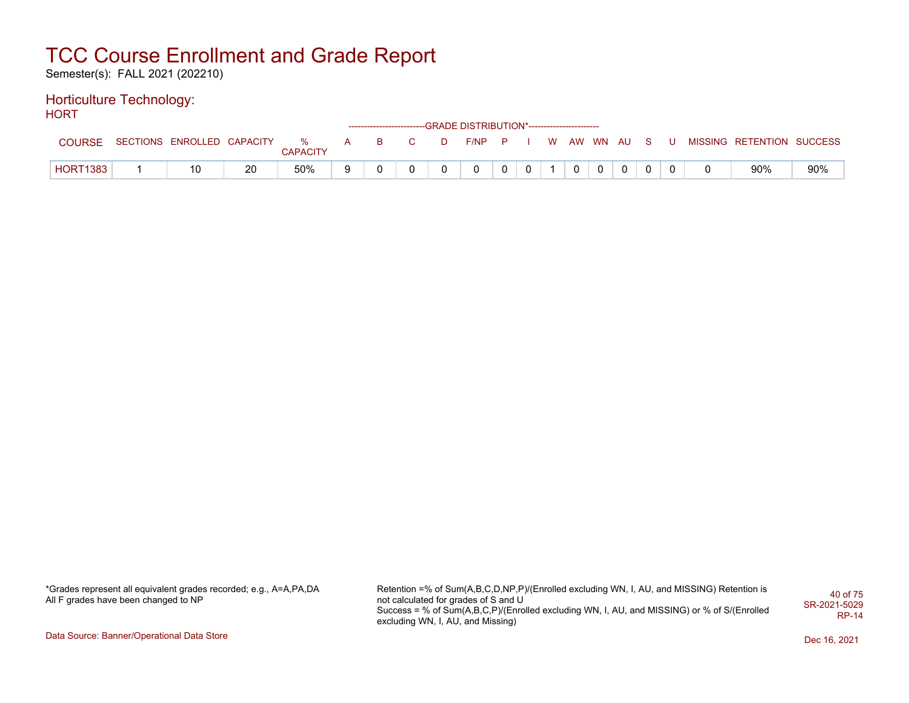# TCC Course Enrollment and Grade Report

Semester(s): FALL 2021 (202210)

## Horticulture Technology:

HORT

| COURSE | SECTIONS | ENROLLED | CAPACITY | % CAPACITY | A | B | C | D | F/NP | P | I | W | AW | WN | AU | S | U | MISSING | RETENTION | SUCCESS |
|---|---|---|---|---|---|---|---|---|---|---|---|---|---|---|---|---|---|---|---|---|
| | | | | | GRADE DISTRIBUTION* | | | | | | | | | | | | | | | |
| HORT1383 | 1 | 10 | 20 | 50% | 9 | 0 | 0 | 0 | 0 | 0 | 0 | 1 | 0 | 0 | 0 | 0 | 0 | 0 | 90% | 90% |

*Grades represent all equivalent grades recorded; e.g., A=A,PA,DA
All F grades have been changed to NP

Retention =% of Sum(A,B,C,D,NP,P)/(Enrolled excluding WN, I, AU, and MISSING) Retention is not calculated for grades of S and U
Success = % of Sum(A,B,C,P)/(Enrolled excluding WN, I, AU, and MISSING) or % of S/(Enrolled excluding WN, I, AU, and Missing)

SR-2021-5029
RP-14

Data Source: Banner/Operational Data Store

Dec 16, 2021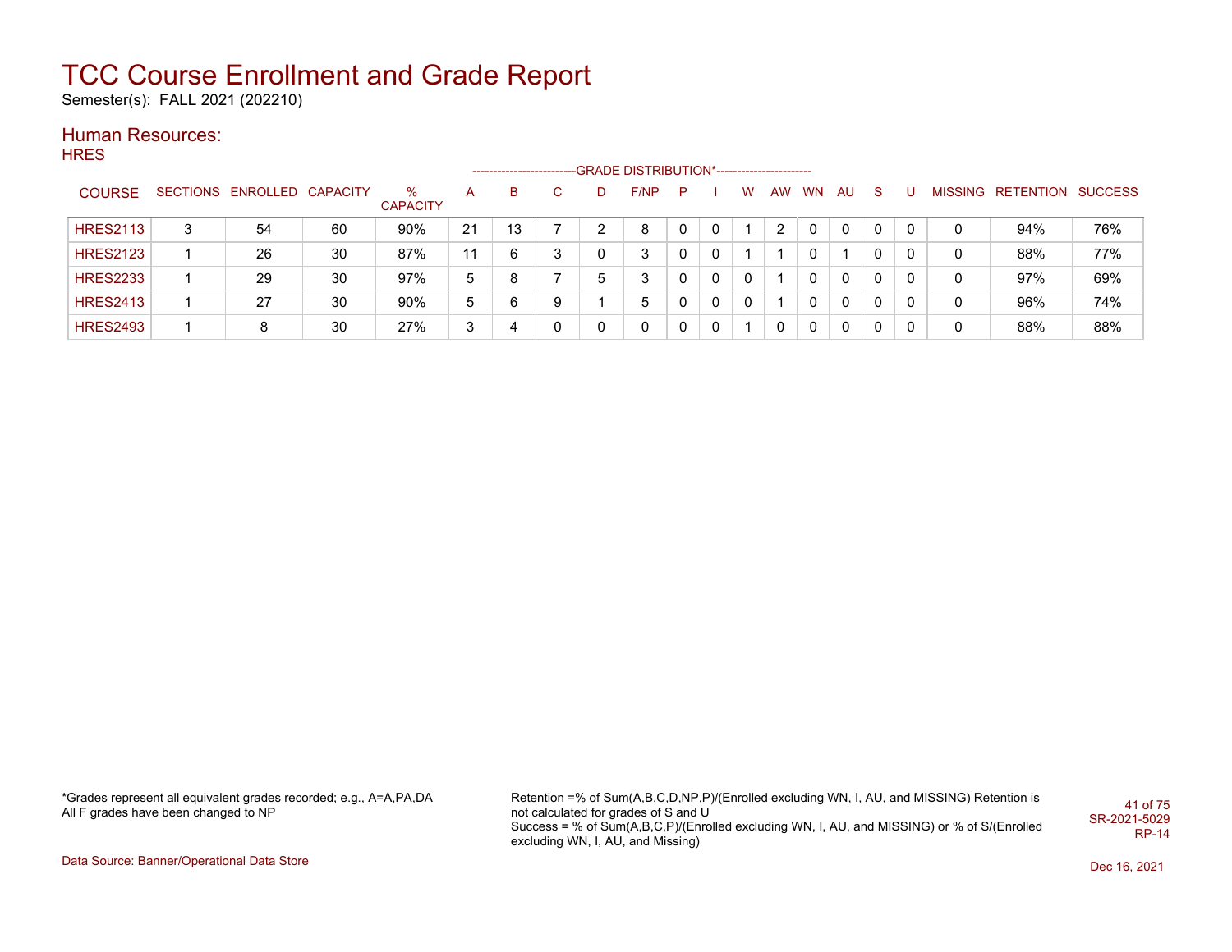# TCC Course Enrollment and Grade Report

Semester(s): FALL 2021 (202210)

## Human Resources:

### HRES

| COURSE | SECTIONS | ENROLLED | CAPACITY | % CAPACITY | A | B | C | D | F/NP | P | I | W | AW | WN | AU | S | U | MISSING | RETENTION | SUCCESS |
|---|---|---|---|---|---|---|---|---|---|---|---|---|---|---|---|---|---|---|---|---|
| | | | | | GRADE DISTRIBUTION* | | | | | | | | | | | | | | | |
| HRES2113 | 3 | 54 | 60 | 90% | 21 | 13 | 7 | 2 | 8 | 0 | 0 | 1 | 2 | 0 | 0 | 0 | 0 | 0 | 94% | 76% |
| HRES2123 | 1 | 26 | 30 | 87% | 11 | 6 | 3 | 0 | 3 | 0 | 0 | 1 | 1 | 0 | 1 | 0 | 0 | 0 | 88% | 77% |
| HRES2233 | 1 | 29 | 30 | 97% | 5 | 8 | 7 | 5 | 3 | 0 | 0 | 0 | 1 | 0 | 0 | 0 | 0 | 0 | 97% | 69% |
| HRES2413 | 1 | 27 | 30 | 90% | 5 | 6 | 9 | 1 | 5 | 0 | 0 | 0 | 1 | 0 | 0 | 0 | 0 | 0 | 96% | 74% |
| HRES2493 | 1 | 8 | 30 | 27% | 3 | 4 | 0 | 0 | 0 | 0 | 0 | 1 | 0 | 0 | 0 | 0 | 0 | 0 | 88% | 88% |

*Grades represent all equivalent grades recorded; e.g., A=A,PA,DA
All F grades have been changed to NP

Retention =% of Sum(A,B,C,D,NP,P)/(Enrolled excluding WN, I, AU, and MISSING) Retention is not calculated for grades of S and U
Success = % of Sum(A,B,C,P)/(Enrolled excluding WN, I, AU, and MISSING) or % of S/(Enrolled excluding WN, I, AU, and Missing)

SR-2021-5029
RP-14

Data Source: Banner/Operational Data Store

Dec 16, 2021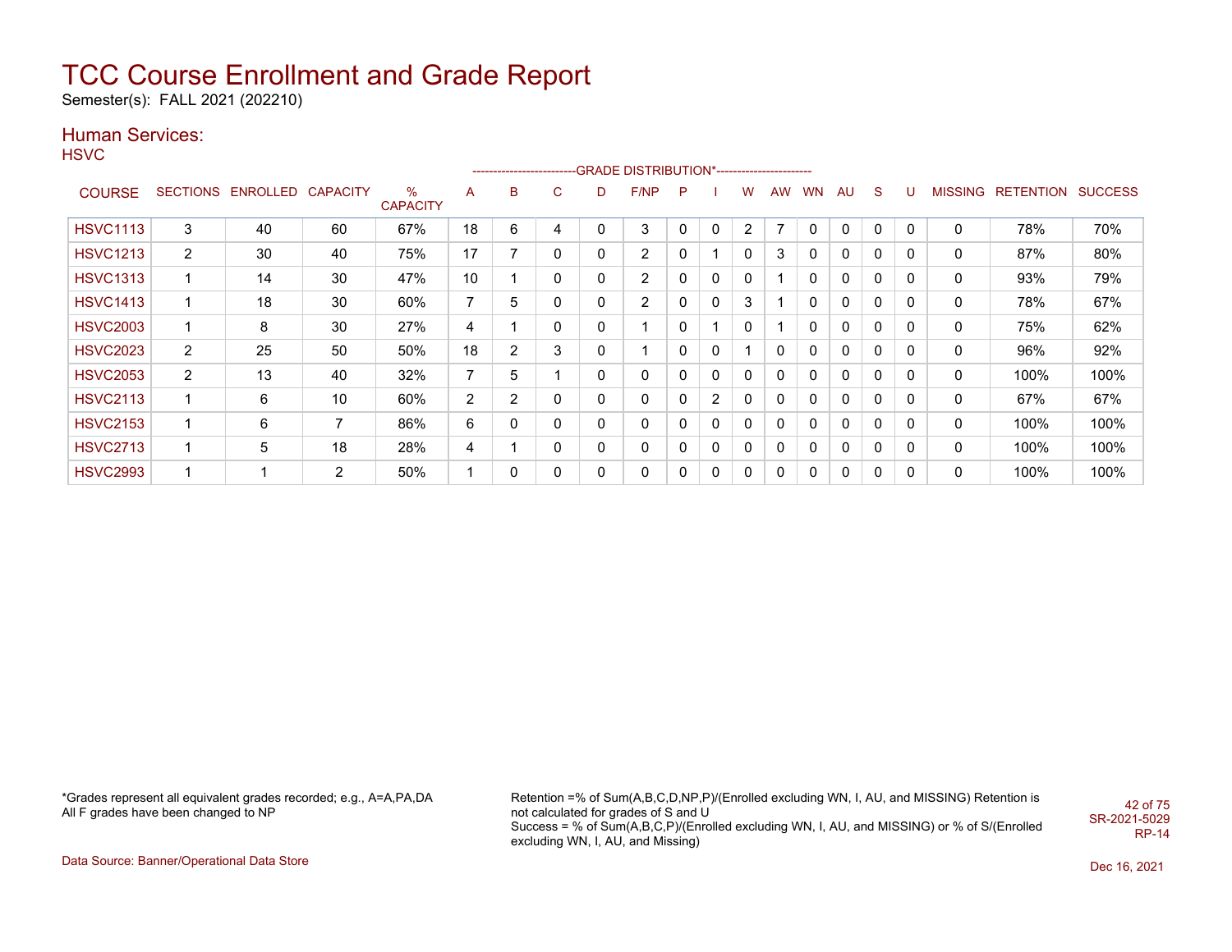# TCC Course Enrollment and Grade Report

Semester(s): FALL 2021 (202210)

## Human Services:

### HSVC

| COURSE | SECTIONS | ENROLLED | CAPACITY | % CAPACITY | A | B | C | D | F/NP | P | I | W | AW | WN | AU | S | U | MISSING | RETENTION | SUCCESS |
|---|---|---|---|---|---|---|---|---|---|---|---|---|---|---|---|---|---|---|---|---|
| | | | | | GRADE DISTRIBUTION* | | | | | | | | | | | | | | | |
| HSVC1113 | 3 | 40 | 60 | 67% | 18 | 6 | 4 | 0 | 3 | 0 | 0 | 2 | 7 | 0 | 0 | 0 | 0 | 0 | 78% | 70% |
| HSVC1213 | 2 | 30 | 40 | 75% | 17 | 7 | 0 | 0 | 2 | 0 | 1 | 0 | 3 | 0 | 0 | 0 | 0 | 0 | 87% | 80% |
| HSVC1313 | 1 | 14 | 30 | 47% | 10 | 1 | 0 | 0 | 2 | 0 | 0 | 0 | 1 | 0 | 0 | 0 | 0 | 0 | 93% | 79% |
| HSVC1413 | 1 | 18 | 30 | 60% | 7 | 5 | 0 | 0 | 2 | 0 | 0 | 3 | 1 | 0 | 0 | 0 | 0 | 0 | 78% | 67% |
| HSVC2003 | 1 | 8 | 30 | 27% | 4 | 1 | 0 | 0 | 1 | 0 | 1 | 0 | 1 | 0 | 0 | 0 | 0 | 0 | 75% | 62% |
| HSVC2023 | 2 | 25 | 50 | 50% | 18 | 2 | 3 | 0 | 1 | 0 | 0 | 1 | 0 | 0 | 0 | 0 | 0 | 0 | 96% | 92% |
| HSVC2053 | 2 | 13 | 40 | 32% | 7 | 5 | 1 | 0 | 0 | 0 | 0 | 0 | 0 | 0 | 0 | 0 | 0 | 0 | 100% | 100% |
| HSVC2113 | 1 | 6 | 10 | 60% | 2 | 2 | 0 | 0 | 0 | 0 | 2 | 0 | 0 | 0 | 0 | 0 | 0 | 0 | 67% | 67% |
| HSVC2153 | 1 | 6 | 7 | 86% | 6 | 0 | 0 | 0 | 0 | 0 | 0 | 0 | 0 | 0 | 0 | 0 | 0 | 0 | 100% | 100% |
| HSVC2713 | 1 | 5 | 18 | 28% | 4 | 1 | 0 | 0 | 0 | 0 | 0 | 0 | 0 | 0 | 0 | 0 | 0 | 0 | 100% | 100% |
| HSVC2993 | 1 | 1 | 2 | 50% | 1 | 0 | 0 | 0 | 0 | 0 | 0 | 0 | 0 | 0 | 0 | 0 | 0 | 0 | 100% | 100% |

*Grades represent all equivalent grades recorded; e.g., A=A,PA,DA
All F grades have been changed to NP

Retention =% of Sum(A,B,C,D,NP,P)/(Enrolled excluding WN, I, AU, and MISSING) Retention is not calculated for grades of S and U
Success = % of Sum(A,B,C,P)/(Enrolled excluding WN, I, AU, and MISSING) or % of S/(Enrolled excluding WN, I, AU, and Missing)

SR-2021-5029
RP-14

Data Source: Banner/Operational Data Store

Dec 16, 2021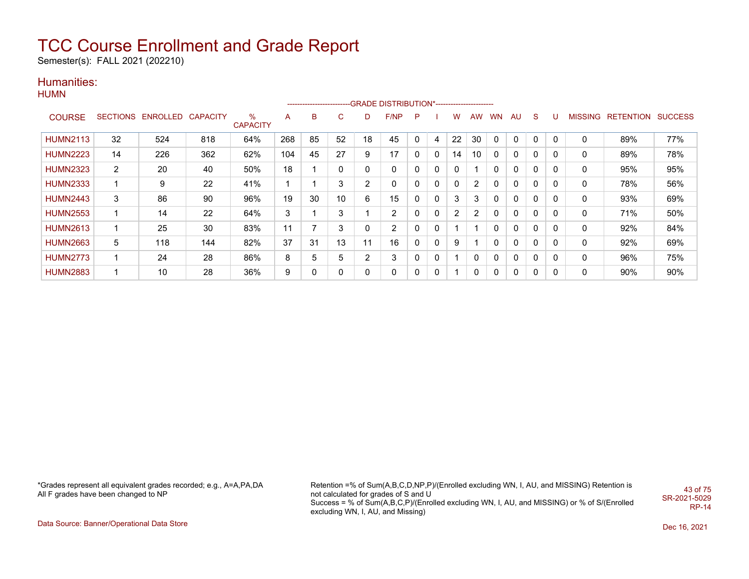# TCC Course Enrollment and Grade Report

Semester(s): FALL 2021 (202210)

## Humanities:

### HUMN

| COURSE | SECTIONS | ENROLLED | CAPACITY | % CAPACITY | A | B | C | D | F/NP | P | I | W | AW | WN | AU | S | U | MISSING | RETENTION | SUCCESS |
|---|---|---|---|---|---|---|---|---|---|---|---|---|---|---|---|---|---|---|---|---|
| HUMN2113 | 32 | 524 | 818 | 64% | 268 | 85 | 52 | 18 | 45 | 0 | 4 | 22 | 30 | 0 | 0 | 0 | 0 | 0 | 89% | 77% |
| HUMN2223 | 14 | 226 | 362 | 62% | 104 | 45 | 27 | 9 | 17 | 0 | 0 | 14 | 10 | 0 | 0 | 0 | 0 | 0 | 89% | 78% |
| HUMN2323 | 2 | 20 | 40 | 50% | 18 | 1 | 0 | 0 | 0 | 0 | 0 | 0 | 1 | 0 | 0 | 0 | 0 | 0 | 95% | 95% |
| HUMN2333 | 1 | 9 | 22 | 41% | 1 | 1 | 3 | 2 | 0 | 0 | 0 | 0 | 2 | 0 | 0 | 0 | 0 | 0 | 78% | 56% |
| HUMN2443 | 3 | 86 | 90 | 96% | 19 | 30 | 10 | 6 | 15 | 0 | 0 | 3 | 3 | 0 | 0 | 0 | 0 | 0 | 93% | 69% |
| HUMN2553 | 1 | 14 | 22 | 64% | 3 | 1 | 3 | 1 | 2 | 0 | 0 | 2 | 2 | 0 | 0 | 0 | 0 | 0 | 71% | 50% |
| HUMN2613 | 1 | 25 | 30 | 83% | 11 | 7 | 3 | 0 | 2 | 0 | 0 | 1 | 1 | 0 | 0 | 0 | 0 | 0 | 92% | 84% |
| HUMN2663 | 5 | 118 | 144 | 82% | 37 | 31 | 13 | 11 | 16 | 0 | 0 | 9 | 1 | 0 | 0 | 0 | 0 | 0 | 92% | 69% |
| HUMN2773 | 1 | 24 | 28 | 86% | 8 | 5 | 5 | 2 | 3 | 0 | 0 | 1 | 0 | 0 | 0 | 0 | 0 | 0 | 96% | 75% |
| HUMN2883 | 1 | 10 | 28 | 36% | 9 | 0 | 0 | 0 | 0 | 0 | 0 | 1 | 0 | 0 | 0 | 0 | 0 | 0 | 90% | 90% |

*Grades represent all equivalent grades recorded; e.g., A=A,PA,DA
All F grades have been changed to NP

Retention =% of Sum(A,B,C,D,NP,P)/(Enrolled excluding WN, I, AU, and MISSING) Retention is not calculated for grades of S and U
Success = % of Sum(A,B,C,P)/(Enrolled excluding WN, I, AU, and MISSING) or % of S/(Enrolled excluding WN, I, AU, and Missing)

SR-2021-5029
RP-14

Data Source: Banner/Operational Data Store

Dec 16, 2021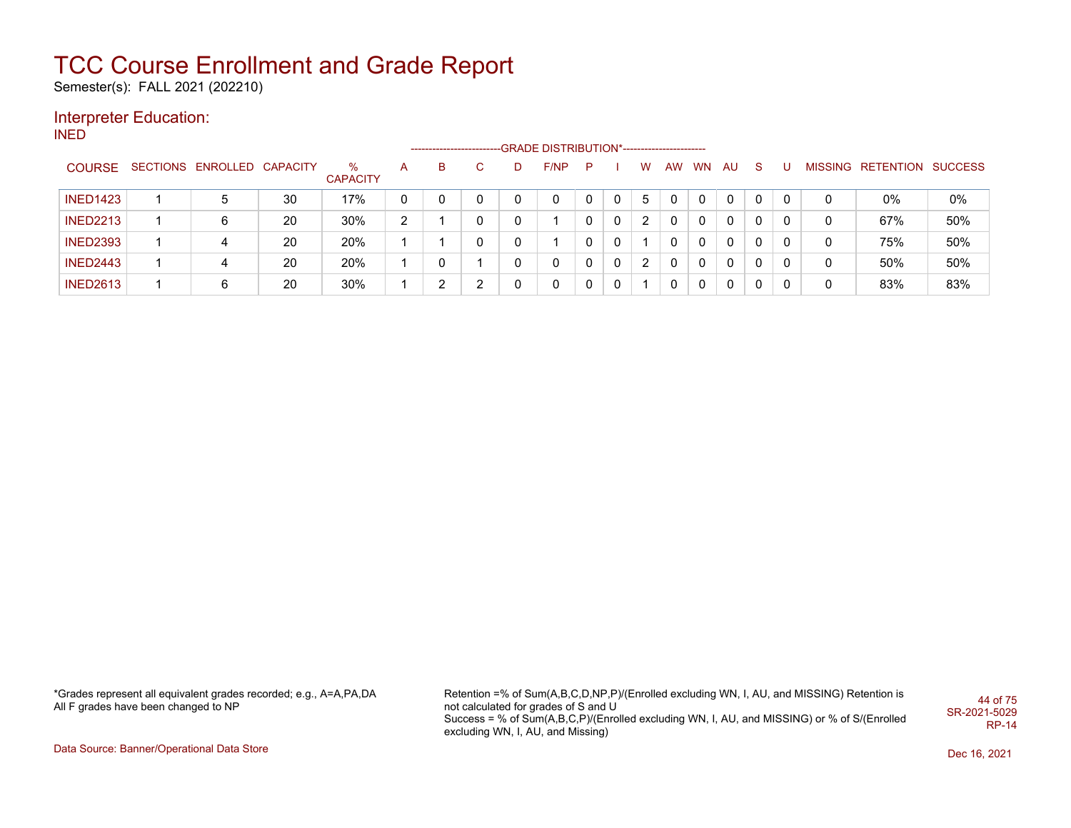# TCC Course Enrollment and Grade Report

Semester(s): FALL 2021 (202210)

## Interpreter Education:

INED

| COURSE | SECTIONS | ENROLLED | CAPACITY | % CAPACITY | A | B | C | D | F/NP | P | I | W | AW | WN | AU | S | U | MISSING | RETENTION | SUCCESS |
|---|---|---|---|---|---|---|---|---|---|---|---|---|---|---|---|---|---|---|---|---|
| | | | | | GRADE DISTRIBUTION* | | | | | | | | | | | | | | | |
| INED1423 | 1 | 5 | 30 | 17% | 0 | 0 | 0 | 0 | 0 | 0 | 0 | 5 | 0 | 0 | 0 | 0 | 0 | 0 | 0% | 0% |
| INED2213 | 1 | 6 | 20 | 30% | 2 | 1 | 0 | 0 | 1 | 0 | 0 | 2 | 0 | 0 | 0 | 0 | 0 | 0 | 67% | 50% |
| INED2393 | 1 | 4 | 20 | 20% | 1 | 1 | 0 | 0 | 1 | 0 | 0 | 1 | 0 | 0 | 0 | 0 | 0 | 0 | 75% | 50% |
| INED2443 | 1 | 4 | 20 | 20% | 1 | 0 | 1 | 0 | 0 | 0 | 0 | 2 | 0 | 0 | 0 | 0 | 0 | 0 | 50% | 50% |
| INED2613 | 1 | 6 | 20 | 30% | 1 | 2 | 2 | 0 | 0 | 0 | 0 | 1 | 0 | 0 | 0 | 0 | 0 | 0 | 83% | 83% |

*Grades represent all equivalent grades recorded; e.g., A=A,PA,DA
All F grades have been changed to NP

Retention =% of Sum(A,B,C,D,NP,P)/(Enrolled excluding WN, I, AU, and MISSING) Retention is not calculated for grades of S and U
Success = % of Sum(A,B,C,P)/(Enrolled excluding WN, I, AU, and MISSING) or % of S/(Enrolled excluding WN, I, AU, and Missing)

SR-2021-5029
RP-14

Data Source: Banner/Operational Data Store

Dec 16, 2021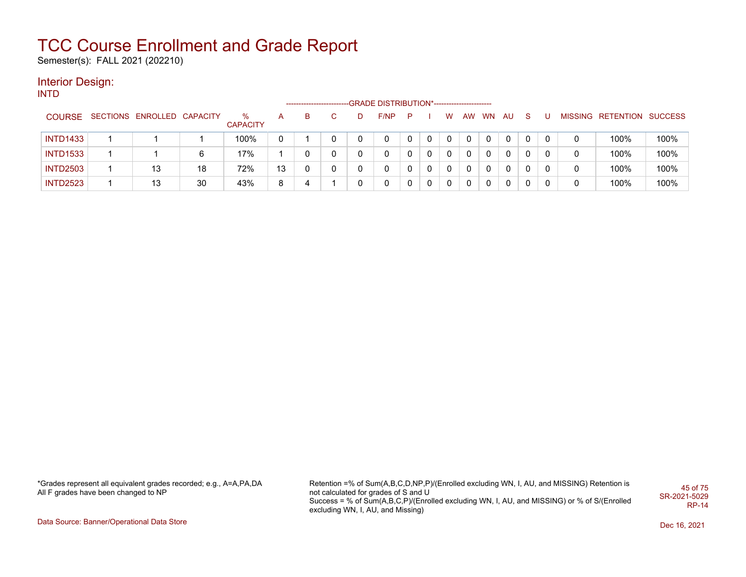# TCC Course Enrollment and Grade Report

Semester(s): FALL 2021 (202210)

## Interior Design:

INTD

| COURSE | SECTIONS | ENROLLED | CAPACITY | % CAPACITY | A | B | C | D | F/NP | P | I | W | AW | WN | AU | S | U | MISSING | RETENTION | SUCCESS |
|---|---|---|---|---|---|---|---|---|---|---|---|---|---|---|---|---|---|---|---|---|
| | | | | | GRADE DISTRIBUTION* | | | | | | | | | | | | | | | |
| INTD1433 | 1 | 1 | 1 | 100% | 0 | 1 | 0 | 0 | 0 | 0 | 0 | 0 | 0 | 0 | 0 | 0 | 0 | 0 | 100% | 100% |
| INTD1533 | 1 | 1 | 6 | 17% | 1 | 0 | 0 | 0 | 0 | 0 | 0 | 0 | 0 | 0 | 0 | 0 | 0 | 0 | 100% | 100% |
| INTD2503 | 1 | 13 | 18 | 72% | 13 | 0 | 0 | 0 | 0 | 0 | 0 | 0 | 0 | 0 | 0 | 0 | 0 | 0 | 100% | 100% |
| INTD2523 | 1 | 13 | 30 | 43% | 8 | 4 | 1 | 0 | 0 | 0 | 0 | 0 | 0 | 0 | 0 | 0 | 0 | 0 | 100% | 100% |

*Grades represent all equivalent grades recorded; e.g., A=A,PA,DA
All F grades have been changed to NP

Retention =% of Sum(A,B,C,D,NP,P)/(Enrolled excluding WN, I, AU, and MISSING) Retention is not calculated for grades of S and U
Success = % of Sum(A,B,C,P)/(Enrolled excluding WN, I, AU, and MISSING) or % of S/(Enrolled excluding WN, I, AU, and Missing)

SR-2021-5029
RP-14

Data Source: Banner/Operational Data Store

Dec 16, 2021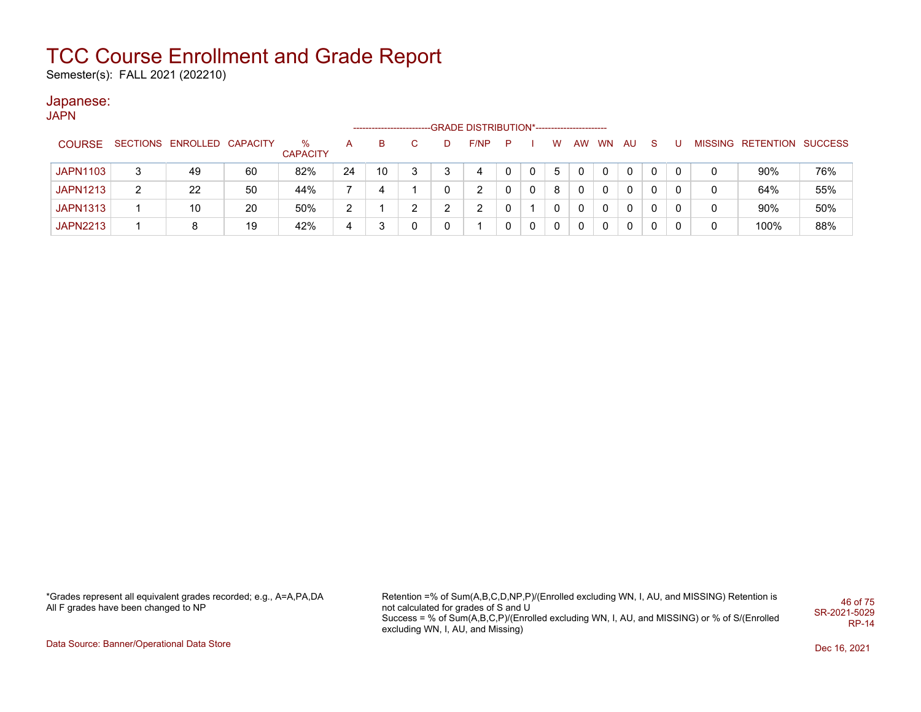# TCC Course Enrollment and Grade Report

Semester(s): FALL 2021 (202210)

## Japanese:

### JAPN

| COURSE | SECTIONS | ENROLLED | CAPACITY | % CAPACITY | A | B | C | D | F/NP | P | I | W | AW | WN | AU | S | U | MISSING | RETENTION | SUCCESS |
|---|---|---|---|---|---|---|---|---|---|---|---|---|---|---|---|---|---|---|---|---|
| | | | | | GRADE DISTRIBUTION* | | | | | | | | | | | | | | | |
| JAPN1103 | 3 | 49 | 60 | 82% | 24 | 10 | 3 | 3 | 4 | 0 | 0 | 5 | 0 | 0 | 0 | 0 | 0 | 0 | 90% | 76% |
| JAPN1213 | 2 | 22 | 50 | 44% | 7 | 4 | 1 | 0 | 2 | 0 | 0 | 8 | 0 | 0 | 0 | 0 | 0 | 0 | 64% | 55% |
| JAPN1313 | 1 | 10 | 20 | 50% | 2 | 1 | 2 | 2 | 2 | 0 | 1 | 0 | 0 | 0 | 0 | 0 | 0 | 0 | 90% | 50% |
| JAPN2213 | 1 | 8 | 19 | 42% | 4 | 3 | 0 | 0 | 1 | 0 | 0 | 0 | 0 | 0 | 0 | 0 | 0 | 0 | 100% | 88% |

*Grades represent all equivalent grades recorded; e.g., A=A,PA,DA
All F grades have been changed to NP

Retention =% of Sum(A,B,C,D,NP,P)/(Enrolled excluding WN, I, AU, and MISSING) Retention is not calculated for grades of S and U
Success = % of Sum(A,B,C,P)/(Enrolled excluding WN, I, AU, and MISSING) or % of S/(Enrolled excluding WN, I, AU, and Missing)

SR-2021-5029
RP-14

Data Source: Banner/Operational Data Store

Dec 16, 2021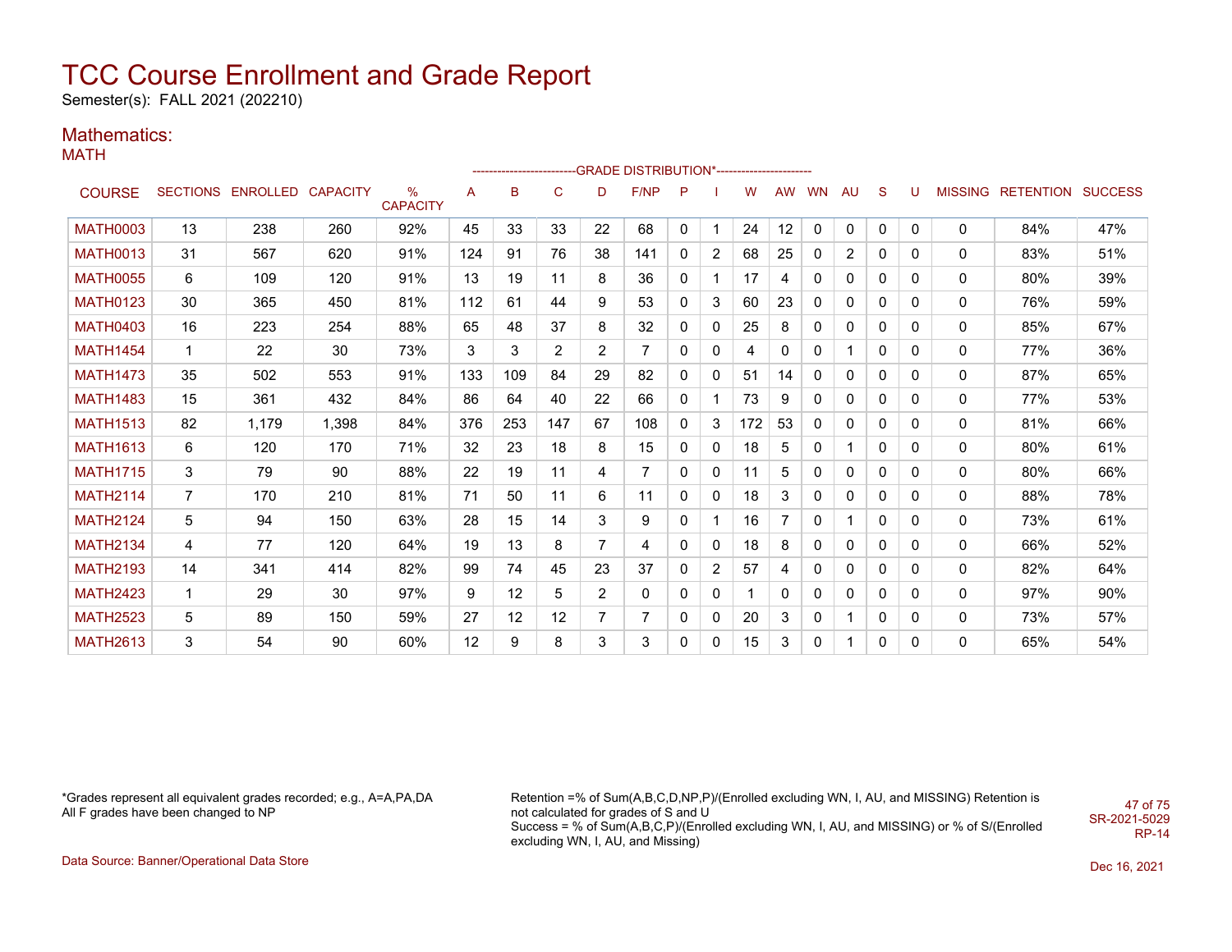# TCC Course Enrollment and Grade Report

Semester(s): FALL 2021 (202210)

## Mathematics:

### MATH

| COURSE | SECTIONS | ENROLLED | CAPACITY | % CAPACITY | A | B | C | D | F/NP | P | I | W | AW | WN | AU | S | U | MISSING | RETENTION | SUCCESS |
|---|---|---|---|---|---|---|---|---|---|---|---|---|---|---|---|---|---|---|---|---|
| | | | | | GRADE DISTRIBUTION* | | | | | | | | | | | | | | | |
| MATH0003 | 13 | 238 | 260 | 92% | 45 | 33 | 33 | 22 | 68 | 0 | 1 | 24 | 12 | 0 | 0 | 0 | 0 | 0 | 84% | 47% |
| MATH0013 | 31 | 567 | 620 | 91% | 124 | 91 | 76 | 38 | 141 | 0 | 2 | 68 | 25 | 0 | 2 | 0 | 0 | 0 | 83% | 51% |
| MATH0055 | 6 | 109 | 120 | 91% | 13 | 19 | 11 | 8 | 36 | 0 | 1 | 17 | 4 | 0 | 0 | 0 | 0 | 0 | 80% | 39% |
| MATH0123 | 30 | 365 | 450 | 81% | 112 | 61 | 44 | 9 | 53 | 0 | 3 | 60 | 23 | 0 | 0 | 0 | 0 | 0 | 76% | 59% |
| MATH0403 | 16 | 223 | 254 | 88% | 65 | 48 | 37 | 8 | 32 | 0 | 0 | 25 | 8 | 0 | 0 | 0 | 0 | 0 | 85% | 67% |
| MATH1454 | 1 | 22 | 30 | 73% | 3 | 3 | 2 | 2 | 7 | 0 | 0 | 4 | 0 | 0 | 1 | 0 | 0 | 0 | 77% | 36% |
| MATH1473 | 35 | 502 | 553 | 91% | 133 | 109 | 84 | 29 | 82 | 0 | 0 | 51 | 14 | 0 | 0 | 0 | 0 | 0 | 87% | 65% |
| MATH1483 | 15 | 361 | 432 | 84% | 86 | 64 | 40 | 22 | 66 | 0 | 1 | 73 | 9 | 0 | 0 | 0 | 0 | 0 | 77% | 53% |
| MATH1513 | 82 | 1,179 | 1,398 | 84% | 376 | 253 | 147 | 67 | 108 | 0 | 3 | 172 | 53 | 0 | 0 | 0 | 0 | 0 | 81% | 66% |
| MATH1613 | 6 | 120 | 170 | 71% | 32 | 23 | 18 | 8 | 15 | 0 | 0 | 18 | 5 | 0 | 1 | 0 | 0 | 0 | 80% | 61% |
| MATH1715 | 3 | 79 | 90 | 88% | 22 | 19 | 11 | 4 | 7 | 0 | 0 | 11 | 5 | 0 | 0 | 0 | 0 | 0 | 80% | 66% |
| MATH2114 | 7 | 170 | 210 | 81% | 71 | 50 | 11 | 6 | 11 | 0 | 0 | 18 | 3 | 0 | 0 | 0 | 0 | 0 | 88% | 78% |
| MATH2124 | 5 | 94 | 150 | 63% | 28 | 15 | 14 | 3 | 9 | 0 | 1 | 16 | 7 | 0 | 1 | 0 | 0 | 0 | 73% | 61% |
| MATH2134 | 4 | 77 | 120 | 64% | 19 | 13 | 8 | 7 | 4 | 0 | 0 | 18 | 8 | 0 | 0 | 0 | 0 | 0 | 66% | 52% |
| MATH2193 | 14 | 341 | 414 | 82% | 99 | 74 | 45 | 23 | 37 | 0 | 2 | 57 | 4 | 0 | 0 | 0 | 0 | 0 | 82% | 64% |
| MATH2423 | 1 | 29 | 30 | 97% | 9 | 12 | 5 | 2 | 0 | 0 | 0 | 1 | 0 | 0 | 0 | 0 | 0 | 0 | 97% | 90% |
| MATH2523 | 5 | 89 | 150 | 59% | 27 | 12 | 12 | 7 | 7 | 0 | 0 | 20 | 3 | 0 | 1 | 0 | 0 | 0 | 73% | 57% |
| MATH2613 | 3 | 54 | 90 | 60% | 12 | 9 | 8 | 3 | 3 | 0 | 0 | 15 | 3 | 0 | 1 | 0 | 0 | 0 | 65% | 54% |

*Grades represent all equivalent grades recorded; e.g., A=A,PA,DA
All F grades have been changed to NP

Retention =% of Sum(A,B,C,D,NP,P)/(Enrolled excluding WN, I, AU, and MISSING) Retention is not calculated for grades of S and U
Success = % of Sum(A,B,C,P)/(Enrolled excluding WN, I, AU, and MISSING) or % of S/(Enrolled excluding WN, I, AU, and Missing)

SR-2021-5029
RP-14

Data Source: Banner/Operational Data Store

Dec 16, 2021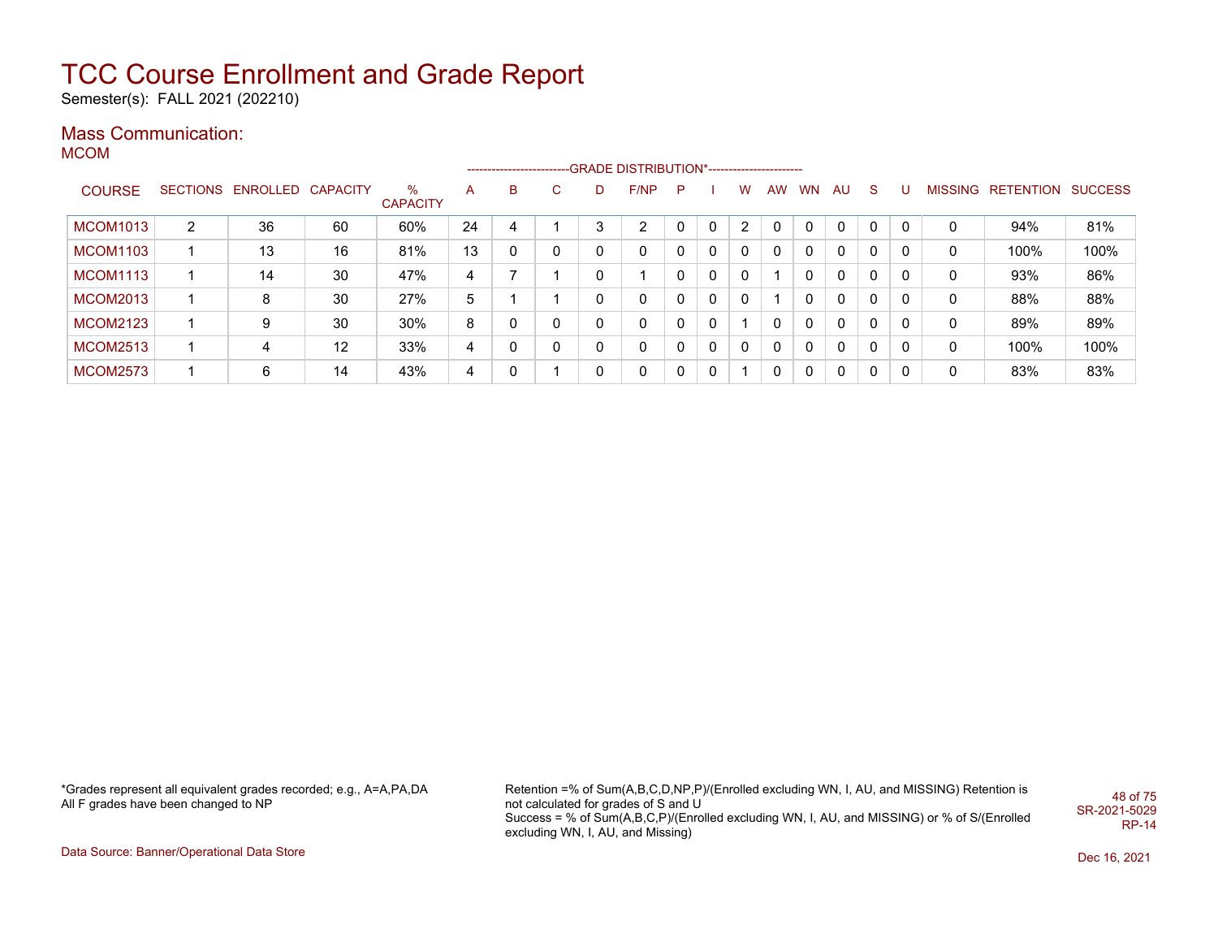# TCC Course Enrollment and Grade Report

Semester(s): FALL 2021 (202210)

## Mass Communication:

### MCOM

| COURSE | SECTIONS | ENROLLED | CAPACITY | % CAPACITY | A | B | C | D | F/NP | P | I | W | AW | WN | AU | S | U | MISSING | RETENTION | SUCCESS |
|---|---|---|---|---|---|---|---|---|---|---|---|---|---|---|---|---|---|---|---|---|
| | | | | | GRADE DISTRIBUTION* | | | | | | | | | | | | | | | |
| MCOM1013 | 2 | 36 | 60 | 60% | 24 | 4 | 1 | 3 | 2 | 0 | 0 | 2 | 0 | 0 | 0 | 0 | 0 | 0 | 94% | 81% |
| MCOM1103 | 1 | 13 | 16 | 81% | 13 | 0 | 0 | 0 | 0 | 0 | 0 | 0 | 0 | 0 | 0 | 0 | 0 | 0 | 100% | 100% |
| MCOM1113 | 1 | 14 | 30 | 47% | 4 | 7 | 1 | 0 | 1 | 0 | 0 | 0 | 1 | 0 | 0 | 0 | 0 | 0 | 93% | 86% |
| MCOM2013 | 1 | 8 | 30 | 27% | 5 | 1 | 1 | 0 | 0 | 0 | 0 | 0 | 1 | 0 | 0 | 0 | 0 | 0 | 88% | 88% |
| MCOM2123 | 1 | 9 | 30 | 30% | 8 | 0 | 0 | 0 | 0 | 0 | 0 | 1 | 0 | 0 | 0 | 0 | 0 | 0 | 89% | 89% |
| MCOM2513 | 1 | 4 | 12 | 33% | 4 | 0 | 0 | 0 | 0 | 0 | 0 | 0 | 0 | 0 | 0 | 0 | 0 | 0 | 100% | 100% |
| MCOM2573 | 1 | 6 | 14 | 43% | 4 | 0 | 1 | 0 | 0 | 0 | 0 | 1 | 0 | 0 | 0 | 0 | 0 | 0 | 83% | 83% |

*Grades represent all equivalent grades recorded; e.g., A=A,PA,DA
All F grades have been changed to NP

Retention =% of Sum(A,B,C,D,NP,P)/(Enrolled excluding WN, I, AU, and MISSING) Retention is not calculated for grades of S and U
Success = % of Sum(A,B,C,P)/(Enrolled excluding WN, I, AU, and MISSING) or % of S/(Enrolled excluding WN, I, AU, and Missing)

SR-2021-5029
RP-14

Data Source: Banner/Operational Data Store

Dec 16, 2021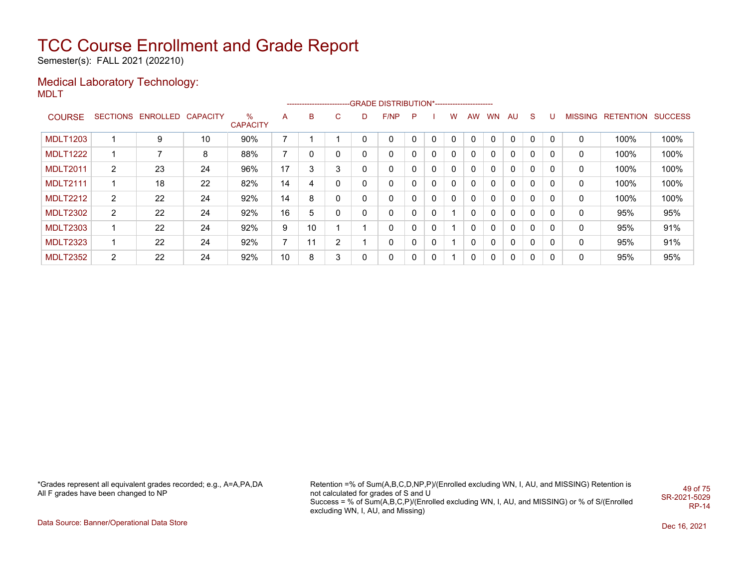# TCC Course Enrollment and Grade Report

Semester(s): FALL 2021 (202210)

## Medical Laboratory Technology:

MDLT

| COURSE | SECTIONS | ENROLLED | CAPACITY | % CAPACITY | A | B | C | D | F/NP | P | I | W | AW | WN | AU | S | U | MISSING | RETENTION | SUCCESS |
|---|---|---|---|---|---|---|---|---|---|---|---|---|---|---|---|---|---|---|---|---|
| | | | | | GRADE DISTRIBUTION* | | | | | | | | | | | | | | | |
| MDLT1203 | 1 | 9 | 10 | 90% | 7 | 1 | 1 | 0 | 0 | 0 | 0 | 0 | 0 | 0 | 0 | 0 | 0 | 0 | 100% | 100% |
| MDLT1222 | 1 | 7 | 8 | 88% | 7 | 0 | 0 | 0 | 0 | 0 | 0 | 0 | 0 | 0 | 0 | 0 | 0 | 0 | 100% | 100% |
| MDLT2011 | 2 | 23 | 24 | 96% | 17 | 3 | 3 | 0 | 0 | 0 | 0 | 0 | 0 | 0 | 0 | 0 | 0 | 0 | 100% | 100% |
| MDLT2111 | 1 | 18 | 22 | 82% | 14 | 4 | 0 | 0 | 0 | 0 | 0 | 0 | 0 | 0 | 0 | 0 | 0 | 0 | 100% | 100% |
| MDLT2212 | 2 | 22 | 24 | 92% | 14 | 8 | 0 | 0 | 0 | 0 | 0 | 0 | 0 | 0 | 0 | 0 | 0 | 0 | 100% | 100% |
| MDLT2302 | 2 | 22 | 24 | 92% | 16 | 5 | 0 | 0 | 0 | 0 | 0 | 1 | 0 | 0 | 0 | 0 | 0 | 0 | 95% | 95% |
| MDLT2303 | 1 | 22 | 24 | 92% | 9 | 10 | 1 | 1 | 0 | 0 | 0 | 1 | 0 | 0 | 0 | 0 | 0 | 0 | 95% | 91% |
| MDLT2323 | 1 | 22 | 24 | 92% | 7 | 11 | 2 | 1 | 0 | 0 | 0 | 1 | 0 | 0 | 0 | 0 | 0 | 0 | 95% | 91% |
| MDLT2352 | 2 | 22 | 24 | 92% | 10 | 8 | 3 | 0 | 0 | 0 | 0 | 1 | 0 | 0 | 0 | 0 | 0 | 0 | 95% | 95% |

*Grades represent all equivalent grades recorded; e.g., A=A,PA,DA
All F grades have been changed to NP

Retention =% of Sum(A,B,C,D,NP,P)/(Enrolled excluding WN, I, AU, and MISSING) Retention is not calculated for grades of S and U
Success = % of Sum(A,B,C,P)/(Enrolled excluding WN, I, AU, and MISSING) or % of S/(Enrolled excluding WN, I, AU, and Missing)

SR-2021-5029
RP-14

Data Source: Banner/Operational Data Store

Dec 16, 2021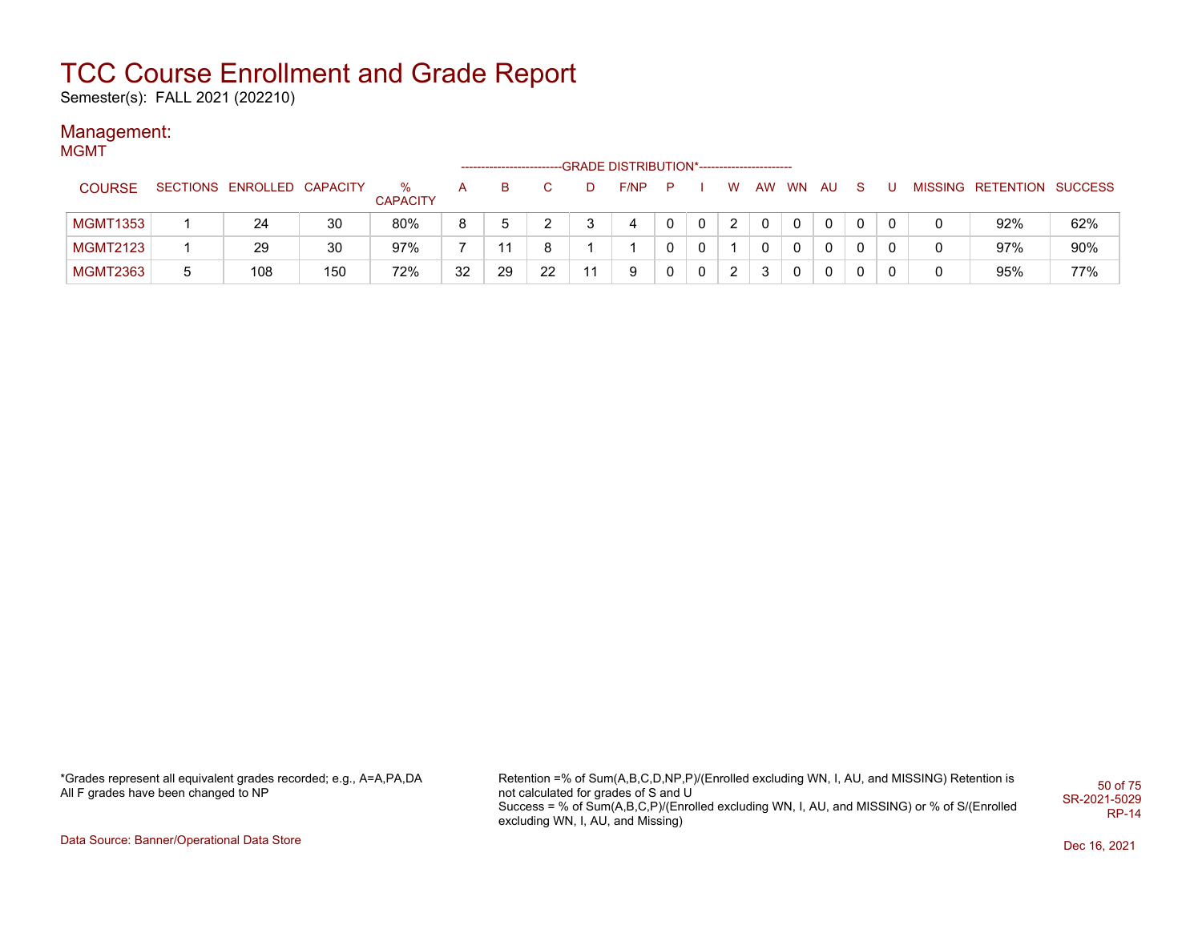# TCC Course Enrollment and Grade Report

Semester(s): FALL 2021 (202210)

## Management:

### MGMT

| COURSE | SECTIONS | ENROLLED | CAPACITY | % CAPACITY | A | B | C | D | F/NP | P | I | W | AW | WN | AU | S | U | MISSING | RETENTION | SUCCESS |
|---|---|---|---|---|---|---|---|---|---|---|---|---|---|---|---|---|---|---|---|---|
| | | | | | GRADE DISTRIBUTION* | | | | | | | | | | | | | | | |
| MGMT1353 | 1 | 24 | 30 | 80% | 8 | 5 | 2 | 3 | 4 | 0 | 0 | 2 | 0 | 0 | 0 | 0 | 0 | 0 | 92% | 62% |
| MGMT2123 | 1 | 29 | 30 | 97% | 7 | 11 | 8 | 1 | 1 | 0 | 0 | 1 | 0 | 0 | 0 | 0 | 0 | 0 | 97% | 90% |
| MGMT2363 | 5 | 108 | 150 | 72% | 32 | 29 | 22 | 11 | 9 | 0 | 0 | 2 | 3 | 0 | 0 | 0 | 0 | 0 | 95% | 77% |

*Grades represent all equivalent grades recorded; e.g., A=A,PA,DA
All F grades have been changed to NP

Retention =% of Sum(A,B,C,D,NP,P)/(Enrolled excluding WN, I, AU, and MISSING) Retention is not calculated for grades of S and U
Success = % of Sum(A,B,C,P)/(Enrolled excluding WN, I, AU, and MISSING) or % of S/(Enrolled excluding WN, I, AU, and Missing)

SR-2021-5029
RP-14

Data Source: Banner/Operational Data Store

Dec 16, 2021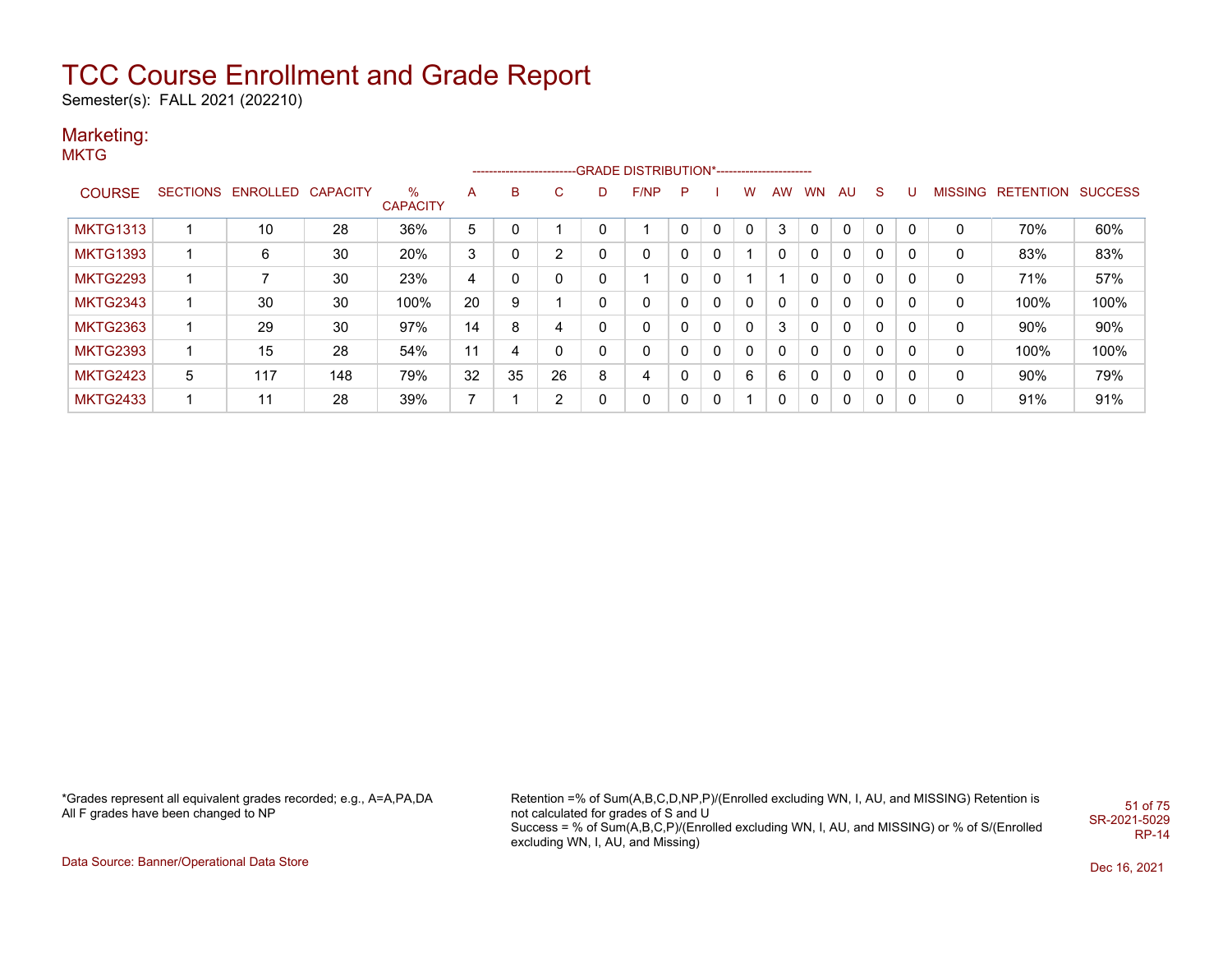# TCC Course Enrollment and Grade Report

Semester(s): FALL 2021 (202210)

## Marketing:

### MKTG

| COURSE | SECTIONS | ENROLLED | CAPACITY | % CAPACITY | A | B | C | D | F/NP | P | I | W | AW | WN | AU | S | U | MISSING | RETENTION | SUCCESS |
|---|---|---|---|---|---|---|---|---|---|---|---|---|---|---|---|---|---|---|---|---|
| | | | | | -------------------------GRADE DISTRIBUTION*----------------------- | | | | | | | | | | | | | | | |
| MKTG1313 | 1 | 10 | 28 | 36% | 5 | 0 | 1 | 0 | 1 | 0 | 0 | 0 | 3 | 0 | 0 | 0 | 0 | 0 | 70% | 60% |
| MKTG1393 | 1 | 6 | 30 | 20% | 3 | 0 | 2 | 0 | 0 | 0 | 0 | 1 | 0 | 0 | 0 | 0 | 0 | 0 | 83% | 83% |
| MKTG2293 | 1 | 7 | 30 | 23% | 4 | 0 | 0 | 0 | 1 | 0 | 0 | 1 | 1 | 0 | 0 | 0 | 0 | 0 | 71% | 57% |
| MKTG2343 | 1 | 30 | 30 | 100% | 20 | 9 | 1 | 0 | 0 | 0 | 0 | 0 | 0 | 0 | 0 | 0 | 0 | 0 | 100% | 100% |
| MKTG2363 | 1 | 29 | 30 | 97% | 14 | 8 | 4 | 0 | 0 | 0 | 0 | 0 | 3 | 0 | 0 | 0 | 0 | 0 | 90% | 90% |
| MKTG2393 | 1 | 15 | 28 | 54% | 11 | 4 | 0 | 0 | 0 | 0 | 0 | 0 | 0 | 0 | 0 | 0 | 0 | 0 | 100% | 100% |
| MKTG2423 | 5 | 117 | 148 | 79% | 32 | 35 | 26 | 8 | 4 | 0 | 0 | 6 | 6 | 0 | 0 | 0 | 0 | 0 | 90% | 79% |
| MKTG2433 | 1 | 11 | 28 | 39% | 7 | 1 | 2 | 0 | 0 | 0 | 0 | 1 | 0 | 0 | 0 | 0 | 0 | 0 | 91% | 91% |

*Grades represent all equivalent grades recorded; e.g., A=A,PA,DA
All F grades have been changed to NP

Retention =% of Sum(A,B,C,D,NP,P)/(Enrolled excluding WN, I, AU, and MISSING) Retention is not calculated for grades of S and U
Success = % of Sum(A,B,C,P)/(Enrolled excluding WN, I, AU, and MISSING) or % of S/(Enrolled excluding WN, I, AU, and Missing)

SR-2021-5029
RP-14

Data Source: Banner/Operational Data Store

Dec 16, 2021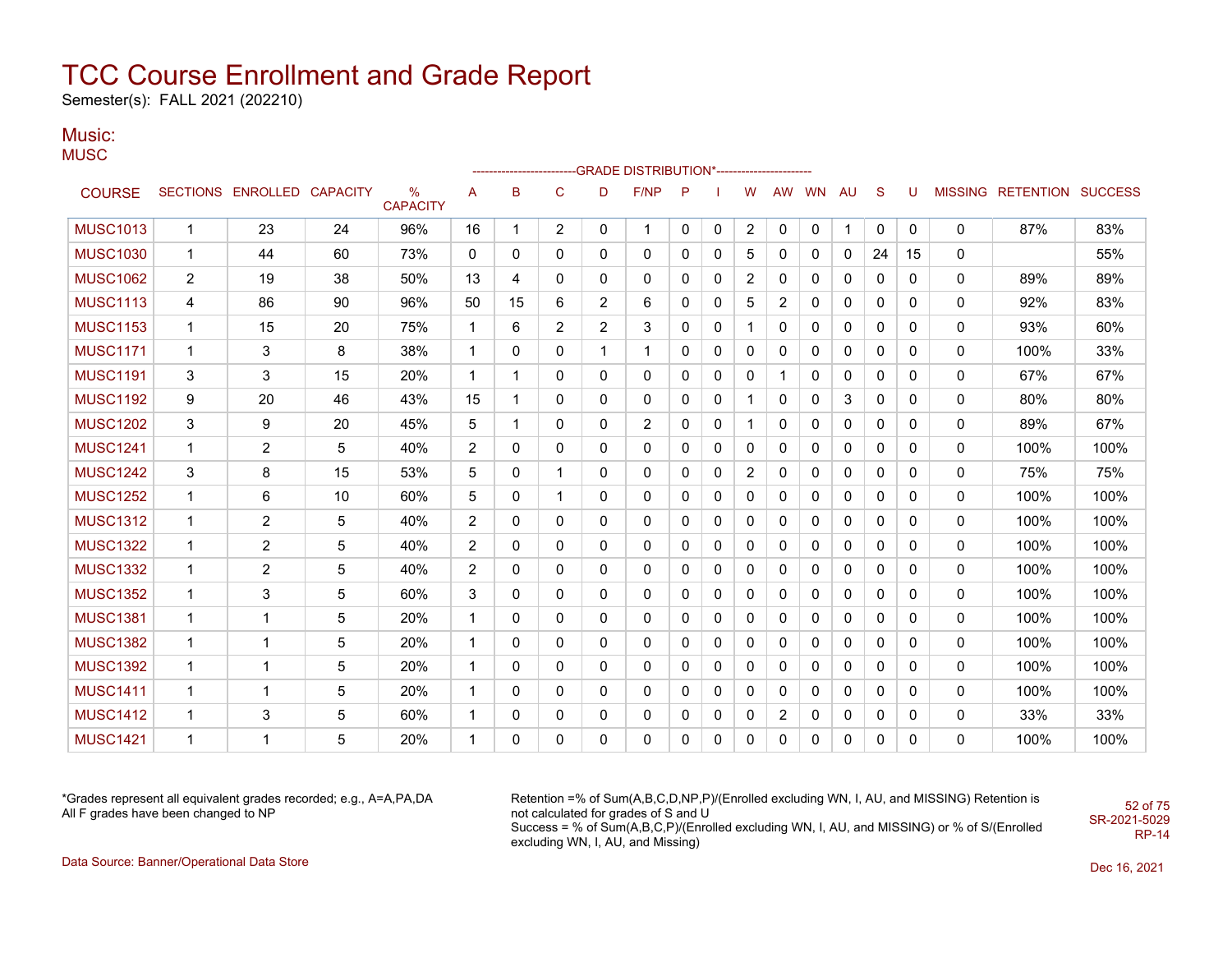# TCC Course Enrollment and Grade Report

Semester(s): FALL 2021 (202210)

## Music:

MUSC

| COURSE | SECTIONS | ENROLLED | CAPACITY | % CAPACITY | A | B | C | D | F/NP | P | I | W | AW | WN | AU | S | U | MISSING | RETENTION | SUCCESS |
|---|---|---|---|---|---|---|---|---|---|---|---|---|---|---|---|---|---|---|---|---|
| | | | | | GRADE DISTRIBUTION* | | | | | | | | | | | | | | | |
| MUSC1013 | 1 | 23 | 24 | 96% | 16 | 1 | 2 | 0 | 1 | 0 | 0 | 2 | 0 | 0 | 1 | 0 | 0 | 0 | 87% | 83% |
| MUSC1030 | 1 | 44 | 60 | 73% | 0 | 0 | 0 | 0 | 0 | 0 | 0 | 5 | 0 | 0 | 0 | 24 | 15 | 0 | | 55% |
| MUSC1062 | 2 | 19 | 38 | 50% | 13 | 4 | 0 | 0 | 0 | 0 | 0 | 2 | 0 | 0 | 0 | 0 | 0 | 0 | 89% | 89% |
| MUSC1113 | 4 | 86 | 90 | 96% | 50 | 15 | 6 | 2 | 6 | 0 | 0 | 5 | 2 | 0 | 0 | 0 | 0 | 0 | 92% | 83% |
| MUSC1153 | 1 | 15 | 20 | 75% | 1 | 6 | 2 | 2 | 3 | 0 | 0 | 1 | 0 | 0 | 0 | 0 | 0 | 0 | 93% | 60% |
| MUSC1171 | 1 | 3 | 8 | 38% | 1 | 0 | 0 | 1 | 1 | 0 | 0 | 0 | 0 | 0 | 0 | 0 | 0 | 0 | 100% | 33% |
| MUSC1191 | 3 | 3 | 15 | 20% | 1 | 1 | 0 | 0 | 0 | 0 | 0 | 0 | 1 | 0 | 0 | 0 | 0 | 0 | 67% | 67% |
| MUSC1192 | 9 | 20 | 46 | 43% | 15 | 1 | 0 | 0 | 0 | 0 | 0 | 1 | 0 | 0 | 3 | 0 | 0 | 0 | 80% | 80% |
| MUSC1202 | 3 | 9 | 20 | 45% | 5 | 1 | 0 | 0 | 2 | 0 | 0 | 1 | 0 | 0 | 0 | 0 | 0 | 0 | 89% | 67% |
| MUSC1241 | 1 | 2 | 5 | 40% | 2 | 0 | 0 | 0 | 0 | 0 | 0 | 0 | 0 | 0 | 0 | 0 | 0 | 0 | 100% | 100% |
| MUSC1242 | 3 | 8 | 15 | 53% | 5 | 0 | 1 | 0 | 0 | 0 | 0 | 2 | 0 | 0 | 0 | 0 | 0 | 0 | 75% | 75% |
| MUSC1252 | 1 | 6 | 10 | 60% | 5 | 0 | 1 | 0 | 0 | 0 | 0 | 0 | 0 | 0 | 0 | 0 | 0 | 0 | 100% | 100% |
| MUSC1312 | 1 | 2 | 5 | 40% | 2 | 0 | 0 | 0 | 0 | 0 | 0 | 0 | 0 | 0 | 0 | 0 | 0 | 0 | 100% | 100% |
| MUSC1322 | 1 | 2 | 5 | 40% | 2 | 0 | 0 | 0 | 0 | 0 | 0 | 0 | 0 | 0 | 0 | 0 | 0 | 0 | 100% | 100% |
| MUSC1332 | 1 | 2 | 5 | 40% | 2 | 0 | 0 | 0 | 0 | 0 | 0 | 0 | 0 | 0 | 0 | 0 | 0 | 0 | 100% | 100% |
| MUSC1352 | 1 | 3 | 5 | 60% | 3 | 0 | 0 | 0 | 0 | 0 | 0 | 0 | 0 | 0 | 0 | 0 | 0 | 0 | 100% | 100% |
| MUSC1381 | 1 | 1 | 5 | 20% | 1 | 0 | 0 | 0 | 0 | 0 | 0 | 0 | 0 | 0 | 0 | 0 | 0 | 0 | 100% | 100% |
| MUSC1382 | 1 | 1 | 5 | 20% | 1 | 0 | 0 | 0 | 0 | 0 | 0 | 0 | 0 | 0 | 0 | 0 | 0 | 0 | 100% | 100% |
| MUSC1392 | 1 | 1 | 5 | 20% | 1 | 0 | 0 | 0 | 0 | 0 | 0 | 0 | 0 | 0 | 0 | 0 | 0 | 0 | 100% | 100% |
| MUSC1411 | 1 | 1 | 5 | 20% | 1 | 0 | 0 | 0 | 0 | 0 | 0 | 0 | 0 | 0 | 0 | 0 | 0 | 0 | 100% | 100% |
| MUSC1412 | 1 | 3 | 5 | 60% | 1 | 0 | 0 | 0 | 0 | 0 | 0 | 0 | 2 | 0 | 0 | 0 | 0 | 0 | 33% | 33% |
| MUSC1421 | 1 | 1 | 5 | 20% | 1 | 0 | 0 | 0 | 0 | 0 | 0 | 0 | 0 | 0 | 0 | 0 | 0 | 0 | 100% | 100% |

*Grades represent all equivalent grades recorded; e.g., A=A,PA,DA
All F grades have been changed to NP

Retention =% of Sum(A,B,C,D,NP,P)/(Enrolled excluding WN, I, AU, and MISSING) Retention is not calculated for grades of S and U
Success = % of Sum(A,B,C,P)/(Enrolled excluding WN, I, AU, and MISSING) or % of S/(Enrolled excluding WN, I, AU, and Missing)

SR-2021-5029
RP-14

Data Source: Banner/Operational Data Store

Dec 16, 2021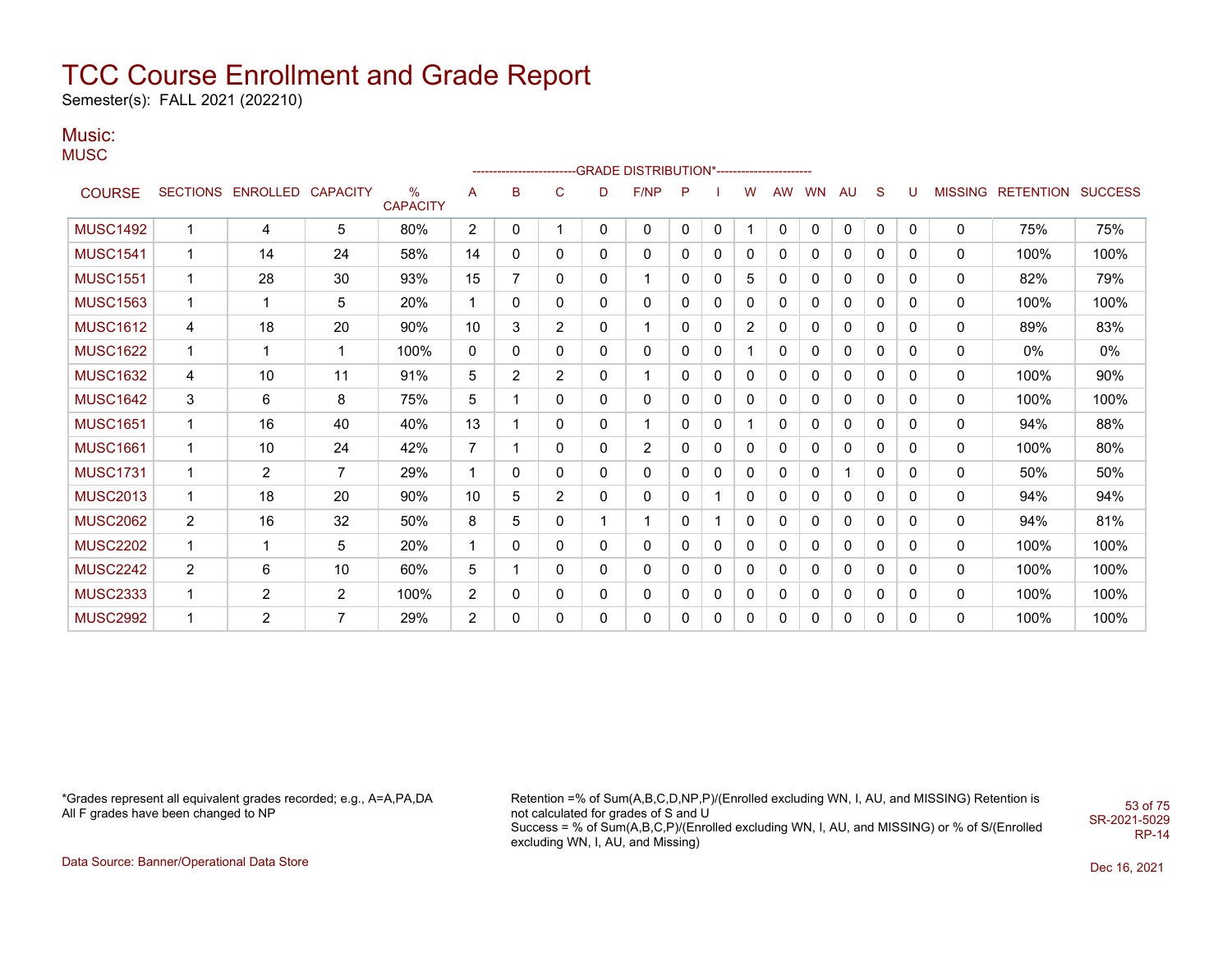# TCC Course Enrollment and Grade Report

Semester(s): FALL 2021 (202210)

## Music:

MUSC

| COURSE | SECTIONS | ENROLLED | CAPACITY | % CAPACITY | A | B | C | D | F/NP | P | I | W | AW | WN | AU | S | U | MISSING | RETENTION | SUCCESS |
|---|---|---|---|---|---|---|---|---|---|---|---|---|---|---|---|---|---|---|---|---|
| | | | | | GRADE DISTRIBUTION* | | | | | | | | | | | | | | | |
| MUSC1492 | 1 | 4 | 5 | 80% | 2 | 0 | 1 | 0 | 0 | 0 | 0 | 1 | 0 | 0 | 0 | 0 | 0 | 0 | 75% | 75% |
| MUSC1541 | 1 | 14 | 24 | 58% | 14 | 0 | 0 | 0 | 0 | 0 | 0 | 0 | 0 | 0 | 0 | 0 | 0 | 0 | 100% | 100% |
| MUSC1551 | 1 | 28 | 30 | 93% | 15 | 7 | 0 | 0 | 1 | 0 | 0 | 5 | 0 | 0 | 0 | 0 | 0 | 0 | 82% | 79% |
| MUSC1563 | 1 | 1 | 5 | 20% | 1 | 0 | 0 | 0 | 0 | 0 | 0 | 0 | 0 | 0 | 0 | 0 | 0 | 0 | 100% | 100% |
| MUSC1612 | 4 | 18 | 20 | 90% | 10 | 3 | 2 | 0 | 1 | 0 | 0 | 2 | 0 | 0 | 0 | 0 | 0 | 0 | 89% | 83% |
| MUSC1622 | 1 | 1 | 1 | 100% | 0 | 0 | 0 | 0 | 0 | 0 | 0 | 1 | 0 | 0 | 0 | 0 | 0 | 0 | 0% | 0% |
| MUSC1632 | 4 | 10 | 11 | 91% | 5 | 2 | 2 | 0 | 1 | 0 | 0 | 0 | 0 | 0 | 0 | 0 | 0 | 0 | 100% | 90% |
| MUSC1642 | 3 | 6 | 8 | 75% | 5 | 1 | 0 | 0 | 0 | 0 | 0 | 0 | 0 | 0 | 0 | 0 | 0 | 0 | 100% | 100% |
| MUSC1651 | 1 | 16 | 40 | 40% | 13 | 1 | 0 | 0 | 1 | 0 | 0 | 1 | 0 | 0 | 0 | 0 | 0 | 0 | 94% | 88% |
| MUSC1661 | 1 | 10 | 24 | 42% | 7 | 1 | 0 | 0 | 2 | 0 | 0 | 0 | 0 | 0 | 0 | 0 | 0 | 0 | 100% | 80% |
| MUSC1731 | 1 | 2 | 7 | 29% | 1 | 0 | 0 | 0 | 0 | 0 | 0 | 0 | 0 | 0 | 1 | 0 | 0 | 0 | 50% | 50% |
| MUSC2013 | 1 | 18 | 20 | 90% | 10 | 5 | 2 | 0 | 0 | 0 | 1 | 0 | 0 | 0 | 0 | 0 | 0 | 0 | 94% | 94% |
| MUSC2062 | 2 | 16 | 32 | 50% | 8 | 5 | 0 | 1 | 1 | 0 | 1 | 0 | 0 | 0 | 0 | 0 | 0 | 0 | 94% | 81% |
| MUSC2202 | 1 | 1 | 5 | 20% | 1 | 0 | 0 | 0 | 0 | 0 | 0 | 0 | 0 | 0 | 0 | 0 | 0 | 0 | 100% | 100% |
| MUSC2242 | 2 | 6 | 10 | 60% | 5 | 1 | 0 | 0 | 0 | 0 | 0 | 0 | 0 | 0 | 0 | 0 | 0 | 0 | 100% | 100% |
| MUSC2333 | 1 | 2 | 2 | 100% | 2 | 0 | 0 | 0 | 0 | 0 | 0 | 0 | 0 | 0 | 0 | 0 | 0 | 0 | 100% | 100% |
| MUSC2992 | 1 | 2 | 7 | 29% | 2 | 0 | 0 | 0 | 0 | 0 | 0 | 0 | 0 | 0 | 0 | 0 | 0 | 0 | 100% | 100% |

*Grades represent all equivalent grades recorded; e.g., A=A,PA,DA
All F grades have been changed to NP

Retention =% of Sum(A,B,C,D,NP,P)/(Enrolled excluding WN, I, AU, and MISSING) Retention is not calculated for grades of S and U
Success = % of Sum(A,B,C,P)/(Enrolled excluding WN, I, AU, and MISSING) or % of S/(Enrolled excluding WN, I, AU, and Missing)

SR-2021-5029
RP-14

Data Source: Banner/Operational Data Store

Dec 16, 2021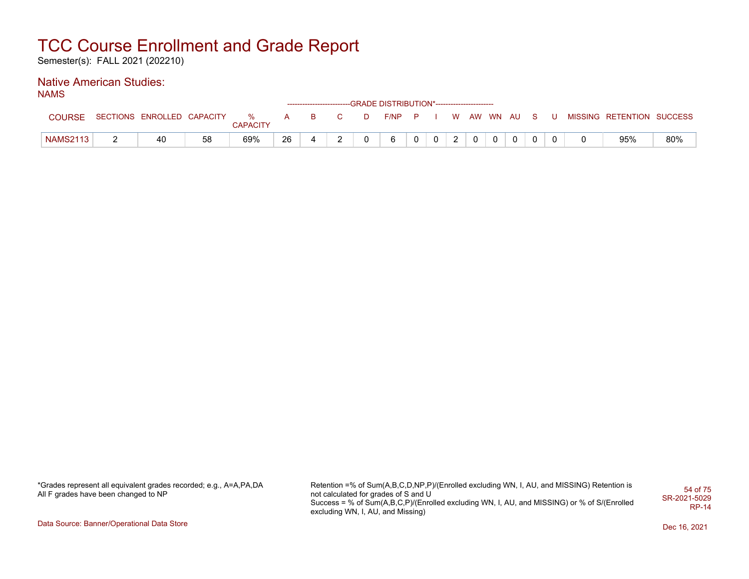# TCC Course Enrollment and Grade Report

Semester(s): FALL 2021 (202210)

## Native American Studies:

NAMS

| COURSE | SECTIONS | ENROLLED | CAPACITY | % CAPACITY | A | B | C | D | F/NP | P | I | W | AW | WN | AU | S | U | MISSING | RETENTION | SUCCESS |
|---|---|---|---|---|---|---|---|---|---|---|---|---|---|---|---|---|---|---|---|---|
| | | | | | GRADE DISTRIBUTION* | | | | | | | | | | | | | | | |
| NAMS2113 | 2 | 40 | 58 | 69% | 26 | 4 | 2 | 0 | 6 | 0 | 0 | 2 | 0 | 0 | 0 | 0 | 0 | 0 | 95% | 80% |

*Grades represent all equivalent grades recorded; e.g., A=A,PA,DA
All F grades have been changed to NP

Retention =% of Sum(A,B,C,D,NP,P)/(Enrolled excluding WN, I, AU, and MISSING) Retention is not calculated for grades of S and U
Success = % of Sum(A,B,C,P)/(Enrolled excluding WN, I, AU, and MISSING) or % of S/(Enrolled excluding WN, I, AU, and Missing)

SR-2021-5029
RP-14

Data Source: Banner/Operational Data Store

Dec 16, 2021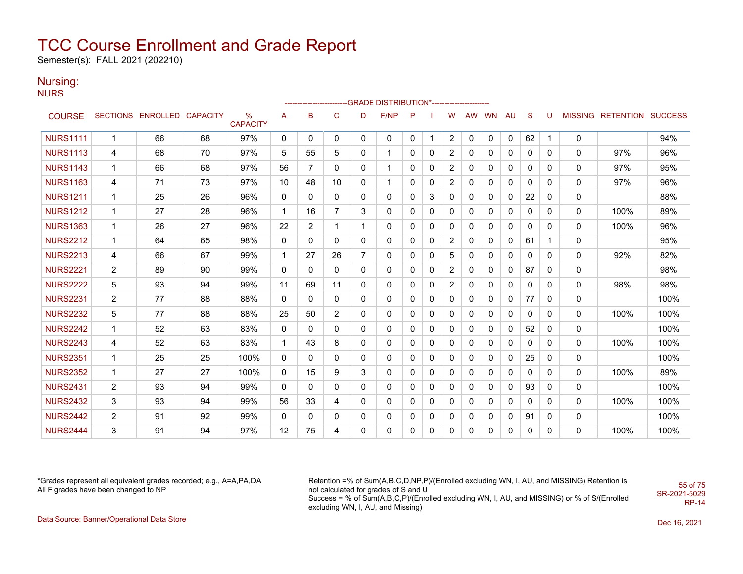# TCC Course Enrollment and Grade Report

Semester(s): FALL 2021 (202210)

## Nursing:

NURS

| COURSE | SECTIONS | ENROLLED | CAPACITY | % CAPACITY | A | B | C | D | F/NP | P | I | W | AW | WN | AU | S | U | MISSING | RETENTION | SUCCESS |
|---|---|---|---|---|---|---|---|---|---|---|---|---|---|---|---|---|---|---|---|---|
| | | | | | GRADE DISTRIBUTION* | | | | | | | | | | | | | | | |
| NURS1111 | 1 | 66 | 68 | 97% | 0 | 0 | 0 | 0 | 0 | 0 | 1 | 2 | 0 | 0 | 0 | 62 | 1 | 0 | | 94% |
| NURS1113 | 4 | 68 | 70 | 97% | 5 | 55 | 5 | 0 | 1 | 0 | 0 | 2 | 0 | 0 | 0 | 0 | 0 | 0 | 97% | 96% |
| NURS1143 | 1 | 66 | 68 | 97% | 56 | 7 | 0 | 0 | 1 | 0 | 0 | 2 | 0 | 0 | 0 | 0 | 0 | 0 | 97% | 95% |
| NURS1163 | 4 | 71 | 73 | 97% | 10 | 48 | 10 | 0 | 1 | 0 | 0 | 2 | 0 | 0 | 0 | 0 | 0 | 0 | 97% | 96% |
| NURS1211 | 1 | 25 | 26 | 96% | 0 | 0 | 0 | 0 | 0 | 0 | 3 | 0 | 0 | 0 | 0 | 22 | 0 | 0 | | 88% |
| NURS1212 | 1 | 27 | 28 | 96% | 1 | 16 | 7 | 3 | 0 | 0 | 0 | 0 | 0 | 0 | 0 | 0 | 0 | 0 | 100% | 89% |
| NURS1363 | 1 | 26 | 27 | 96% | 22 | 2 | 1 | 1 | 0 | 0 | 0 | 0 | 0 | 0 | 0 | 0 | 0 | 0 | 100% | 96% |
| NURS2212 | 1 | 64 | 65 | 98% | 0 | 0 | 0 | 0 | 0 | 0 | 0 | 2 | 0 | 0 | 0 | 61 | 1 | 0 | | 95% |
| NURS2213 | 4 | 66 | 67 | 99% | 1 | 27 | 26 | 7 | 0 | 0 | 0 | 5 | 0 | 0 | 0 | 0 | 0 | 0 | 92% | 82% |
| NURS2221 | 2 | 89 | 90 | 99% | 0 | 0 | 0 | 0 | 0 | 0 | 0 | 2 | 0 | 0 | 0 | 87 | 0 | 0 | | 98% |
| NURS2222 | 5 | 93 | 94 | 99% | 11 | 69 | 11 | 0 | 0 | 0 | 0 | 2 | 0 | 0 | 0 | 0 | 0 | 0 | 98% | 98% |
| NURS2231 | 2 | 77 | 88 | 88% | 0 | 0 | 0 | 0 | 0 | 0 | 0 | 0 | 0 | 0 | 0 | 77 | 0 | 0 | | 100% |
| NURS2232 | 5 | 77 | 88 | 88% | 25 | 50 | 2 | 0 | 0 | 0 | 0 | 0 | 0 | 0 | 0 | 0 | 0 | 0 | 100% | 100% |
| NURS2242 | 1 | 52 | 63 | 83% | 0 | 0 | 0 | 0 | 0 | 0 | 0 | 0 | 0 | 0 | 0 | 52 | 0 | 0 | | 100% |
| NURS2243 | 4 | 52 | 63 | 83% | 1 | 43 | 8 | 0 | 0 | 0 | 0 | 0 | 0 | 0 | 0 | 0 | 0 | 0 | 100% | 100% |
| NURS2351 | 1 | 25 | 25 | 100% | 0 | 0 | 0 | 0 | 0 | 0 | 0 | 0 | 0 | 0 | 0 | 25 | 0 | 0 | | 100% |
| NURS2352 | 1 | 27 | 27 | 100% | 0 | 15 | 9 | 3 | 0 | 0 | 0 | 0 | 0 | 0 | 0 | 0 | 0 | 0 | 100% | 89% |
| NURS2431 | 2 | 93 | 94 | 99% | 0 | 0 | 0 | 0 | 0 | 0 | 0 | 0 | 0 | 0 | 0 | 93 | 0 | 0 | | 100% |
| NURS2432 | 3 | 93 | 94 | 99% | 56 | 33 | 4 | 0 | 0 | 0 | 0 | 0 | 0 | 0 | 0 | 0 | 0 | 0 | 100% | 100% |
| NURS2442 | 2 | 91 | 92 | 99% | 0 | 0 | 0 | 0 | 0 | 0 | 0 | 0 | 0 | 0 | 0 | 91 | 0 | 0 | | 100% |
| NURS2444 | 3 | 91 | 94 | 97% | 12 | 75 | 4 | 0 | 0 | 0 | 0 | 0 | 0 | 0 | 0 | 0 | 0 | 0 | 100% | 100% |

*Grades represent all equivalent grades recorded; e.g., A=A,PA,DA
All F grades have been changed to NP

Retention =% of Sum(A,B,C,D,NP,P)/(Enrolled excluding WN, I, AU, and MISSING) Retention is not calculated for grades of S and U
Success = % of Sum(A,B,C,P)/(Enrolled excluding WN, I, AU, and MISSING) or % of S/(Enrolled excluding WN, I, AU, and Missing)

SR-2021-5029
RP-14

Data Source: Banner/Operational Data Store

Dec 16, 2021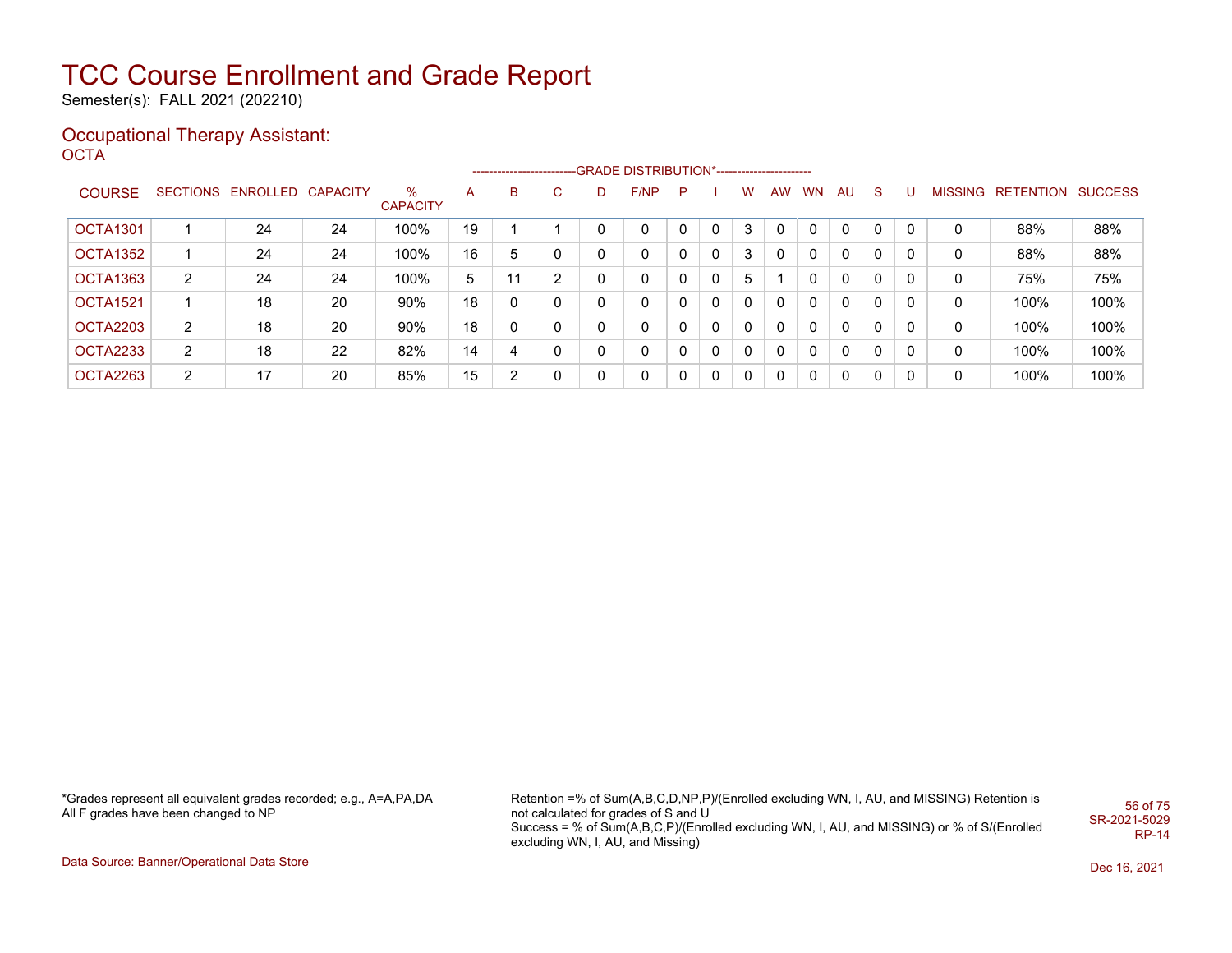# TCC Course Enrollment and Grade Report

Semester(s): FALL 2021 (202210)

## Occupational Therapy Assistant:

OCTA

| COURSE | SECTIONS | ENROLLED | CAPACITY | % CAPACITY | A | B | C | D | F/NP | P | I | W | AW | WN | AU | S | U | MISSING | RETENTION | SUCCESS |
|---|---|---|---|---|---|---|---|---|---|---|---|---|---|---|---|---|---|---|---|---|
| | | | | | GRADE DISTRIBUTION* | | | | | | | | | | | | | | | |
| OCTA1301 | 1 | 24 | 24 | 100% | 19 | 1 | 1 | 0 | 0 | 0 | 0 | 3 | 0 | 0 | 0 | 0 | 0 | 0 | 88% | 88% |
| OCTA1352 | 1 | 24 | 24 | 100% | 16 | 5 | 0 | 0 | 0 | 0 | 0 | 3 | 0 | 0 | 0 | 0 | 0 | 0 | 88% | 88% |
| OCTA1363 | 2 | 24 | 24 | 100% | 5 | 11 | 2 | 0 | 0 | 0 | 0 | 5 | 1 | 0 | 0 | 0 | 0 | 0 | 75% | 75% |
| OCTA1521 | 1 | 18 | 20 | 90% | 18 | 0 | 0 | 0 | 0 | 0 | 0 | 0 | 0 | 0 | 0 | 0 | 0 | 0 | 100% | 100% |
| OCTA2203 | 2 | 18 | 20 | 90% | 18 | 0 | 0 | 0 | 0 | 0 | 0 | 0 | 0 | 0 | 0 | 0 | 0 | 0 | 100% | 100% |
| OCTA2233 | 2 | 18 | 22 | 82% | 14 | 4 | 0 | 0 | 0 | 0 | 0 | 0 | 0 | 0 | 0 | 0 | 0 | 0 | 100% | 100% |
| OCTA2263 | 2 | 17 | 20 | 85% | 15 | 2 | 0 | 0 | 0 | 0 | 0 | 0 | 0 | 0 | 0 | 0 | 0 | 0 | 100% | 100% |

*Grades represent all equivalent grades recorded; e.g., A=A,PA,DA
All F grades have been changed to NP

Retention =% of Sum(A,B,C,D,NP,P)/(Enrolled excluding WN, I, AU, and MISSING) Retention is not calculated for grades of S and U
Success = % of Sum(A,B,C,P)/(Enrolled excluding WN, I, AU, and MISSING) or % of S/(Enrolled excluding WN, I, AU, and Missing)

SR-2021-5029
RP-14

Data Source: Banner/Operational Data Store

Dec 16, 2021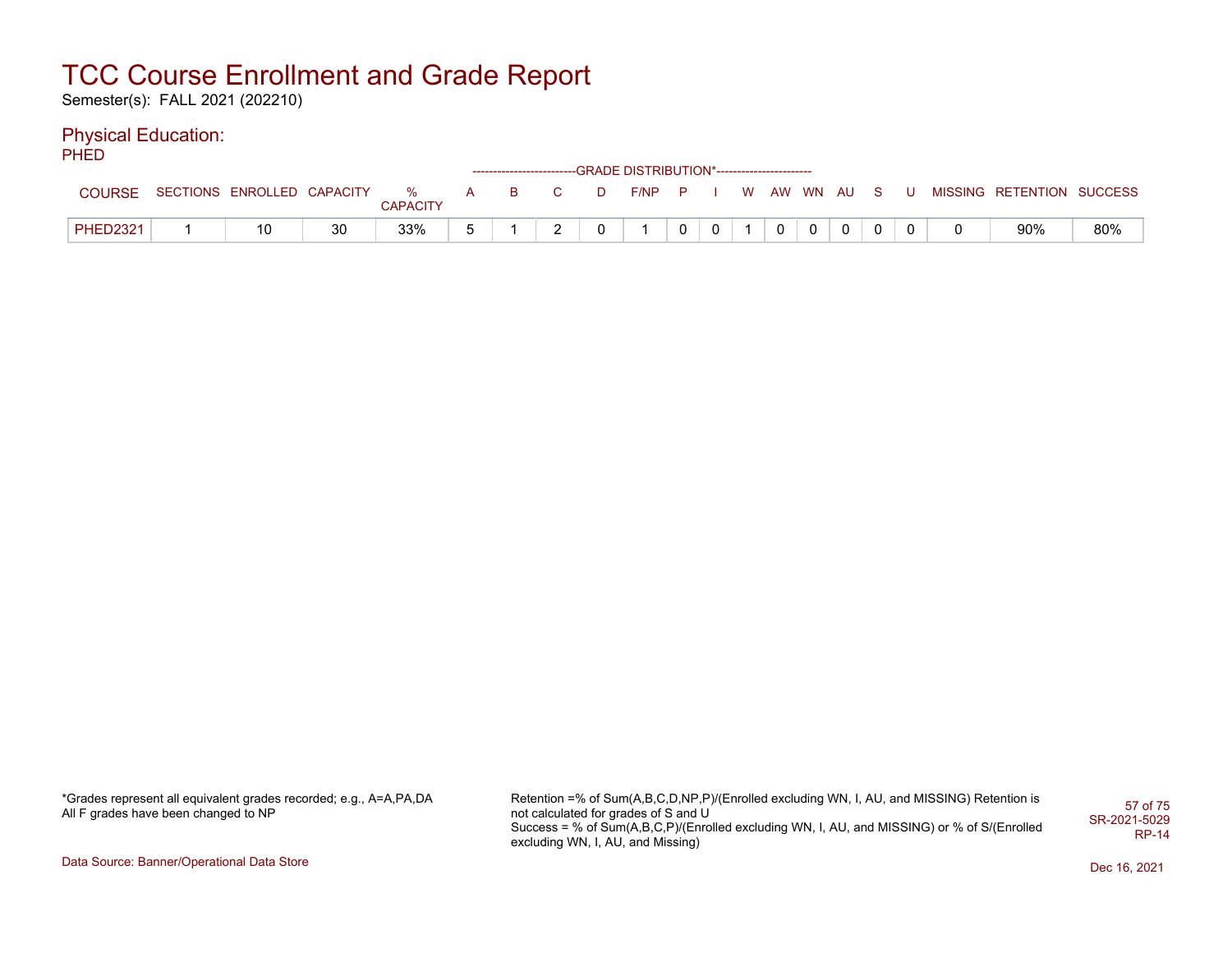# TCC Course Enrollment and Grade Report

Semester(s): FALL 2021 (202210)

## Physical Education:

PHED

| COURSE | SECTIONS | ENROLLED | CAPACITY | % CAPACITY | A | B | C | D | F/NP | P | I | W | AW | WN | AU | S | U | MISSING | RETENTION | SUCCESS |
|---|---|---|---|---|---|---|---|---|---|---|---|---|---|---|---|---|---|---|---|---|
| | | | | | -------------------------GRADE DISTRIBUTION*----------------------- | | | | | | | | | | | | | | | |
| PHED2321 | 1 | 10 | 30 | 33% | 5 | 1 | 2 | 0 | 1 | 0 | 0 | 1 | 0 | 0 | 0 | 0 | 0 | 0 | 90% | 80% |

*Grades represent all equivalent grades recorded; e.g., A=A,PA,DA
All F grades have been changed to NP

Retention =% of Sum(A,B,C,D,NP,P)/(Enrolled excluding WN, I, AU, and MISSING) Retention is not calculated for grades of S and U
Success = % of Sum(A,B,C,P)/(Enrolled excluding WN, I, AU, and MISSING) or % of S/(Enrolled excluding WN, I, AU, and Missing)

SR-2021-5029
RP-14

Data Source: Banner/Operational Data Store

Dec 16, 2021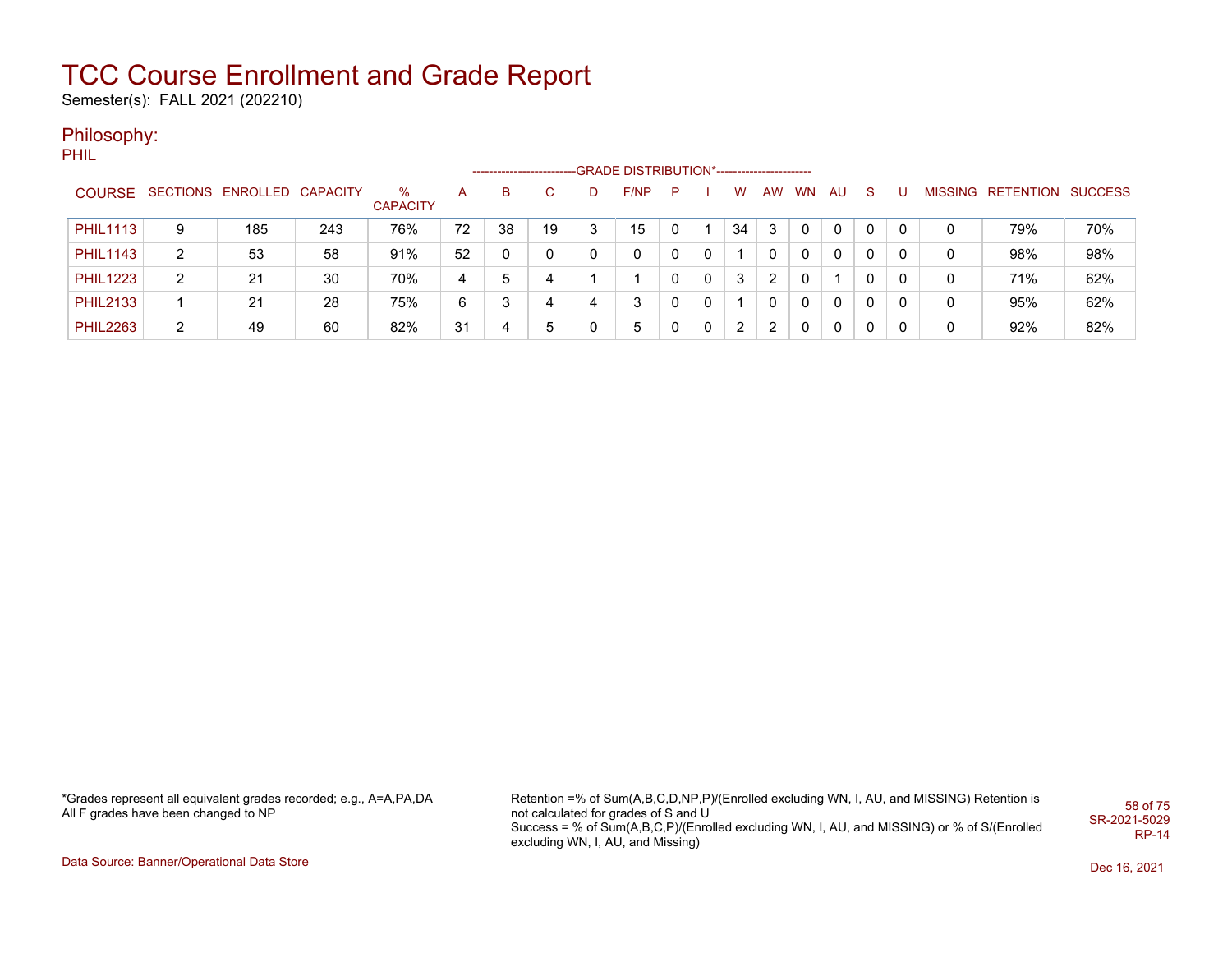# TCC Course Enrollment and Grade Report

Semester(s): FALL 2021 (202210)

## Philosophy:

PHIL

| COURSE | SECTIONS | ENROLLED | CAPACITY | % CAPACITY | A | B | C | D | F/NP | P | I | W | AW | WN | AU | S | U | MISSING | RETENTION | SUCCESS |
|---|---|---|---|---|---|---|---|---|---|---|---|---|---|---|---|---|---|---|---|---|
| | | | | | GRADE DISTRIBUTION* | | | | | | | | | | | | | | | |
| PHIL1113 | 9 | 185 | 243 | 76% | 72 | 38 | 19 | 3 | 15 | 0 | 1 | 34 | 3 | 0 | 0 | 0 | 0 | 0 | 79% | 70% |
| PHIL1143 | 2 | 53 | 58 | 91% | 52 | 0 | 0 | 0 | 0 | 0 | 0 | 1 | 0 | 0 | 0 | 0 | 0 | 0 | 98% | 98% |
| PHIL1223 | 2 | 21 | 30 | 70% | 4 | 5 | 4 | 1 | 1 | 0 | 0 | 3 | 2 | 0 | 1 | 0 | 0 | 0 | 71% | 62% |
| PHIL2133 | 1 | 21 | 28 | 75% | 6 | 3 | 4 | 4 | 3 | 0 | 0 | 1 | 0 | 0 | 0 | 0 | 0 | 0 | 95% | 62% |
| PHIL2263 | 2 | 49 | 60 | 82% | 31 | 4 | 5 | 0 | 5 | 0 | 0 | 2 | 2 | 0 | 0 | 0 | 0 | 0 | 92% | 82% |

*Grades represent all equivalent grades recorded; e.g., A=A,PA,DA
All F grades have been changed to NP

Retention =% of Sum(A,B,C,D,NP,P)/(Enrolled excluding WN, I, AU, and MISSING) Retention is not calculated for grades of S and U
Success = % of Sum(A,B,C,P)/(Enrolled excluding WN, I, AU, and MISSING) or % of S/(Enrolled excluding WN, I, AU, and Missing)

SR-2021-5029
RP-14

Data Source: Banner/Operational Data Store

Dec 16, 2021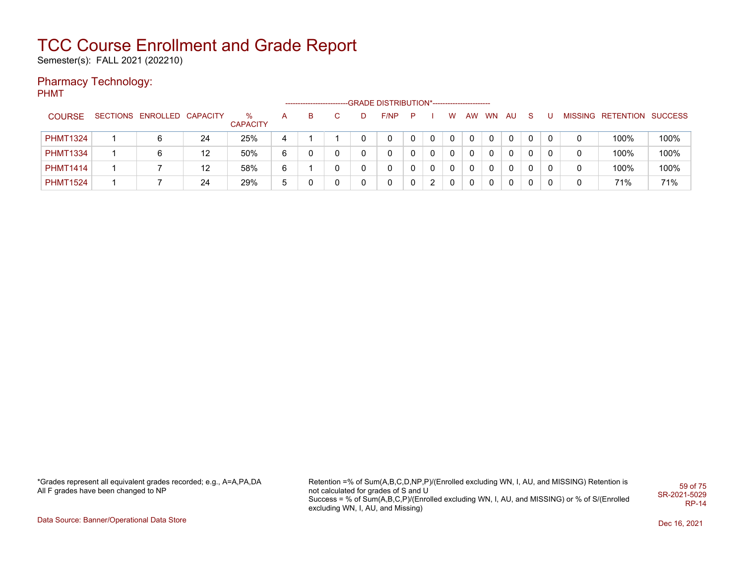# TCC Course Enrollment and Grade Report

Semester(s): FALL 2021 (202210)

## Pharmacy Technology:

PHMT

| COURSE | SECTIONS | ENROLLED | CAPACITY | % CAPACITY | A | B | C | D | F/NP | P | I | W | AW | WN | AU | S | U | MISSING | RETENTION | SUCCESS |
|---|---|---|---|---|---|---|---|---|---|---|---|---|---|---|---|---|---|---|---|---|
| | | | | | GRADE DISTRIBUTION* | | | | | | | | | | | | | | | |
| PHMT1324 | 1 | 6 | 24 | 25% | 4 | 1 | 1 | 0 | 0 | 0 | 0 | 0 | 0 | 0 | 0 | 0 | 0 | 0 | 100% | 100% |
| PHMT1334 | 1 | 6 | 12 | 50% | 6 | 0 | 0 | 0 | 0 | 0 | 0 | 0 | 0 | 0 | 0 | 0 | 0 | 0 | 100% | 100% |
| PHMT1414 | 1 | 7 | 12 | 58% | 6 | 1 | 0 | 0 | 0 | 0 | 0 | 0 | 0 | 0 | 0 | 0 | 0 | 0 | 100% | 100% |
| PHMT1524 | 1 | 7 | 24 | 29% | 5 | 0 | 0 | 0 | 0 | 0 | 2 | 0 | 0 | 0 | 0 | 0 | 0 | 0 | 71% | 71% |

*Grades represent all equivalent grades recorded; e.g., A=A,PA,DA
All F grades have been changed to NP

Retention =% of Sum(A,B,C,D,NP,P)/(Enrolled excluding WN, I, AU, and MISSING) Retention is not calculated for grades of S and U
Success = % of Sum(A,B,C,P)/(Enrolled excluding WN, I, AU, and MISSING) or % of S/(Enrolled excluding WN, I, AU, and Missing)

SR-2021-5029
RP-14

Data Source: Banner/Operational Data Store

Dec 16, 2021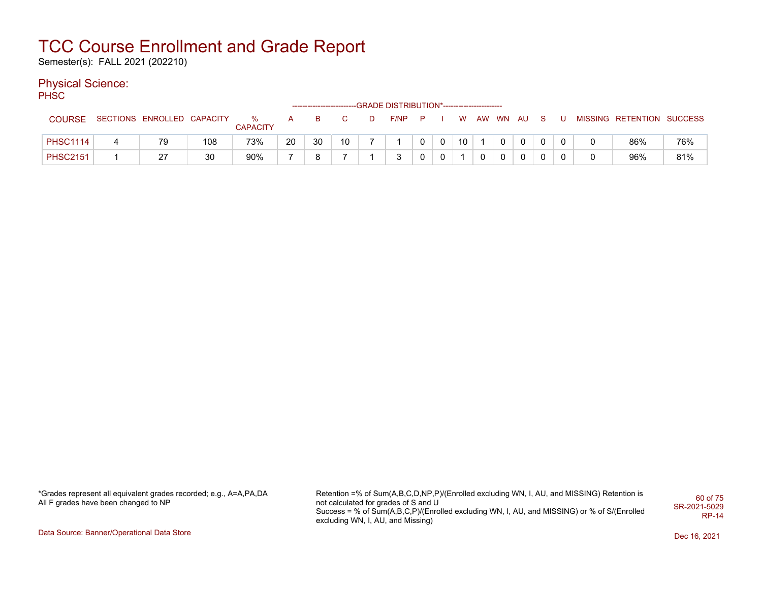# TCC Course Enrollment and Grade Report

Semester(s): FALL 2021 (202210)

## Physical Science:

PHSC

| COURSE | SECTIONS | ENROLLED | CAPACITY | % CAPACITY | A | B | C | D | F/NP | P | I | W | AW | WN | AU | S | U | MISSING | RETENTION | SUCCESS |
|---|---|---|---|---|---|---|---|---|---|---|---|---|---|---|---|---|---|---|---|---|
| | | | | | GRADE DISTRIBUTION* | | | | | | | | | | | | | | | |
| PHSC1114 | 4 | 79 | 108 | 73% | 20 | 30 | 10 | 7 | 1 | 0 | 0 | 10 | 1 | 0 | 0 | 0 | 0 | 0 | 86% | 76% |
| PHSC2151 | 1 | 27 | 30 | 90% | 7 | 8 | 7 | 1 | 3 | 0 | 0 | 1 | 0 | 0 | 0 | 0 | 0 | 0 | 96% | 81% |

*Grades represent all equivalent grades recorded; e.g., A=A,PA,DA
All F grades have been changed to NP

Retention =% of Sum(A,B,C,D,NP,P)/(Enrolled excluding WN, I, AU, and MISSING) Retention is not calculated for grades of S and U
Success = % of Sum(A,B,C,P)/(Enrolled excluding WN, I, AU, and MISSING) or % of S/(Enrolled excluding WN, I, AU, and Missing)

SR-2021-5029
RP-14

Data Source: Banner/Operational Data Store

Dec 16, 2021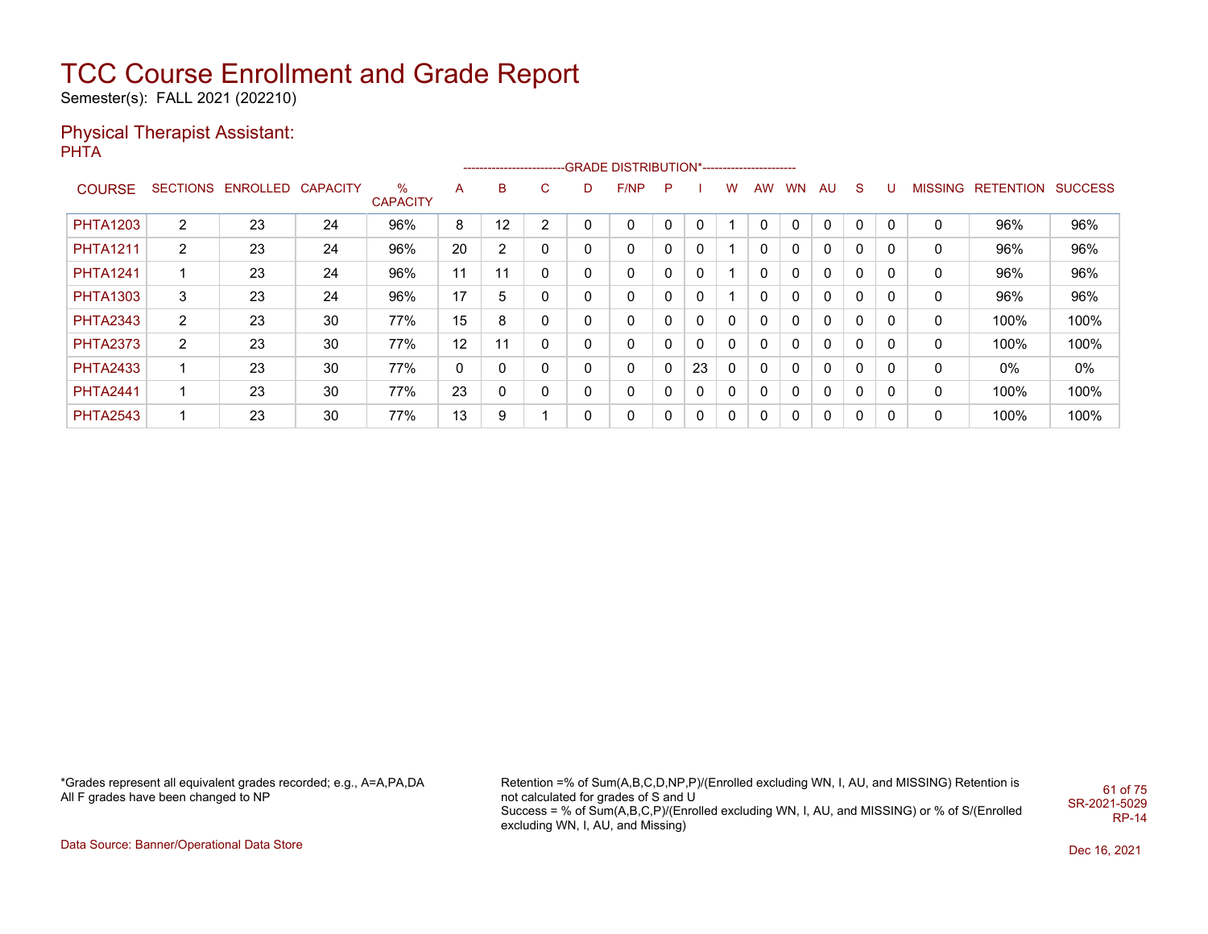# TCC Course Enrollment and Grade Report

Semester(s): FALL 2021 (202210)

## Physical Therapist Assistant:

PHTA

| COURSE | SECTIONS | ENROLLED | CAPACITY | % CAPACITY | A | B | C | D | F/NP | P | I | W | AW | WN | AU | S | U | MISSING | RETENTION | SUCCESS |
|---|---|---|---|---|---|---|---|---|---|---|---|---|---|---|---|---|---|---|---|---|
| PHTA1203 | 2 | 23 | 24 | 96% | 8 | 12 | 2 | 0 | 0 | 0 | 0 | 1 | 0 | 0 | 0 | 0 | 0 | 0 | 96% | 96% |
| PHTA1211 | 2 | 23 | 24 | 96% | 20 | 2 | 0 | 0 | 0 | 0 | 0 | 1 | 0 | 0 | 0 | 0 | 0 | 0 | 96% | 96% |
| PHTA1241 | 1 | 23 | 24 | 96% | 11 | 11 | 0 | 0 | 0 | 0 | 0 | 1 | 0 | 0 | 0 | 0 | 0 | 0 | 96% | 96% |
| PHTA1303 | 3 | 23 | 24 | 96% | 17 | 5 | 0 | 0 | 0 | 0 | 0 | 1 | 0 | 0 | 0 | 0 | 0 | 0 | 96% | 96% |
| PHTA2343 | 2 | 23 | 30 | 77% | 15 | 8 | 0 | 0 | 0 | 0 | 0 | 0 | 0 | 0 | 0 | 0 | 0 | 0 | 100% | 100% |
| PHTA2373 | 2 | 23 | 30 | 77% | 12 | 11 | 0 | 0 | 0 | 0 | 0 | 0 | 0 | 0 | 0 | 0 | 0 | 0 | 100% | 100% |
| PHTA2433 | 1 | 23 | 30 | 77% | 0 | 0 | 0 | 0 | 0 | 0 | 23 | 0 | 0 | 0 | 0 | 0 | 0 | 0 | 0% | 0% |
| PHTA2441 | 1 | 23 | 30 | 77% | 23 | 0 | 0 | 0 | 0 | 0 | 0 | 0 | 0 | 0 | 0 | 0 | 0 | 0 | 100% | 100% |
| PHTA2543 | 1 | 23 | 30 | 77% | 13 | 9 | 1 | 0 | 0 | 0 | 0 | 0 | 0 | 0 | 0 | 0 | 0 | 0 | 100% | 100% |

*Grades represent all equivalent grades recorded; e.g., A=A,PA,DA
All F grades have been changed to NP

Retention =% of Sum(A,B,C,D,NP,P)/(Enrolled excluding WN, I, AU, and MISSING) Retention is not calculated for grades of S and U
Success = % of Sum(A,B,C,P)/(Enrolled excluding WN, I, AU, and MISSING) or % of S/(Enrolled excluding WN, I, AU, and Missing)

SR-2021-5029
RP-14

Data Source: Banner/Operational Data Store

Dec 16, 2021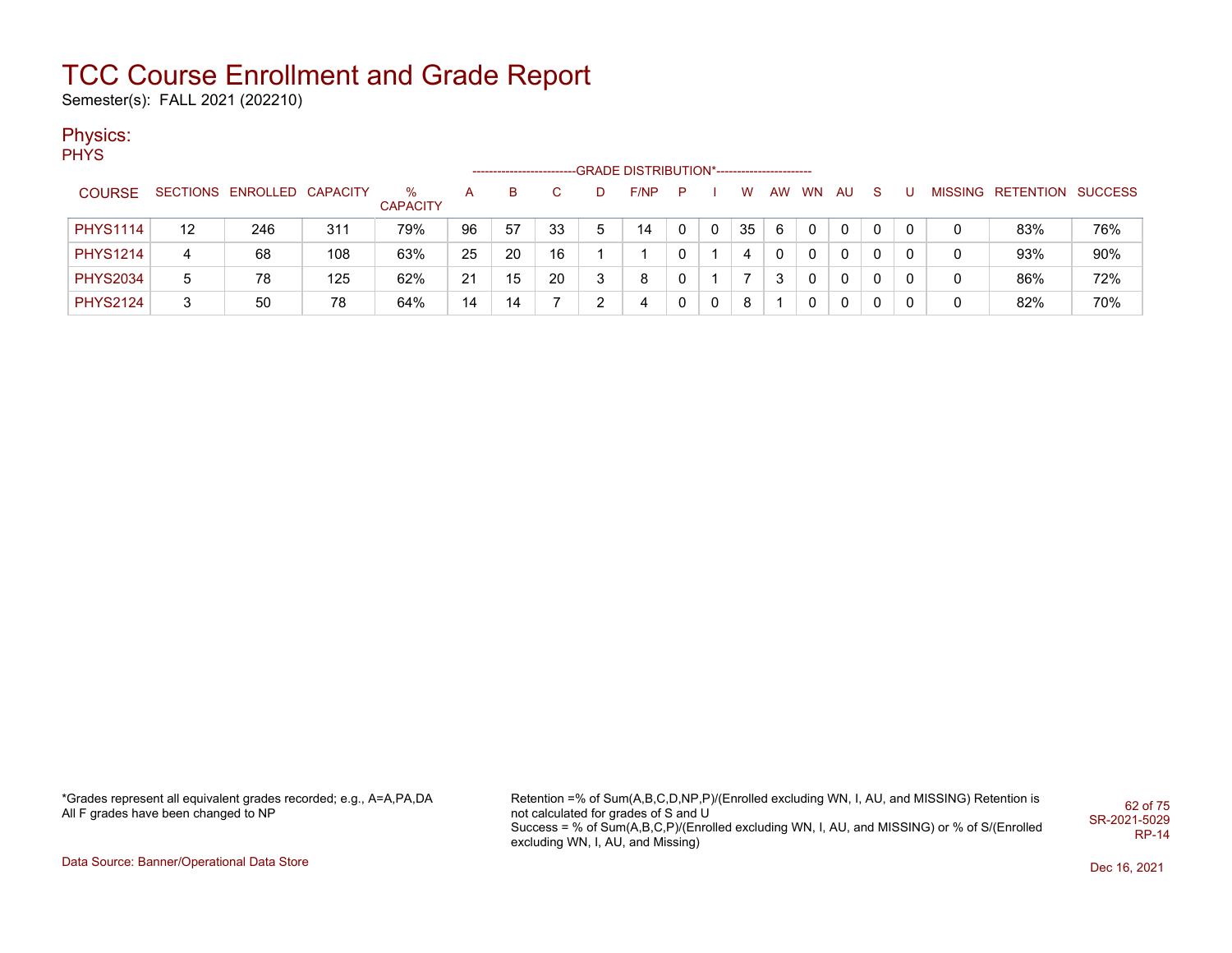# TCC Course Enrollment and Grade Report

Semester(s): FALL 2021 (202210)

## Physics:

PHYS

| COURSE | SECTIONS | ENROLLED | CAPACITY | % CAPACITY | A | B | C | D | F/NP | P | I | W | AW | WN | AU | S | U | MISSING | RETENTION | SUCCESS |
|---|---|---|---|---|---|---|---|---|---|---|---|---|---|---|---|---|---|---|---|---|
| | | | | | GRADE DISTRIBUTION* | | | | | | | | | | | | | | | |
| PHYS1114 | 12 | 246 | 311 | 79% | 96 | 57 | 33 | 5 | 14 | 0 | 0 | 35 | 6 | 0 | 0 | 0 | 0 | 0 | 83% | 76% |
| PHYS1214 | 4 | 68 | 108 | 63% | 25 | 20 | 16 | 1 | 1 | 0 | 1 | 4 | 0 | 0 | 0 | 0 | 0 | 0 | 93% | 90% |
| PHYS2034 | 5 | 78 | 125 | 62% | 21 | 15 | 20 | 3 | 8 | 0 | 1 | 7 | 3 | 0 | 0 | 0 | 0 | 0 | 86% | 72% |
| PHYS2124 | 3 | 50 | 78 | 64% | 14 | 14 | 7 | 2 | 4 | 0 | 0 | 8 | 1 | 0 | 0 | 0 | 0 | 0 | 82% | 70% |

*Grades represent all equivalent grades recorded; e.g., A=A,PA,DA
All F grades have been changed to NP

Retention =% of Sum(A,B,C,D,NP,P)/(Enrolled excluding WN, I, AU, and MISSING) Retention is not calculated for grades of S and U
Success = % of Sum(A,B,C,P)/(Enrolled excluding WN, I, AU, and MISSING) or % of S/(Enrolled excluding WN, I, AU, and Missing)

SR-2021-5029
RP-14

Data Source: Banner/Operational Data Store

Dec 16, 2021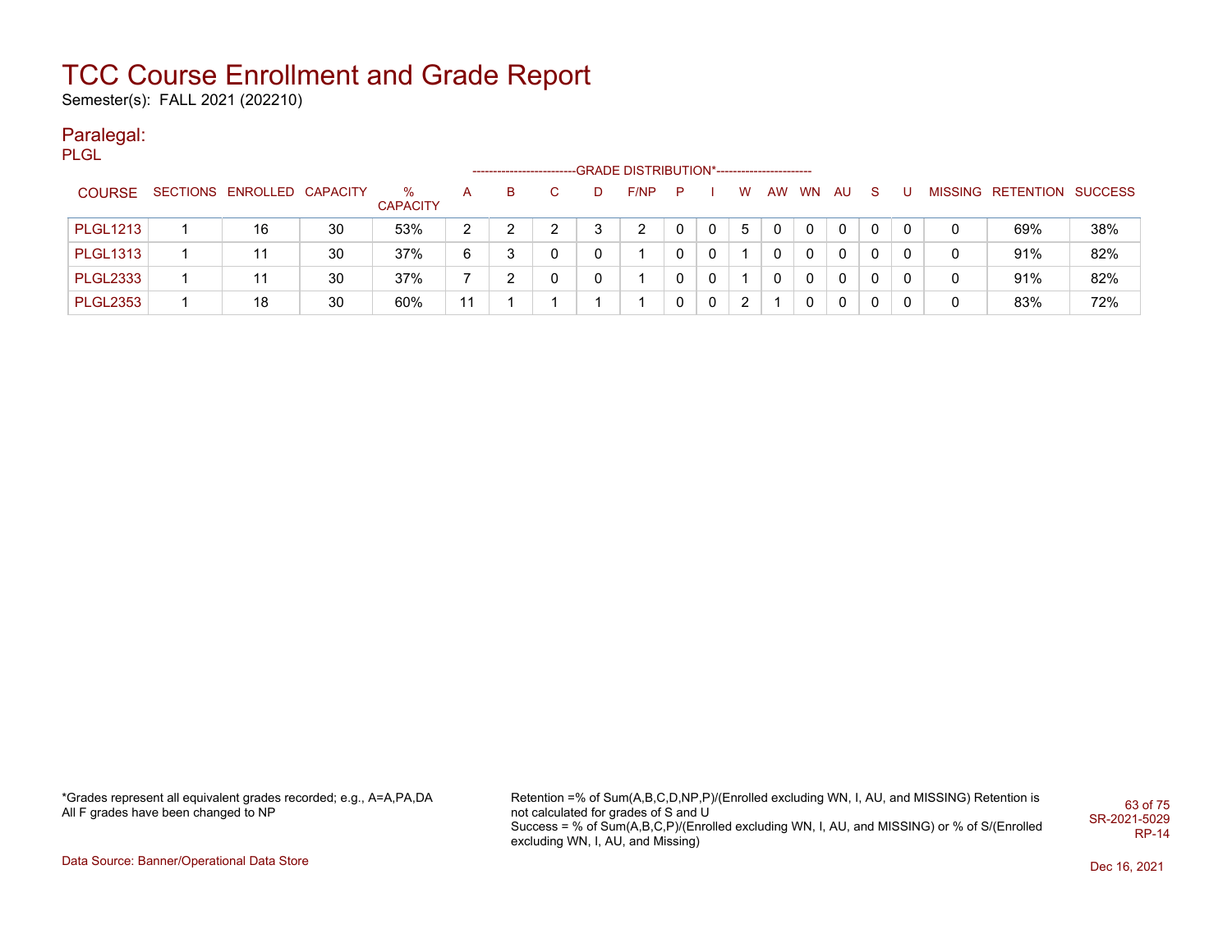# TCC Course Enrollment and Grade Report

Semester(s): FALL 2021 (202210)

## Paralegal:

PLGL

| COURSE | SECTIONS | ENROLLED | CAPACITY | % CAPACITY | A | B | C | D | F/NP | P | I | W | AW | WN | AU | S | U | MISSING | RETENTION | SUCCESS |
|---|---|---|---|---|---|---|---|---|---|---|---|---|---|---|---|---|---|---|---|---|
| | | | | | GRADE DISTRIBUTION* | | | | | | | | | | | | | | | |
| PLGL1213 | 1 | 16 | 30 | 53% | 2 | 2 | 2 | 3 | 2 | 0 | 0 | 5 | 0 | 0 | 0 | 0 | 0 | 0 | 69% | 38% |
| PLGL1313 | 1 | 11 | 30 | 37% | 6 | 3 | 0 | 0 | 1 | 0 | 0 | 1 | 0 | 0 | 0 | 0 | 0 | 0 | 91% | 82% |
| PLGL2333 | 1 | 11 | 30 | 37% | 7 | 2 | 0 | 0 | 1 | 0 | 0 | 1 | 0 | 0 | 0 | 0 | 0 | 0 | 91% | 82% |
| PLGL2353 | 1 | 18 | 30 | 60% | 11 | 1 | 1 | 1 | 1 | 0 | 0 | 2 | 1 | 0 | 0 | 0 | 0 | 0 | 83% | 72% |

*Grades represent all equivalent grades recorded; e.g., A=A,PA,DA
All F grades have been changed to NP

Retention =% of Sum(A,B,C,D,NP,P)/(Enrolled excluding WN, I, AU, and MISSING) Retention is not calculated for grades of S and U
Success = % of Sum(A,B,C,P)/(Enrolled excluding WN, I, AU, and MISSING) or % of S/(Enrolled excluding WN, I, AU, and Missing)

SR-2021-5029
RP-14

Data Source: Banner/Operational Data Store

Dec 16, 2021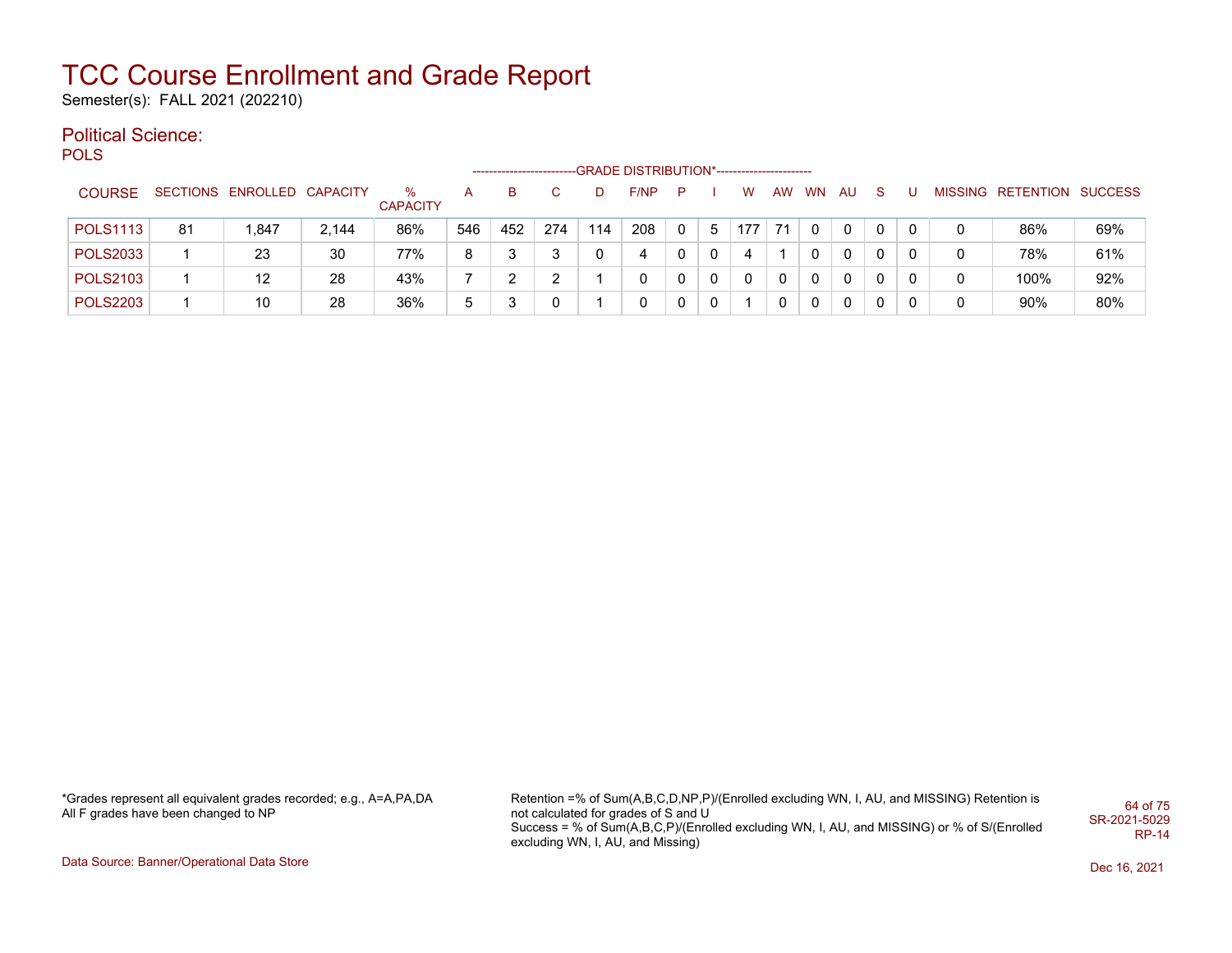# TCC Course Enrollment and Grade Report

Semester(s): FALL 2021 (202210)

## Political Science:

POLS

| COURSE | SECTIONS | ENROLLED | CAPACITY | % CAPACITY | A | B | C | D | F/NP | P | I | W | AW | WN | AU | S | U | MISSING | RETENTION | SUCCESS |
|---|---|---|---|---|---|---|---|---|---|---|---|---|---|---|---|---|---|---|---|---|
| | | | | | GRADE DISTRIBUTION* | | | | | | | | | | | | | | | |
| POLS1113 | 81 | 1,847 | 2,144 | 86% | 546 | 452 | 274 | 114 | 208 | 0 | 5 | 177 | 71 | 0 | 0 | 0 | 0 | 0 | 86% | 69% |
| POLS2033 | 1 | 23 | 30 | 77% | 8 | 3 | 3 | 0 | 4 | 0 | 0 | 4 | 1 | 0 | 0 | 0 | 0 | 0 | 78% | 61% |
| POLS2103 | 1 | 12 | 28 | 43% | 7 | 2 | 2 | 1 | 0 | 0 | 0 | 0 | 0 | 0 | 0 | 0 | 0 | 0 | 100% | 92% |
| POLS2203 | 1 | 10 | 28 | 36% | 5 | 3 | 0 | 1 | 0 | 0 | 0 | 1 | 0 | 0 | 0 | 0 | 0 | 0 | 90% | 80% |

*Grades represent all equivalent grades recorded; e.g., A=A,PA,DA
All F grades have been changed to NP

Retention =% of Sum(A,B,C,D,NP,P)/(Enrolled excluding WN, I, AU, and MISSING) Retention is not calculated for grades of S and U
Success = % of Sum(A,B,C,P)/(Enrolled excluding WN, I, AU, and MISSING) or % of S/(Enrolled excluding WN, I, AU, and Missing)

SR-2021-5029
RP-14

Data Source: Banner/Operational Data Store

Dec 16, 2021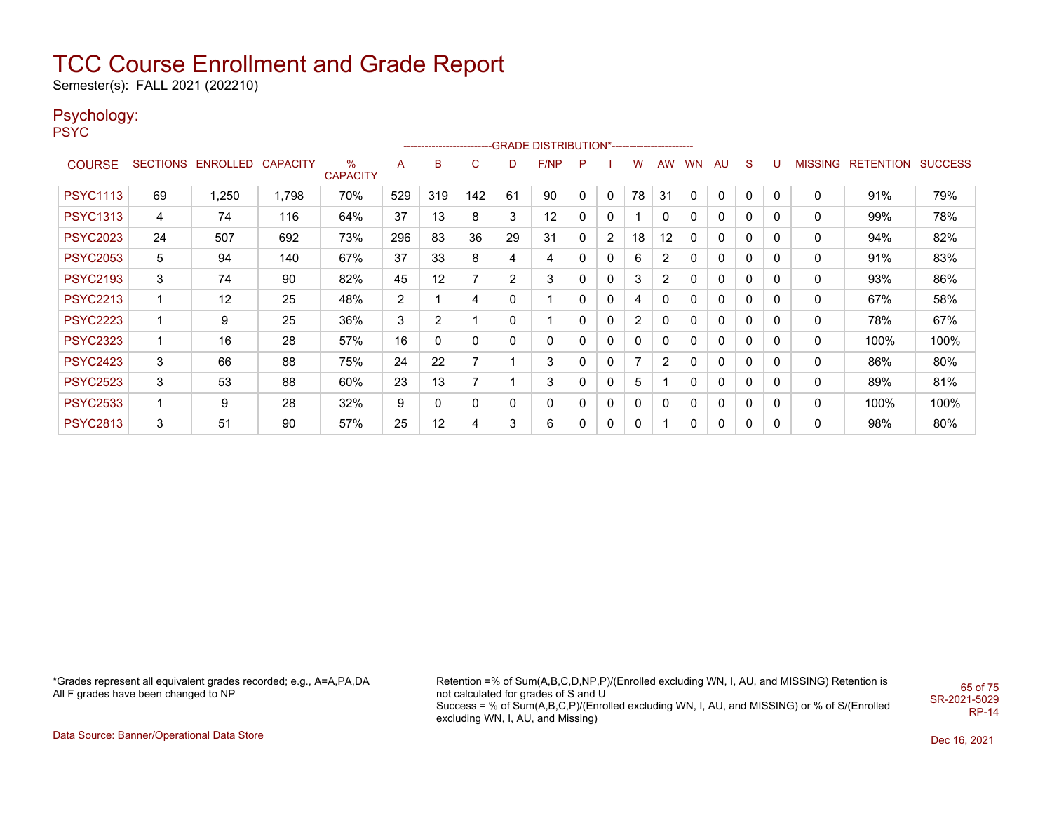# TCC Course Enrollment and Grade Report

Semester(s): FALL 2021 (202210)

## Psychology:

PSYC

| COURSE | SECTIONS | ENROLLED | CAPACITY | % CAPACITY | A | B | C | D | F/NP | P | I | W | AW | WN | AU | S | U | MISSING | RETENTION | SUCCESS |
|---|---|---|---|---|---|---|---|---|---|---|---|---|---|---|---|---|---|---|---|---|
| | | | | | GRADE DISTRIBUTION* | | | | | | | | | | | | | | | |
| PSYC1113 | 69 | 1,250 | 1,798 | 70% | 529 | 319 | 142 | 61 | 90 | 0 | 0 | 78 | 31 | 0 | 0 | 0 | 0 | 0 | 91% | 79% |
| PSYC1313 | 4 | 74 | 116 | 64% | 37 | 13 | 8 | 3 | 12 | 0 | 0 | 1 | 0 | 0 | 0 | 0 | 0 | 0 | 99% | 78% |
| PSYC2023 | 24 | 507 | 692 | 73% | 296 | 83 | 36 | 29 | 31 | 0 | 2 | 18 | 12 | 0 | 0 | 0 | 0 | 0 | 94% | 82% |
| PSYC2053 | 5 | 94 | 140 | 67% | 37 | 33 | 8 | 4 | 4 | 0 | 0 | 6 | 2 | 0 | 0 | 0 | 0 | 0 | 91% | 83% |
| PSYC2193 | 3 | 74 | 90 | 82% | 45 | 12 | 7 | 2 | 3 | 0 | 0 | 3 | 2 | 0 | 0 | 0 | 0 | 0 | 93% | 86% |
| PSYC2213 | 1 | 12 | 25 | 48% | 2 | 1 | 4 | 0 | 1 | 0 | 0 | 4 | 0 | 0 | 0 | 0 | 0 | 0 | 67% | 58% |
| PSYC2223 | 1 | 9 | 25 | 36% | 3 | 2 | 1 | 0 | 1 | 0 | 0 | 2 | 0 | 0 | 0 | 0 | 0 | 0 | 78% | 67% |
| PSYC2323 | 1 | 16 | 28 | 57% | 16 | 0 | 0 | 0 | 0 | 0 | 0 | 0 | 0 | 0 | 0 | 0 | 0 | 0 | 100% | 100% |
| PSYC2423 | 3 | 66 | 88 | 75% | 24 | 22 | 7 | 1 | 3 | 0 | 0 | 7 | 2 | 0 | 0 | 0 | 0 | 0 | 86% | 80% |
| PSYC2523 | 3 | 53 | 88 | 60% | 23 | 13 | 7 | 1 | 3 | 0 | 0 | 5 | 1 | 0 | 0 | 0 | 0 | 0 | 89% | 81% |
| PSYC2533 | 1 | 9 | 28 | 32% | 9 | 0 | 0 | 0 | 0 | 0 | 0 | 0 | 0 | 0 | 0 | 0 | 0 | 0 | 100% | 100% |
| PSYC2813 | 3 | 51 | 90 | 57% | 25 | 12 | 4 | 3 | 6 | 0 | 0 | 0 | 1 | 0 | 0 | 0 | 0 | 0 | 98% | 80% |

*Grades represent all equivalent grades recorded; e.g., A=A,PA,DA
All F grades have been changed to NP

Retention =% of Sum(A,B,C,D,NP,P)/(Enrolled excluding WN, I, AU, and MISSING) Retention is not calculated for grades of S and U
Success = % of Sum(A,B,C,P)/(Enrolled excluding WN, I, AU, and MISSING) or % of S/(Enrolled excluding WN, I, AU, and Missing)

SR-2021-5029
RP-14

Data Source: Banner/Operational Data Store

Dec 16, 2021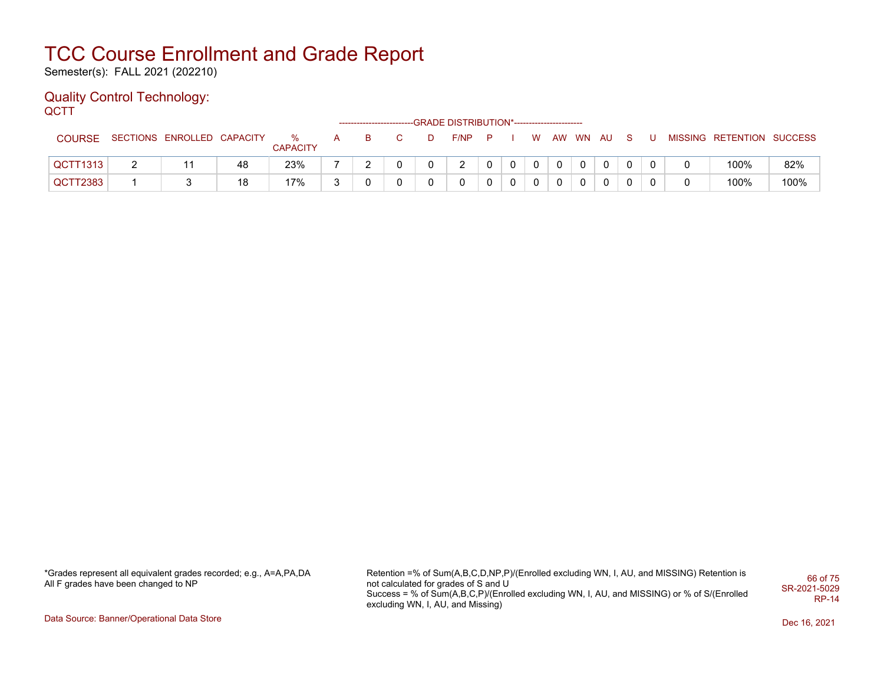# TCC Course Enrollment and Grade Report

Semester(s): FALL 2021 (202210)

## Quality Control Technology:

QCTT

| COURSE | SECTIONS | ENROLLED | CAPACITY | % CAPACITY | A | B | C | D | F/NP | P | I | W | AW | WN | AU | S | U | MISSING | RETENTION | SUCCESS |
|---|---|---|---|---|---|---|---|---|---|---|---|---|---|---|---|---|---|---|---|---|
| | | | | | GRADE DISTRIBUTION* | | | | | | | | | | | | | | | |
| QCTT1313 | 2 | 11 | 48 | 23% | 7 | 2 | 0 | 0 | 2 | 0 | 0 | 0 | 0 | 0 | 0 | 0 | 0 | 0 | 100% | 82% |
| QCTT2383 | 1 | 3 | 18 | 17% | 3 | 0 | 0 | 0 | 0 | 0 | 0 | 0 | 0 | 0 | 0 | 0 | 0 | 0 | 100% | 100% |

*Grades represent all equivalent grades recorded; e.g., A=A,PA,DA
All F grades have been changed to NP

Retention =% of Sum(A,B,C,D,NP,P)/(Enrolled excluding WN, I, AU, and MISSING) Retention is not calculated for grades of S and U
Success = % of Sum(A,B,C,P)/(Enrolled excluding WN, I, AU, and MISSING) or % of S/(Enrolled excluding WN, I, AU, and Missing)

SR-2021-5029
RP-14

Data Source: Banner/Operational Data Store

Dec 16, 2021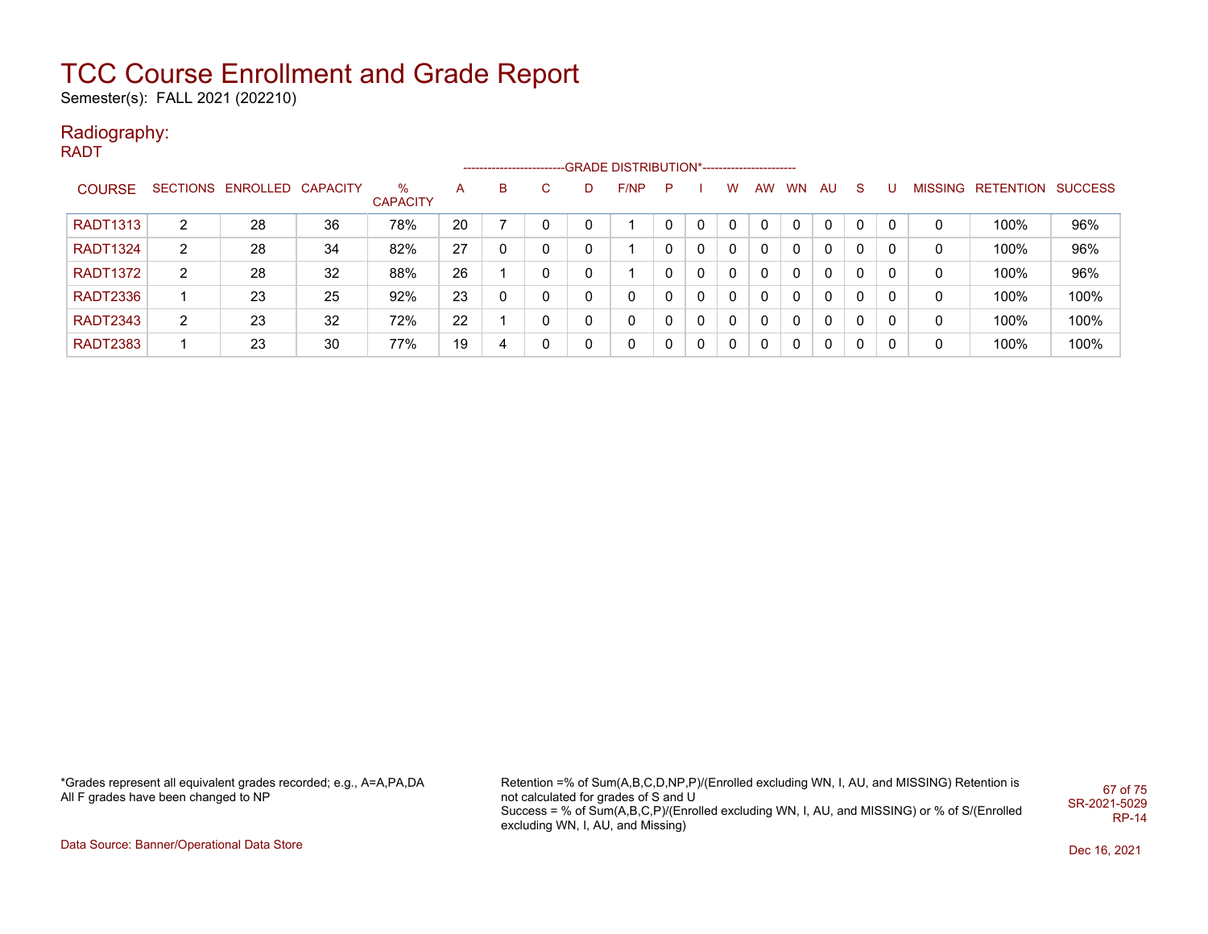# TCC Course Enrollment and Grade Report

Semester(s): FALL 2021 (202210)

## Radiography:

### RADT

| COURSE | SECTIONS | ENROLLED | CAPACITY | % CAPACITY | A | B | C | D | F/NP | P | I | W | AW | WN | AU | S | U | MISSING | RETENTION | SUCCESS |
|---|---|---|---|---|---|---|---|---|---|---|---|---|---|---|---|---|---|---|---|---|
| | | | | | GRADE DISTRIBUTION* | | | | | | | | | | | | | | | |
| RADT1313 | 2 | 28 | 36 | 78% | 20 | 7 | 0 | 0 | 1 | 0 | 0 | 0 | 0 | 0 | 0 | 0 | 0 | 0 | 100% | 96% |
| RADT1324 | 2 | 28 | 34 | 82% | 27 | 0 | 0 | 0 | 1 | 0 | 0 | 0 | 0 | 0 | 0 | 0 | 0 | 0 | 100% | 96% |
| RADT1372 | 2 | 28 | 32 | 88% | 26 | 1 | 0 | 0 | 1 | 0 | 0 | 0 | 0 | 0 | 0 | 0 | 0 | 0 | 100% | 96% |
| RADT2336 | 1 | 23 | 25 | 92% | 23 | 0 | 0 | 0 | 0 | 0 | 0 | 0 | 0 | 0 | 0 | 0 | 0 | 0 | 100% | 100% |
| RADT2343 | 2 | 23 | 32 | 72% | 22 | 1 | 0 | 0 | 0 | 0 | 0 | 0 | 0 | 0 | 0 | 0 | 0 | 0 | 100% | 100% |
| RADT2383 | 1 | 23 | 30 | 77% | 19 | 4 | 0 | 0 | 0 | 0 | 0 | 0 | 0 | 0 | 0 | 0 | 0 | 0 | 100% | 100% |

*Grades represent all equivalent grades recorded; e.g., A=A,PA,DA
All F grades have been changed to NP

Retention =% of Sum(A,B,C,D,NP,P)/(Enrolled excluding WN, I, AU, and MISSING) Retention is not calculated for grades of S and U
Success = % of Sum(A,B,C,P)/(Enrolled excluding WN, I, AU, and MISSING) or % of S/(Enrolled excluding WN, I, AU, and Missing)

SR-2021-5029
RP-14

Data Source: Banner/Operational Data Store

Dec 16, 2021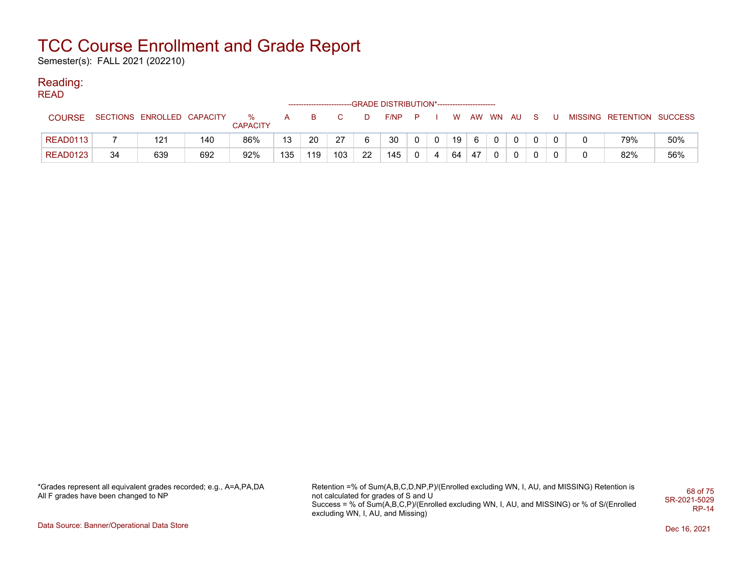# TCC Course Enrollment and Grade Report

Semester(s): FALL 2021 (202210)

## Reading:

READ

| COURSE | SECTIONS | ENROLLED | CAPACITY | % CAPACITY | A | B | C | D | F/NP | P | I | W | AW | WN | AU | S | U | MISSING | RETENTION | SUCCESS |
|---|---|---|---|---|---|---|---|---|---|---|---|---|---|---|---|---|---|---|---|---|
| | | | | | GRADE DISTRIBUTION* | | | | | | | | | | | | | | | |
| READ0113 | 7 | 121 | 140 | 86% | 13 | 20 | 27 | 6 | 30 | 0 | 0 | 19 | 6 | 0 | 0 | 0 | 0 | 0 | 79% | 50% |
| READ0123 | 34 | 639 | 692 | 92% | 135 | 119 | 103 | 22 | 145 | 0 | 4 | 64 | 47 | 0 | 0 | 0 | 0 | 0 | 82% | 56% |

*Grades represent all equivalent grades recorded; e.g., A=A,PA,DA
All F grades have been changed to NP

Retention =% of Sum(A,B,C,D,NP,P)/(Enrolled excluding WN, I, AU, and MISSING) Retention is not calculated for grades of S and U
Success = % of Sum(A,B,C,P)/(Enrolled excluding WN, I, AU, and MISSING) or % of S/(Enrolled excluding WN, I, AU, and Missing)

SR-2021-5029
RP-14

Data Source: Banner/Operational Data Store

Dec 16, 2021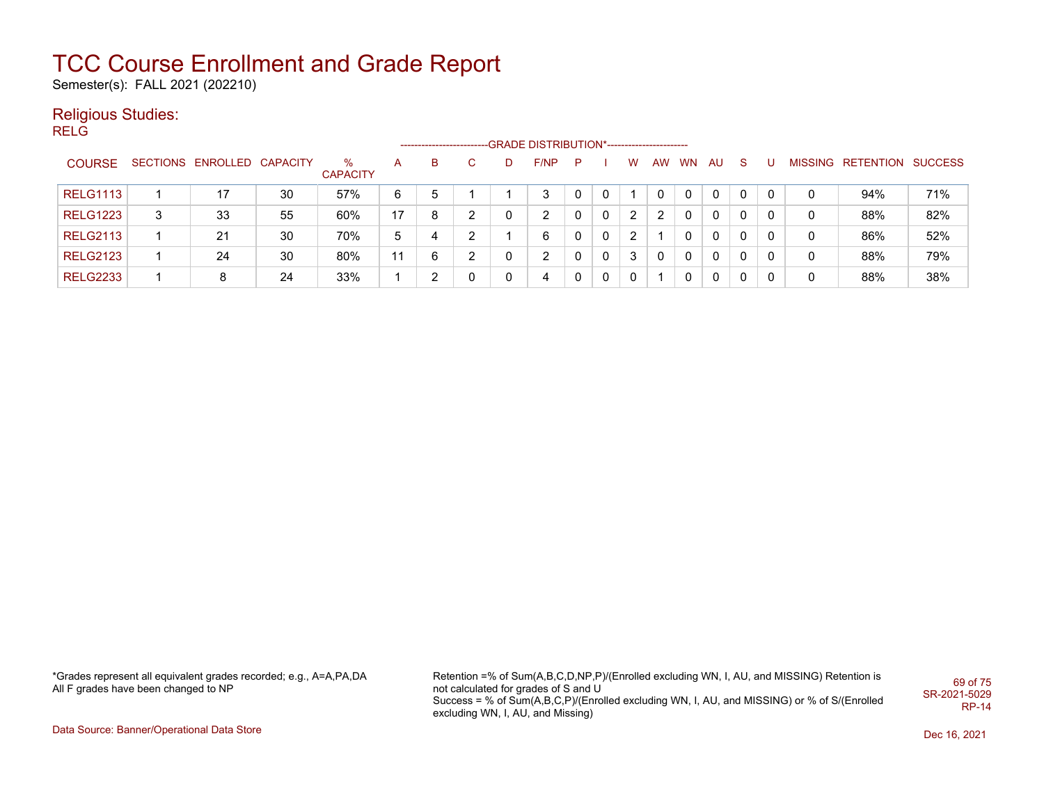# TCC Course Enrollment and Grade Report

Semester(s): FALL 2021 (202210)

## Religious Studies:

RELG

| COURSE | SECTIONS | ENROLLED | CAPACITY | % CAPACITY | A | B | C | D | F/NP | P | I | W | AW | WN | AU | S | U | MISSING | RETENTION | SUCCESS |
|---|---|---|---|---|---|---|---|---|---|---|---|---|---|---|---|---|---|---|---|---|
| | | | | | GRADE DISTRIBUTION* | | | | | | | | | | | | | | | |
| RELG1113 | 1 | 17 | 30 | 57% | 6 | 5 | 1 | 1 | 3 | 0 | 0 | 1 | 0 | 0 | 0 | 0 | 0 | 0 | 94% | 71% |
| RELG1223 | 3 | 33 | 55 | 60% | 17 | 8 | 2 | 0 | 2 | 0 | 0 | 2 | 2 | 0 | 0 | 0 | 0 | 0 | 88% | 82% |
| RELG2113 | 1 | 21 | 30 | 70% | 5 | 4 | 2 | 1 | 6 | 0 | 0 | 2 | 1 | 0 | 0 | 0 | 0 | 0 | 86% | 52% |
| RELG2123 | 1 | 24 | 30 | 80% | 11 | 6 | 2 | 0 | 2 | 0 | 0 | 3 | 0 | 0 | 0 | 0 | 0 | 0 | 88% | 79% |
| RELG2233 | 1 | 8 | 24 | 33% | 1 | 2 | 0 | 0 | 4 | 0 | 0 | 0 | 1 | 0 | 0 | 0 | 0 | 0 | 88% | 38% |

*Grades represent all equivalent grades recorded; e.g., A=A,PA,DA
All F grades have been changed to NP

Retention =% of Sum(A,B,C,D,NP,P)/(Enrolled excluding WN, I, AU, and MISSING) Retention is not calculated for grades of S and U
Success = % of Sum(A,B,C,P)/(Enrolled excluding WN, I, AU, and MISSING) or % of S/(Enrolled excluding WN, I, AU, and Missing)

SR-2021-5029
RP-14

Data Source: Banner/Operational Data Store

Dec 16, 2021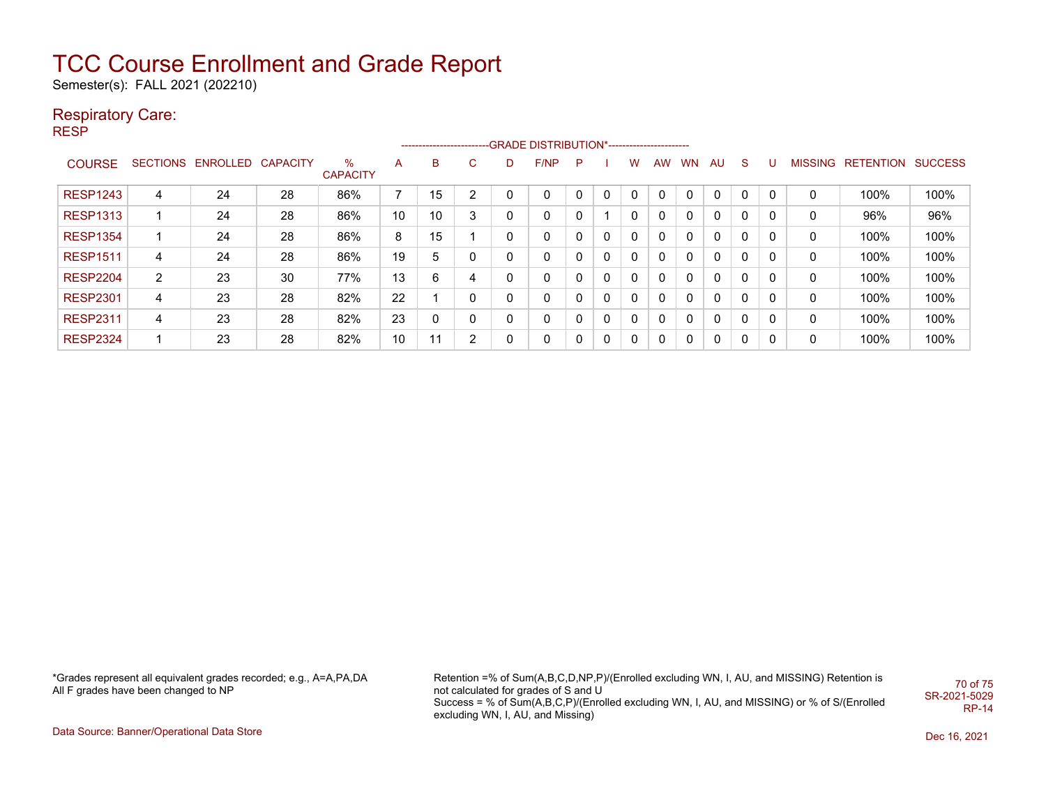# TCC Course Enrollment and Grade Report

Semester(s): FALL 2021 (202210)

## Respiratory Care:

RESP

| COURSE | SECTIONS | ENROLLED | CAPACITY | % CAPACITY | A | B | C | D | F/NP | P | I | W | AW | WN | AU | S | U | MISSING | RETENTION | SUCCESS |
|---|---|---|---|---|---|---|---|---|---|---|---|---|---|---|---|---|---|---|---|---|
| | | | | | GRADE DISTRIBUTION* | | | | | | | | | | | | | | | |
| RESP1243 | 4 | 24 | 28 | 86% | 7 | 15 | 2 | 0 | 0 | 0 | 0 | 0 | 0 | 0 | 0 | 0 | 0 | 0 | 100% | 100% |
| RESP1313 | 1 | 24 | 28 | 86% | 10 | 10 | 3 | 0 | 0 | 0 | 1 | 0 | 0 | 0 | 0 | 0 | 0 | 0 | 96% | 96% |
| RESP1354 | 1 | 24 | 28 | 86% | 8 | 15 | 1 | 0 | 0 | 0 | 0 | 0 | 0 | 0 | 0 | 0 | 0 | 0 | 100% | 100% |
| RESP1511 | 4 | 24 | 28 | 86% | 19 | 5 | 0 | 0 | 0 | 0 | 0 | 0 | 0 | 0 | 0 | 0 | 0 | 0 | 100% | 100% |
| RESP2204 | 2 | 23 | 30 | 77% | 13 | 6 | 4 | 0 | 0 | 0 | 0 | 0 | 0 | 0 | 0 | 0 | 0 | 0 | 100% | 100% |
| RESP2301 | 4 | 23 | 28 | 82% | 22 | 1 | 0 | 0 | 0 | 0 | 0 | 0 | 0 | 0 | 0 | 0 | 0 | 0 | 100% | 100% |
| RESP2311 | 4 | 23 | 28 | 82% | 23 | 0 | 0 | 0 | 0 | 0 | 0 | 0 | 0 | 0 | 0 | 0 | 0 | 0 | 100% | 100% |
| RESP2324 | 1 | 23 | 28 | 82% | 10 | 11 | 2 | 0 | 0 | 0 | 0 | 0 | 0 | 0 | 0 | 0 | 0 | 0 | 100% | 100% |

*Grades represent all equivalent grades recorded; e.g., A=A,PA,DA
All F grades have been changed to NP

Retention =% of Sum(A,B,C,D,NP,P)/(Enrolled excluding WN, I, AU, and MISSING) Retention is not calculated for grades of S and U
Success = % of Sum(A,B,C,P)/(Enrolled excluding WN, I, AU, and MISSING) or % of S/(Enrolled excluding WN, I, AU, and Missing)

SR-2021-5029
RP-14

Data Source: Banner/Operational Data Store

Dec 16, 2021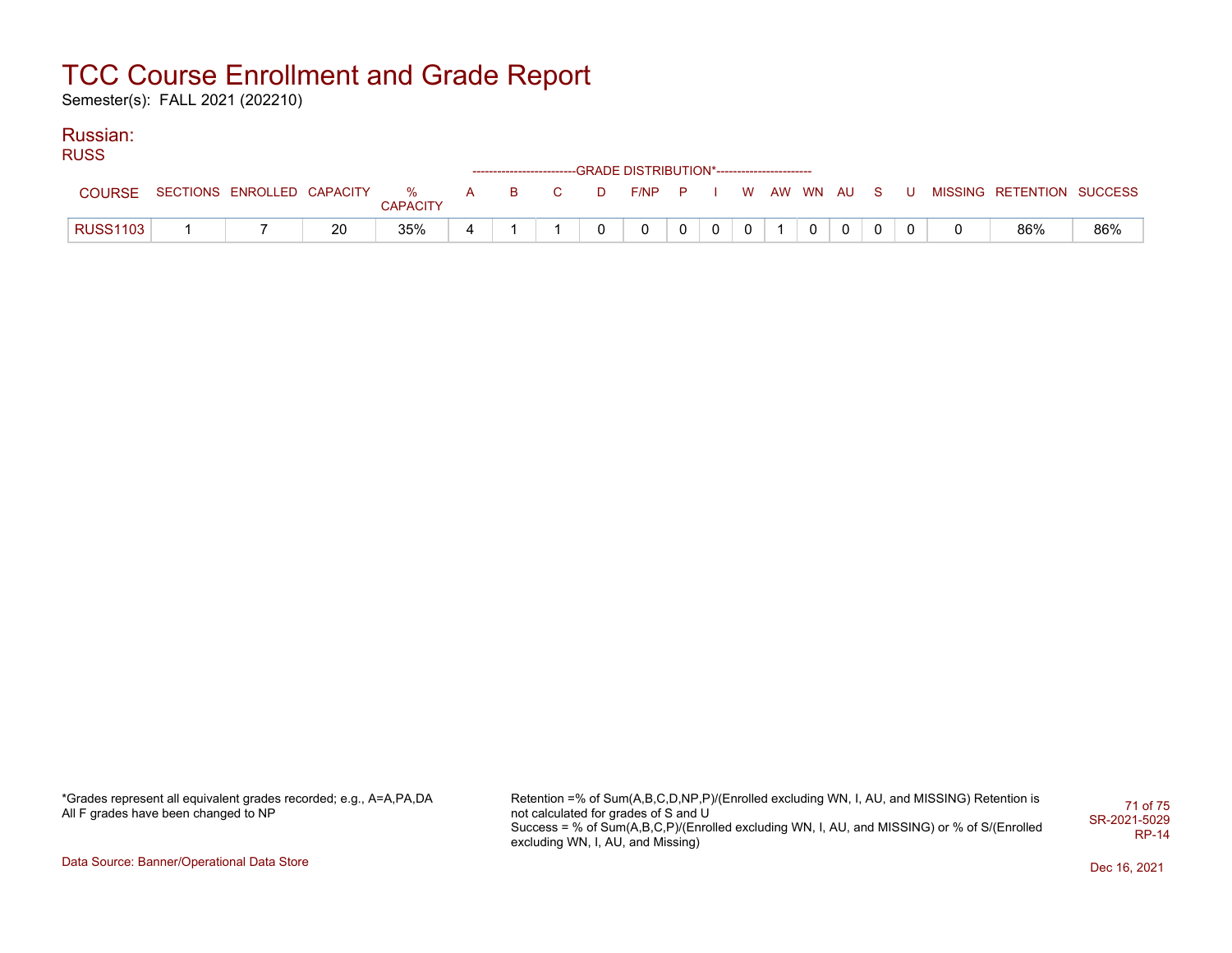# TCC Course Enrollment and Grade Report

Semester(s): FALL 2021 (202210)

## Russian:

### RUSS

| COURSE | SECTIONS | ENROLLED | CAPACITY | % CAPACITY | A | B | C | D | F/NP | P | I | W | AW | WN | AU | S | U | MISSING | RETENTION | SUCCESS |
|---|---|---|---|---|---|---|---|---|---|---|---|---|---|---|---|---|---|---|---|---|
| | | | | | GRADE DISTRIBUTION* | | | | | | | | | | | | | | | |
| RUSS1103 | 1 | 7 | 20 | 35% | 4 | 1 | 1 | 0 | 0 | 0 | 0 | 0 | 1 | 0 | 0 | 0 | 0 | 0 | 86% | 86% |

*Grades represent all equivalent grades recorded; e.g., A=A,PA,DA
All F grades have been changed to NP

Retention =% of Sum(A,B,C,D,NP,P)/(Enrolled excluding WN, I, AU, and MISSING) Retention is not calculated for grades of S and U
Success = % of Sum(A,B,C,P)/(Enrolled excluding WN, I, AU, and MISSING) or % of S/(Enrolled excluding WN, I, AU, and Missing)

SR-2021-5029
RP-14

Data Source: Banner/Operational Data Store

Dec 16, 2021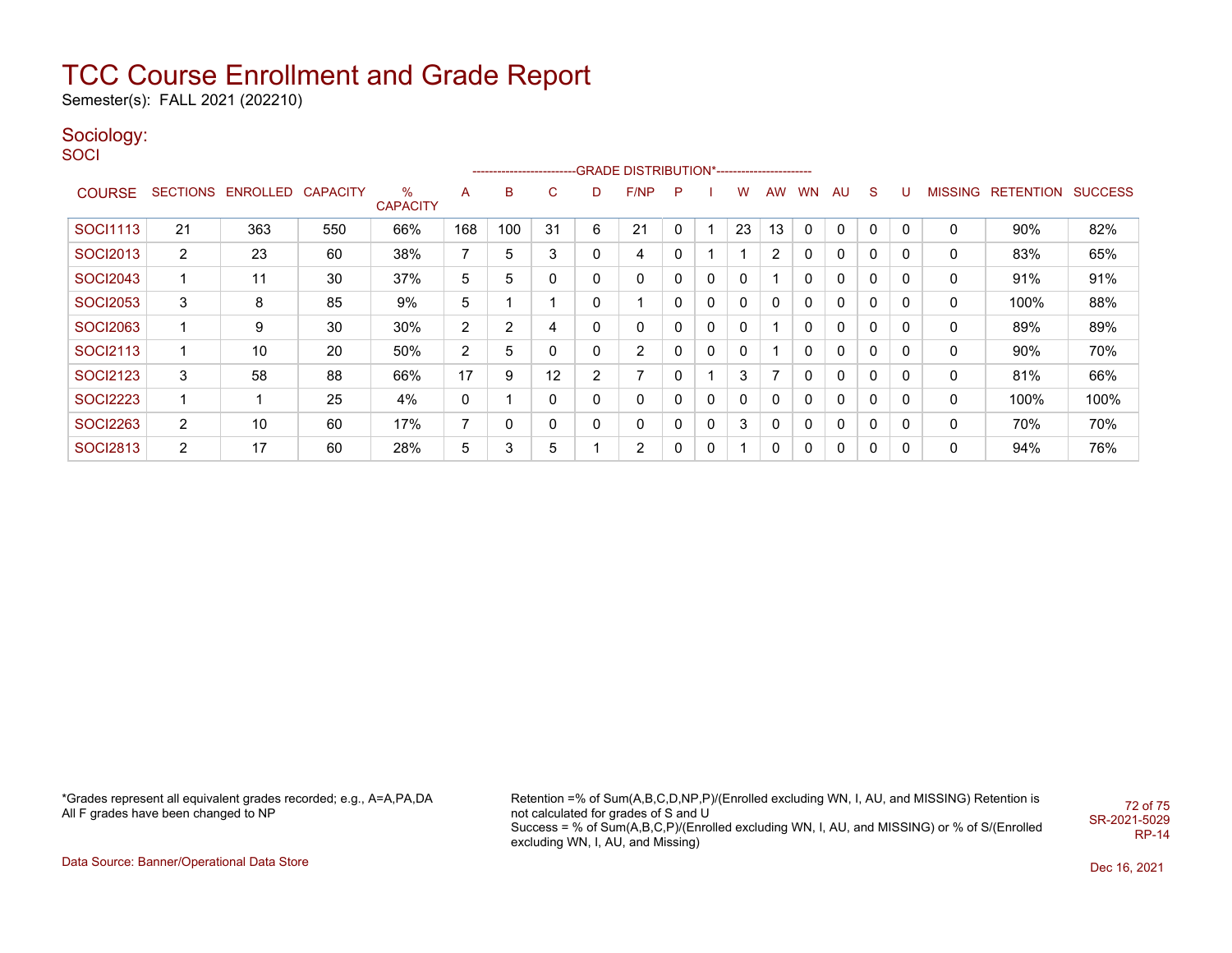# TCC Course Enrollment and Grade Report

Semester(s): FALL 2021 (202210)

## Sociology:

### SOCI

| COURSE | SECTIONS | ENROLLED | CAPACITY | % CAPACITY | A | B | C | D | F/NP | P | I | W | AW | WN | AU | S | U | MISSING | RETENTION | SUCCESS |
|---|---|---|---|---|---|---|---|---|---|---|---|---|---|---|---|---|---|---|---|---|
| | | | | | GRADE DISTRIBUTION* | | | | | | | | | | | | | | | |
| SOCI1113 | 21 | 363 | 550 | 66% | 168 | 100 | 31 | 6 | 21 | 0 | 1 | 23 | 13 | 0 | 0 | 0 | 0 | 0 | 90% | 82% |
| SOCI2013 | 2 | 23 | 60 | 38% | 7 | 5 | 3 | 0 | 4 | 0 | 1 | 1 | 2 | 0 | 0 | 0 | 0 | 0 | 83% | 65% |
| SOCI2043 | 1 | 11 | 30 | 37% | 5 | 5 | 0 | 0 | 0 | 0 | 0 | 0 | 1 | 0 | 0 | 0 | 0 | 0 | 91% | 91% |
| SOCI2053 | 3 | 8 | 85 | 9% | 5 | 1 | 1 | 0 | 1 | 0 | 0 | 0 | 0 | 0 | 0 | 0 | 0 | 0 | 100% | 88% |
| SOCI2063 | 1 | 9 | 30 | 30% | 2 | 2 | 4 | 0 | 0 | 0 | 0 | 0 | 1 | 0 | 0 | 0 | 0 | 0 | 89% | 89% |
| SOCI2113 | 1 | 10 | 20 | 50% | 2 | 5 | 0 | 0 | 2 | 0 | 0 | 0 | 1 | 0 | 0 | 0 | 0 | 0 | 90% | 70% |
| SOCI2123 | 3 | 58 | 88 | 66% | 17 | 9 | 12 | 2 | 7 | 0 | 1 | 3 | 7 | 0 | 0 | 0 | 0 | 0 | 81% | 66% |
| SOCI2223 | 1 | 1 | 25 | 4% | 0 | 1 | 0 | 0 | 0 | 0 | 0 | 0 | 0 | 0 | 0 | 0 | 0 | 0 | 100% | 100% |
| SOCI2263 | 2 | 10 | 60 | 17% | 7 | 0 | 0 | 0 | 0 | 0 | 0 | 3 | 0 | 0 | 0 | 0 | 0 | 0 | 70% | 70% |
| SOCI2813 | 2 | 17 | 60 | 28% | 5 | 3 | 5 | 1 | 2 | 0 | 0 | 1 | 0 | 0 | 0 | 0 | 0 | 0 | 94% | 76% |

*Grades represent all equivalent grades recorded; e.g., A=A,PA,DA
All F grades have been changed to NP

Retention =% of Sum(A,B,C,D,NP,P)/(Enrolled excluding WN, I, AU, and MISSING) Retention is not calculated for grades of S and U
Success = % of Sum(A,B,C,P)/(Enrolled excluding WN, I, AU, and MISSING) or % of S/(Enrolled excluding WN, I, AU, and Missing)

SR-2021-5029
RP-14

Data Source: Banner/Operational Data Store

Dec 16, 2021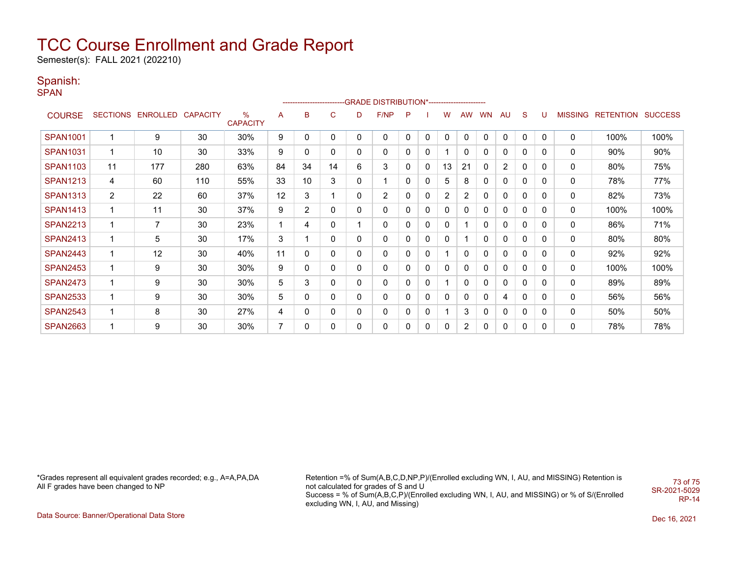# TCC Course Enrollment and Grade Report

Semester(s): FALL 2021 (202210)

## Spanish:

### SPAN

| COURSE | SECTIONS | ENROLLED | CAPACITY | % CAPACITY | A | B | C | D | F/NP | P | I | W | AW | WN | AU | S | U | MISSING | RETENTION | SUCCESS |
|---|---|---|---|---|---|---|---|---|---|---|---|---|---|---|---|---|---|---|---|---|
| | | | | | GRADE DISTRIBUTION* | | | | | | | | | | | | | | | |
| SPAN1001 | 1 | 9 | 30 | 30% | 9 | 0 | 0 | 0 | 0 | 0 | 0 | 0 | 0 | 0 | 0 | 0 | 0 | 0 | 100% | 100% |
| SPAN1031 | 1 | 10 | 30 | 33% | 9 | 0 | 0 | 0 | 0 | 0 | 0 | 1 | 0 | 0 | 0 | 0 | 0 | 0 | 90% | 90% |
| SPAN1103 | 11 | 177 | 280 | 63% | 84 | 34 | 14 | 6 | 3 | 0 | 0 | 13 | 21 | 0 | 2 | 0 | 0 | 0 | 80% | 75% |
| SPAN1213 | 4 | 60 | 110 | 55% | 33 | 10 | 3 | 0 | 1 | 0 | 0 | 5 | 8 | 0 | 0 | 0 | 0 | 0 | 78% | 77% |
| SPAN1313 | 2 | 22 | 60 | 37% | 12 | 3 | 1 | 0 | 2 | 0 | 0 | 2 | 2 | 0 | 0 | 0 | 0 | 0 | 82% | 73% |
| SPAN1413 | 1 | 11 | 30 | 37% | 9 | 2 | 0 | 0 | 0 | 0 | 0 | 0 | 0 | 0 | 0 | 0 | 0 | 0 | 100% | 100% |
| SPAN2213 | 1 | 7 | 30 | 23% | 1 | 4 | 0 | 1 | 0 | 0 | 0 | 0 | 1 | 0 | 0 | 0 | 0 | 0 | 86% | 71% |
| SPAN2413 | 1 | 5 | 30 | 17% | 3 | 1 | 0 | 0 | 0 | 0 | 0 | 0 | 1 | 0 | 0 | 0 | 0 | 0 | 80% | 80% |
| SPAN2443 | 1 | 12 | 30 | 40% | 11 | 0 | 0 | 0 | 0 | 0 | 0 | 1 | 0 | 0 | 0 | 0 | 0 | 0 | 92% | 92% |
| SPAN2453 | 1 | 9 | 30 | 30% | 9 | 0 | 0 | 0 | 0 | 0 | 0 | 0 | 0 | 0 | 0 | 0 | 0 | 0 | 100% | 100% |
| SPAN2473 | 1 | 9 | 30 | 30% | 5 | 3 | 0 | 0 | 0 | 0 | 0 | 1 | 0 | 0 | 0 | 0 | 0 | 0 | 89% | 89% |
| SPAN2533 | 1 | 9 | 30 | 30% | 5 | 0 | 0 | 0 | 0 | 0 | 0 | 0 | 0 | 0 | 4 | 0 | 0 | 0 | 56% | 56% |
| SPAN2543 | 1 | 8 | 30 | 27% | 4 | 0 | 0 | 0 | 0 | 0 | 0 | 1 | 3 | 0 | 0 | 0 | 0 | 0 | 50% | 50% |
| SPAN2663 | 1 | 9 | 30 | 30% | 7 | 0 | 0 | 0 | 0 | 0 | 0 | 0 | 2 | 0 | 0 | 0 | 0 | 0 | 78% | 78% |

*Grades represent all equivalent grades recorded; e.g., A=A,PA,DA
All F grades have been changed to NP

Retention =% of Sum(A,B,C,D,NP,P)/(Enrolled excluding WN, I, AU, and MISSING) Retention is not calculated for grades of S and U
Success = % of Sum(A,B,C,P)/(Enrolled excluding WN, I, AU, and MISSING) or % of S/(Enrolled excluding WN, I, AU, and Missing)

SR-2021-5029
RP-14

Data Source: Banner/Operational Data Store

Dec 16, 2021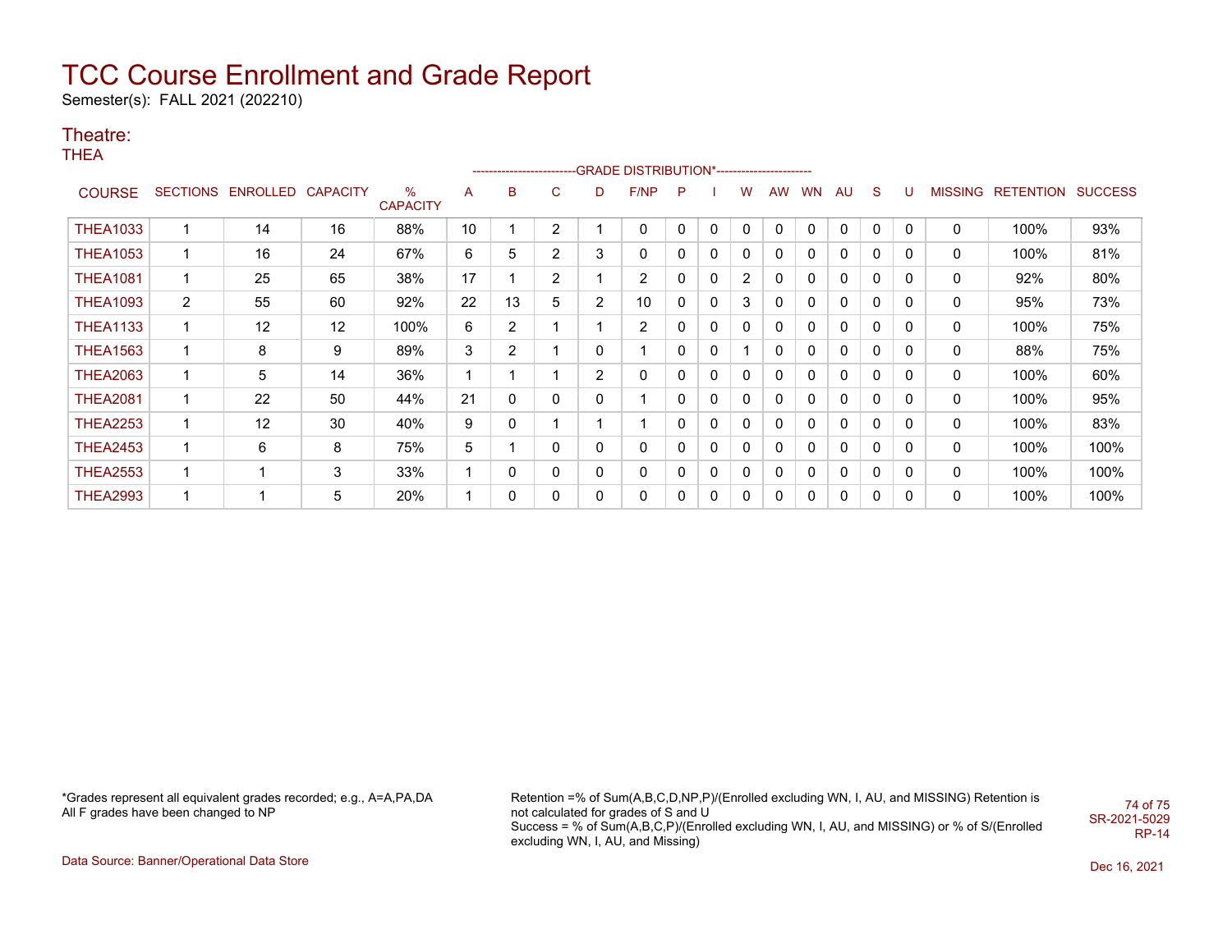# TCC Course Enrollment and Grade Report

Semester(s): FALL 2021 (202210)

## Theatre:

### THEA

| COURSE | SECTIONS | ENROLLED | CAPACITY | % CAPACITY | A | B | C | D | F/NP | P | I | W | AW | WN | AU | S | U | MISSING | RETENTION | SUCCESS |
|---|---|---|---|---|---|---|---|---|---|---|---|---|---|---|---|---|---|---|---|---|
| | | | | | GRADE DISTRIBUTION* | | | | | | | | | | | | | | | |
| THEA1033 | 1 | 14 | 16 | 88% | 10 | 1 | 2 | 1 | 0 | 0 | 0 | 0 | 0 | 0 | 0 | 0 | 0 | 0 | 100% | 93% |
| THEA1053 | 1 | 16 | 24 | 67% | 6 | 5 | 2 | 3 | 0 | 0 | 0 | 0 | 0 | 0 | 0 | 0 | 0 | 0 | 100% | 81% |
| THEA1081 | 1 | 25 | 65 | 38% | 17 | 1 | 2 | 1 | 2 | 0 | 0 | 2 | 0 | 0 | 0 | 0 | 0 | 0 | 92% | 80% |
| THEA1093 | 2 | 55 | 60 | 92% | 22 | 13 | 5 | 2 | 10 | 0 | 0 | 3 | 0 | 0 | 0 | 0 | 0 | 0 | 95% | 73% |
| THEA1133 | 1 | 12 | 12 | 100% | 6 | 2 | 1 | 1 | 2 | 0 | 0 | 0 | 0 | 0 | 0 | 0 | 0 | 0 | 100% | 75% |
| THEA1563 | 1 | 8 | 9 | 89% | 3 | 2 | 1 | 0 | 1 | 0 | 0 | 1 | 0 | 0 | 0 | 0 | 0 | 0 | 88% | 75% |
| THEA2063 | 1 | 5 | 14 | 36% | 1 | 1 | 1 | 2 | 0 | 0 | 0 | 0 | 0 | 0 | 0 | 0 | 0 | 0 | 100% | 60% |
| THEA2081 | 1 | 22 | 50 | 44% | 21 | 0 | 0 | 0 | 1 | 0 | 0 | 0 | 0 | 0 | 0 | 0 | 0 | 0 | 100% | 95% |
| THEA2253 | 1 | 12 | 30 | 40% | 9 | 0 | 1 | 1 | 1 | 0 | 0 | 0 | 0 | 0 | 0 | 0 | 0 | 0 | 100% | 83% |
| THEA2453 | 1 | 6 | 8 | 75% | 5 | 1 | 0 | 0 | 0 | 0 | 0 | 0 | 0 | 0 | 0 | 0 | 0 | 0 | 100% | 100% |
| THEA2553 | 1 | 1 | 3 | 33% | 1 | 0 | 0 | 0 | 0 | 0 | 0 | 0 | 0 | 0 | 0 | 0 | 0 | 0 | 100% | 100% |
| THEA2993 | 1 | 1 | 5 | 20% | 1 | 0 | 0 | 0 | 0 | 0 | 0 | 0 | 0 | 0 | 0 | 0 | 0 | 0 | 100% | 100% |

*Grades represent all equivalent grades recorded; e.g., A=A,PA,DA
All F grades have been changed to NP

Retention =% of Sum(A,B,C,D,NP,P)/(Enrolled excluding WN, I, AU, and MISSING) Retention is not calculated for grades of S and U
Success = % of Sum(A,B,C,P)/(Enrolled excluding WN, I, AU, and MISSING) or % of S/(Enrolled excluding WN, I, AU, and Missing)

SR-2021-5029
RP-14

Data Source: Banner/Operational Data Store

Dec 16, 2021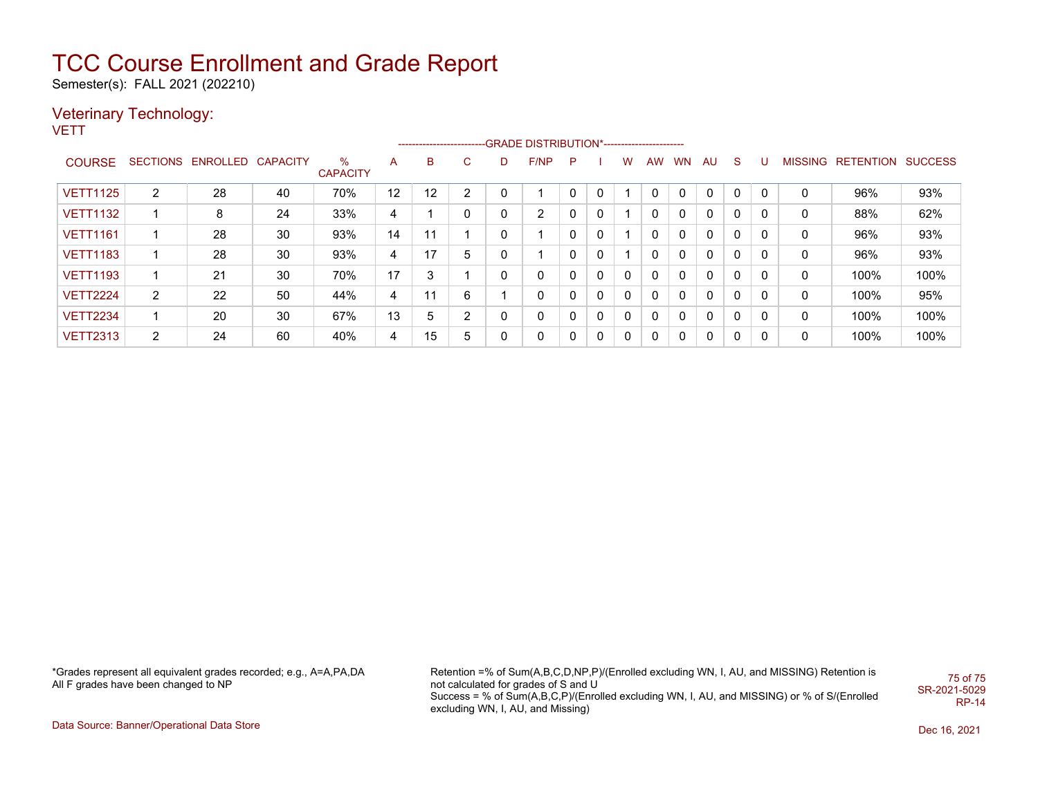# TCC Course Enrollment and Grade Report

Semester(s): FALL 2021 (202210)

## Veterinary Technology:

### VETT

| COURSE | SECTIONS | ENROLLED | CAPACITY | % CAPACITY | A | B | C | D | F/NP | P | I | W | AW | WN | AU | S | U | MISSING | RETENTION | SUCCESS |
|---|---|---|---|---|---|---|---|---|---|---|---|---|---|---|---|---|---|---|---|---|
| | | | | | GRADE DISTRIBUTION* | | | | | | | | | | | | | | | |
| VETT1125 | 2 | 28 | 40 | 70% | 12 | 12 | 2 | 0 | 1 | 0 | 0 | 1 | 0 | 0 | 0 | 0 | 0 | 0 | 96% | 93% |
| VETT1132 | 1 | 8 | 24 | 33% | 4 | 1 | 0 | 0 | 2 | 0 | 0 | 1 | 0 | 0 | 0 | 0 | 0 | 0 | 88% | 62% |
| VETT1161 | 1 | 28 | 30 | 93% | 14 | 11 | 1 | 0 | 1 | 0 | 0 | 1 | 0 | 0 | 0 | 0 | 0 | 0 | 96% | 93% |
| VETT1183 | 1 | 28 | 30 | 93% | 4 | 17 | 5 | 0 | 1 | 0 | 0 | 1 | 0 | 0 | 0 | 0 | 0 | 0 | 96% | 93% |
| VETT1193 | 1 | 21 | 30 | 70% | 17 | 3 | 1 | 0 | 0 | 0 | 0 | 0 | 0 | 0 | 0 | 0 | 0 | 0 | 100% | 100% |
| VETT2224 | 2 | 22 | 50 | 44% | 4 | 11 | 6 | 1 | 0 | 0 | 0 | 0 | 0 | 0 | 0 | 0 | 0 | 0 | 100% | 95% |
| VETT2234 | 1 | 20 | 30 | 67% | 13 | 5 | 2 | 0 | 0 | 0 | 0 | 0 | 0 | 0 | 0 | 0 | 0 | 0 | 100% | 100% |
| VETT2313 | 2 | 24 | 60 | 40% | 4 | 15 | 5 | 0 | 0 | 0 | 0 | 0 | 0 | 0 | 0 | 0 | 0 | 0 | 100% | 100% |

*Grades represent all equivalent grades recorded; e.g., A=A,PA,DA
All F grades have been changed to NP

Retention =% of Sum(A,B,C,D,NP,P)/(Enrolled excluding WN, I, AU, and MISSING) Retention is not calculated for grades of S and U
Success = % of Sum(A,B,C,P)/(Enrolled excluding WN, I, AU, and MISSING) or % of S/(Enrolled excluding WN, I, AU, and Missing)

SR-2021-5029
RP-14

Data Source: Banner/Operational Data Store

Dec 16, 2021